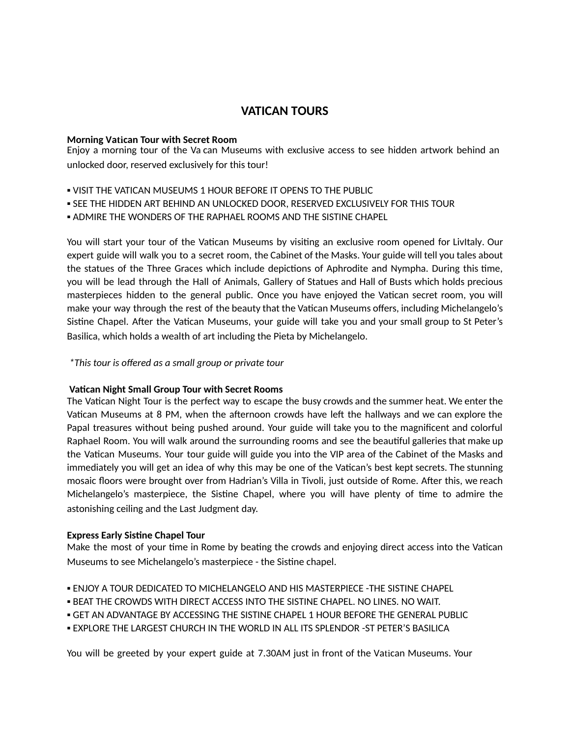# VATICAN TOURS

**Morning Vatican Tour with Secret Room**

Enjoy a morning tour of the Va can Museums with exclusive access to see hidden artwork behind an unlocked door, reserved exclusively for this tour!

- VISIT THE VATICAN MUSEUMS 1 HOUR BEFORE IT OPENS TO THE PUBLIC
- SEE THE HIDDEN ART BEHIND AN UNLOCKED DOOR, RESERVED EXCLUSIVELY FOR THIS TOUR
- ADMIRE THE WONDERS OF THE RAPHAEL ROOMS AND THE SISTINE CHAPEL

You will start your tour of the Vatican Museums by visiting an exclusive room opened for LivItaly. Our expert guide will walk you to a secret room, the Cabinet of the Masks. Your guide will tell you tales about the statues of the Three Graces which include depictions of Aphrodite and Nympha. During this time, you will be lead through the Hall of Animals, Gallery of Statues and Hall of Busts which holds precious masterpieces hidden to the general public. Once you have enjoyed the Vatican secret room, you will make your way through the rest of the beauty that the Vatican Museums offers, including Michelangelo's Sistine Chapel. After the Vatican Museums, your guide will take you and your small group to St Peter's Basilica, which holds a wealth of art including the Pieta by Michelangelo.

*\*This tour is offered as a small group or private tour*

**Vatican Night Small Group Tour with Secret Rooms**

The Vatican Night Tour is the perfect way to escape the busy crowds and the summer heat. We enter the Vatican Museums at 8 PM, when the afternoon crowds have left the hallways and we can explore the Papal treasures without being pushed around. Your guide will take you to the magnificent and colorful Raphael Room. You will walk around the surrounding rooms and see the beautiful galleries that make up the Vatican Museums. Your tour guide will guide you into the VIP area of the Cabinet of the Masks and immediately you will get an idea of why this may be one of the Vatican's best kept secrets. The stunning mosaic floors were brought over from Hadrian's Villa in Tivoli, just outside of Rome. After this, we reach Michelangelo's masterpiece, the Sistine Chapel, where you will have plenty of time to admire the astonishing ceiling and the Last Judgment day.

**Express Early Sistine Chapel Tour**

Make the most of your time in Rome by beating the crowds and enjoying direct access into the Vatican Museums to see Michelangelo's masterpiece - the Sistine chapel.

- ENJOY A TOUR DEDICATED TO MICHELANGELO AND HIS MASTERPIECE -THE SISTINE CHAPEL
- BEAT THE CROWDS WITH DIRECT ACCESS INTO THE SISTINE CHAPEL. NO LINES. NO WAIT.
- GET AN ADVANTAGE BY ACCESSING THE SISTINE CHAPEL 1 HOUR BEFORE THE GENERAL PUBLIC
- EXPLORE THE LARGEST CHURCH IN THE WORLD IN ALL ITS SPLENDOR -ST PETER'S BASILICA

You will be greeted by your expert guide at 7.30AM just in front of the Vatican Museums. Your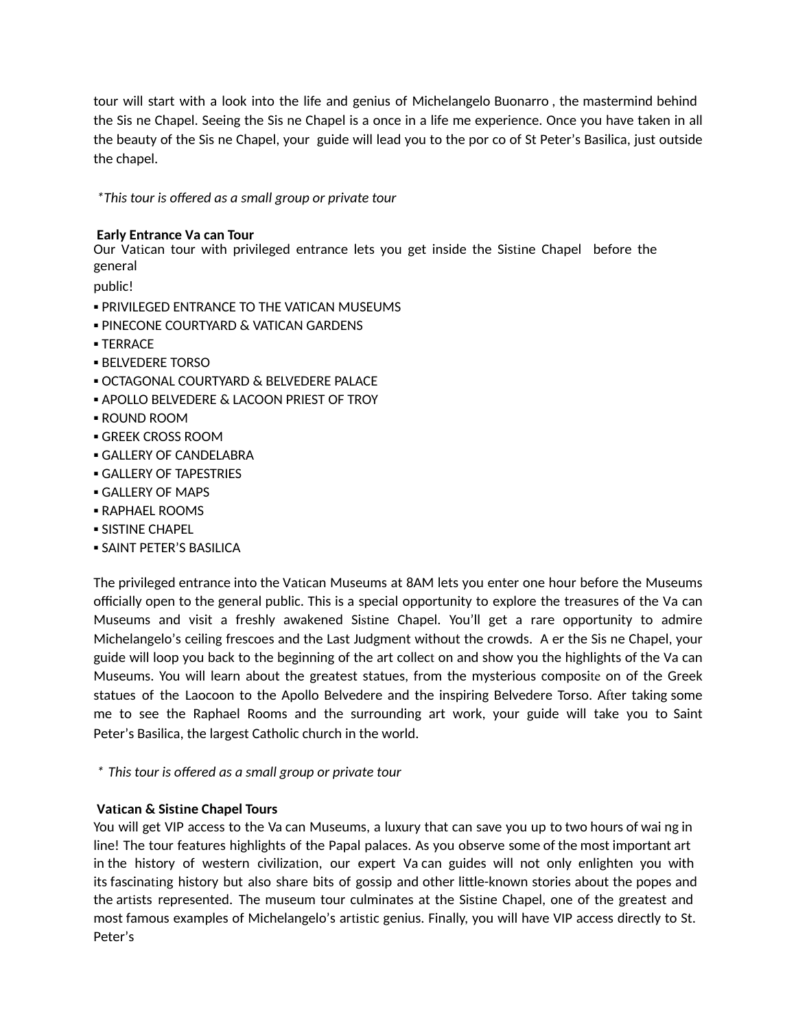tour will start with a look into the life and genius of Michelangelo Buonarro , the mastermind behind the Sis ne Chapel. Seeing the Sis ne Chapel is a once in a life me experience. Once you have taken in all the beauty of the Sis ne Chapel, your guide will lead you to the por co of St Peter's Basilica, just outside the chapel.

*\*This tour is offered as a small group or private tour*

**Early Entrance Va can Tour**

Our Vatican tour with privileged entrance lets you get inside the Sistine Chapel before the general public!

- PRIVILEGED ENTRANCE TO THE VATICAN MUSEUMS
- PINECONE COURTYARD & VATICAN GARDENS
- TERRACE
- BELVEDERE TORSO
- OCTAGONAL COURTYARD & BELVEDERE PALACE
- APOLLO BELVEDERE & LACOON PRIEST OF TROY
- ROUND ROOM
- GREEK CROSS ROOM
- GALLERY OF CANDELABRA
- GALLERY OF TAPESTRIES
- GALLERY OF MAPS
- RAPHAEL ROOMS
- SISTINE CHAPEL
- SAINT PETER'S BASILICA

The privileged entrance into the Vatican Museums at 8AM lets you enter one hour before the Museums officially open to the general public. This is a special opportunity to explore the treasures of the Va can Museums and visit a freshly awakened Sistine Chapel. You'll get a rare opportunity to admire Michelangelo's ceiling frescoes and the Last Judgment without the crowds. A er the Sis ne Chapel, your guide will loop you back to the beginning of the art collect on and show you the highlights of the Va can Museums. You will learn about the greatest statues, from the mysterious composite on of the Greek statues of the Laocoon to the Apollo Belvedere and the inspiring Belvedere Torso. After taking some me to see the Raphael Rooms and the surrounding art work, your guide will take you to Saint Peter's Basilica, the largest Catholic church in the world.

*\* This tour is offered as a small group or private tour*

**Vatican & Sistine Chapel Tours**

You will get VIP access to the Va can Museums, a luxury that can save you up to two hours of wai ng in line! The tour features highlights of the Papal palaces. As you observe some of the most important art in the history of western civilization, our expert Va can guides will not only enlighten you with its fascinating history but also share bits of gossip and other little-known stories about the popes and the artists represented. The museum tour culminates at the Sistine Chapel, one of the greatest and most famous examples of Michelangelo's artistic genius. Finally, you will have VIP access directly to St. Peter's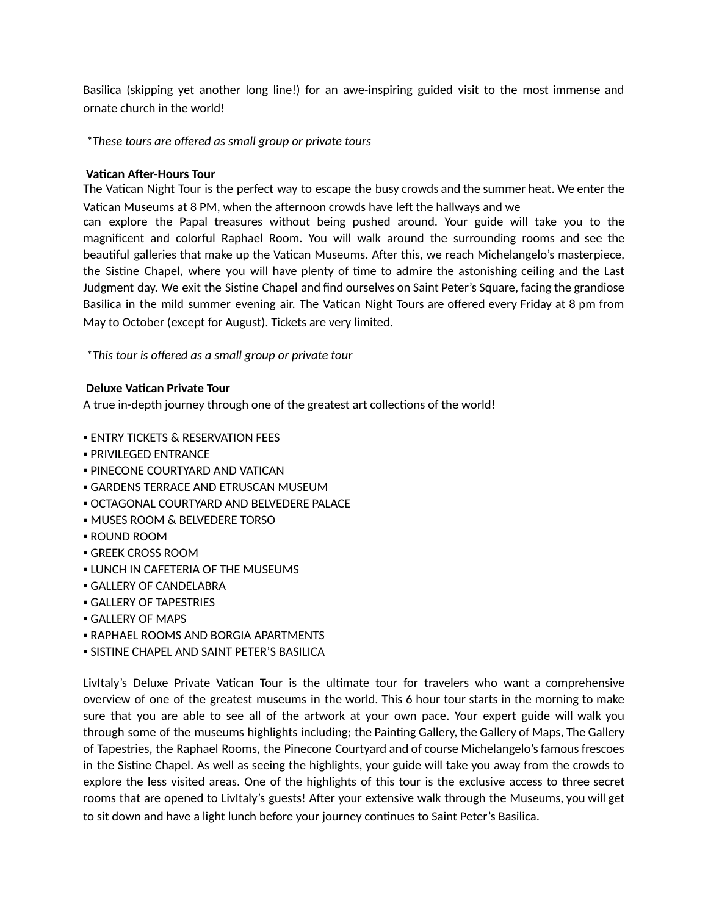Basilica (skipping yet another long line!) for an awe-inspiring guided visit to the most immense and ornate church in the world!

*\*These tours are offered as small group or private tours*

**Vatican After-Hours Tour**

The Vatican Night Tour is the perfect way to escape the busy crowds and the summer heat. We enter the Vatican Museums at 8 PM, when the afternoon crowds have left the hallways and we can explore the Papal treasures without being pushed around. Your guide will take you to the magnificent and colorful Raphael Room. You will walk around the surrounding rooms and see the beautiful galleries that make up the Vatican Museums. After this, we reach Michelangelo's masterpiece, the Sistine Chapel, where you will have plenty of time to admire the astonishing ceiling and the Last Judgment day. We exit the Sistine Chapel and find ourselves on Saint Peter's Square, facing the grandiose Basilica in the mild summer evening air. The Vatican Night Tours are offered every Friday at 8 pm from May to October (except for August). Tickets are very limited.

*\*This tour is offered as a small group or private tour*

**Deluxe Vatican Private Tour**

A true in-depth journey through one of the greatest art collections of the world!

- ENTRY TICKETS & RESERVATION FEES
- PRIVILEGED ENTRANCE
- PINECONE COURTYARD AND VATICAN
- GARDENS TERRACE AND ETRUSCAN MUSEUM
- OCTAGONAL COURTYARD AND BELVEDERE PALACE
- MUSES ROOM & BELVEDERE TORSO
- ROUND ROOM
- GREEK CROSS ROOM
- LUNCH IN CAFETERIA OF THE MUSEUMS
- GALLERY OF CANDELABRA
- GALLERY OF TAPESTRIES
- GALLERY OF MAPS
- RAPHAEL ROOMS AND BORGIA APARTMENTS
- SISTINE CHAPEL AND SAINT PETER'S BASILICA

LivItaly's Deluxe Private Vatican Tour is the ultimate tour for travelers who want a comprehensive overview of one of the greatest museums in the world. This 6 hour tour starts in the morning to make sure that you are able to see all of the artwork at your own pace. Your expert guide will walk you through some of the museums highlights including; the Painting Gallery, the Gallery of Maps, The Gallery of Tapestries, the Raphael Rooms, the Pinecone Courtyard and of course Michelangelo's famous frescoes in the Sistine Chapel. As well as seeing the highlights, your guide will take you away from the crowds to explore the less visited areas. One of the highlights of this tour is the exclusive access to three secret rooms that are opened to LivItaly's guests! After your extensive walk through the Museums, you will get to sit down and have a light lunch before your journey continues to Saint Peter's Basilica.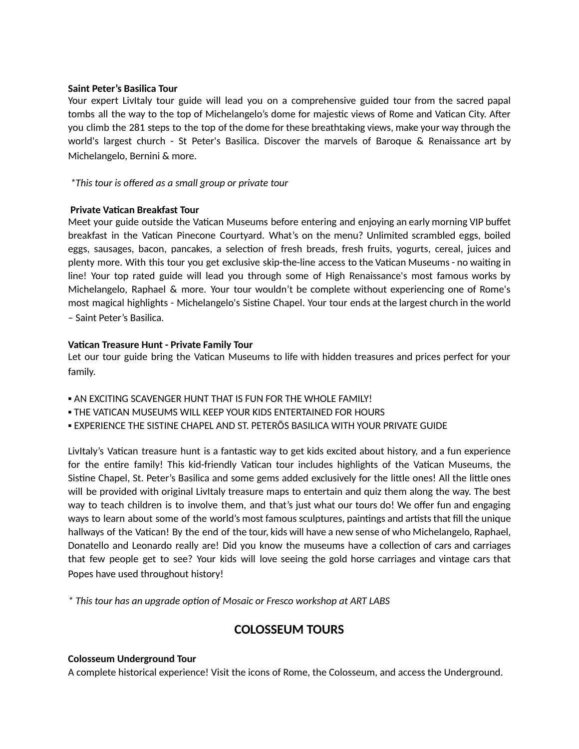**Saint Peter’s Basilica Tour**

Your expert LivItaly tour guide will lead you on a comprehensive guided tour from the sacred papal tombs all the way to the top of Michelangelo’s dome for majestic views of Rome and Vatican City. After you climb the 281 steps to the top of the dome for these breathtaking views, make your way through the world's largest church - St Peter's Basilica. Discover the marvels of Baroque & Renaissance art by Michelangelo, Bernini & more.

*\*This tour is offered as a small group or private tour*

**Private Vatican Breakfast Tour**

Meet your guide outside the Vatican Museums before entering and enjoying an early morning VIP buffet breakfast in the Vatican Pinecone Courtyard. What’s on the menu? Unlimited scrambled eggs, boiled eggs, sausages, bacon, pancakes, a selection of fresh breads, fresh fruits, yogurts, cereal, juices and plenty more. With this tour you get exclusive skip-the-line access to the Vatican Museums - no waiting in line! Your top rated guide will lead you through some of High Renaissance's most famous works by Michelangelo, Raphael & more. Your tour wouldn’t be complete without experiencing one of Rome's most magical highlights - Michelangelo's Sistine Chapel. Your tour ends at the largest church in the world – Saint Peter’s Basilica.

**Vatican Treasure Hunt - Private Family Tour**

Let our tour guide bring the Vatican Museums to life with hidden treasures and prices perfect for your family.

- AN EXCITING SCAVENGER HUNT THAT IS FUN FOR THE WHOLE FAMILY!
- THE VATICAN MUSEUMS WILL KEEP YOUR KIDS ENTERTAINED FOR HOURS
- EXPERIENCE THE SISTINE CHAPEL AND ST. PETERÕS BASILICA WITH YOUR PRIVATE GUIDE

LivItaly’s Vatican treasure hunt is a fantastic way to get kids excited about history, and a fun experience for the entire family! This kid-friendly Vatican tour includes highlights of the Vatican Museums, the Sistine Chapel, St. Peter’s Basilica and some gems added exclusively for the little ones! All the little ones will be provided with original LivItaly treasure maps to entertain and quiz them along the way. The best way to teach children is to involve them, and that’s just what our tours do! We offer fun and engaging ways to learn about some of the world’s most famous sculptures, paintings and artists that fill the unique hallways of the Vatican! By the end of the tour, kids will have a new sense of who Michelangelo, Raphael, Donatello and Leonardo really are! Did you know the museums have a collection of cars and carriages that few people get to see? Your kids will love seeing the gold horse carriages and vintage cars that Popes have used throughout history!

*\* This tour has an upgrade option of Mosaic or Fresco workshop at ART LABS*

## COLOSSEUM TOURS

**Colosseum Underground Tour**

A complete historical experience! Visit the icons of Rome, the Colosseum, and access the Underground.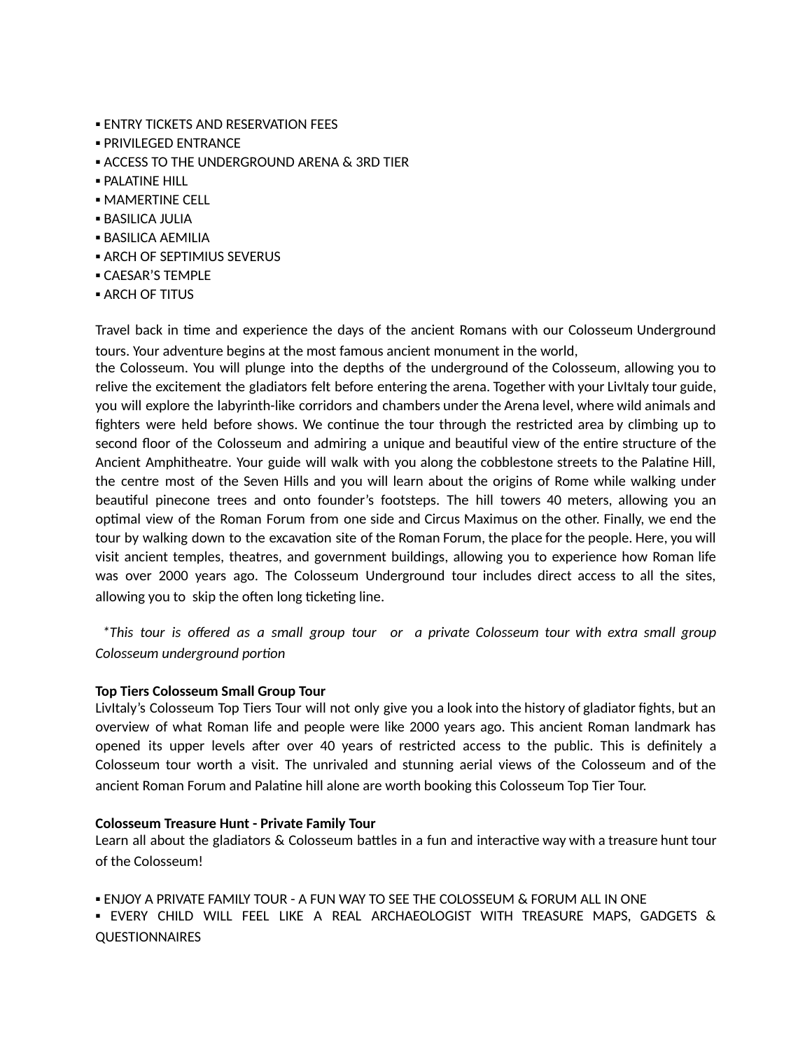- ENTRY TICKETS AND RESERVATION FEES
- PRIVILEGED ENTRANCE
- ACCESS TO THE UNDERGROUND ARENA & 3RD TIER
- PALATINE HILL
- MAMERTINE CELL
- BASILICA JULIA
- BASILICA AEMILIA
- ARCH OF SEPTIMIUS SEVERUS
- CAESAR'S TEMPLE
- ARCH OF TITUS

Travel back in time and experience the days of the ancient Romans with our Colosseum Underground tours. Your adventure begins at the most famous ancient monument in the world, the Colosseum. You will plunge into the depths of the underground of the Colosseum, allowing you to relive the excitement the gladiators felt before entering the arena. Together with your LivItaly tour guide, you will explore the labyrinth-like corridors and chambers under the Arena level, where wild animals and fighters were held before shows. We continue the tour through the restricted area by climbing up to second floor of the Colosseum and admiring a unique and beautiful view of the entire structure of the Ancient Amphitheatre. Your guide will walk with you along the cobblestone streets to the Palatine Hill, the centre most of the Seven Hills and you will learn about the origins of Rome while walking under beautiful pinecone trees and onto founder's footsteps. The hill towers 40 meters, allowing you an optimal view of the Roman Forum from one side and Circus Maximus on the other. Finally, we end the tour by walking down to the excavation site of the Roman Forum, the place for the people. Here, you will visit ancient temples, theatres, and government buildings, allowing you to experience how Roman life was over 2000 years ago. The Colosseum Underground tour includes direct access to all the sites, allowing you to skip the often long ticketing line.

*\*This tour is offered as a small group tour or a private Colosseum tour with extra small group Colosseum underground portion*

**Top Tiers Colosseum Small Group Tour**
LivItaly's Colosseum Top Tiers Tour will not only give you a look into the history of gladiator fights, but an overview of what Roman life and people were like 2000 years ago. This ancient Roman landmark has opened its upper levels after over 40 years of restricted access to the public. This is definitely a Colosseum tour worth a visit. The unrivaled and stunning aerial views of the Colosseum and of the ancient Roman Forum and Palatine hill alone are worth booking this Colosseum Top Tier Tour.

**Colosseum Treasure Hunt - Private Family Tour**
Learn all about the gladiators & Colosseum battles in a fun and interactive way with a treasure hunt tour of the Colosseum!

- ENJOY A PRIVATE FAMILY TOUR - A FUN WAY TO SEE THE COLOSSEUM & FORUM ALL IN ONE
- EVERY CHILD WILL FEEL LIKE A REAL ARCHAEOLOGIST WITH TREASURE MAPS, GADGETS & QUESTIONNAIRES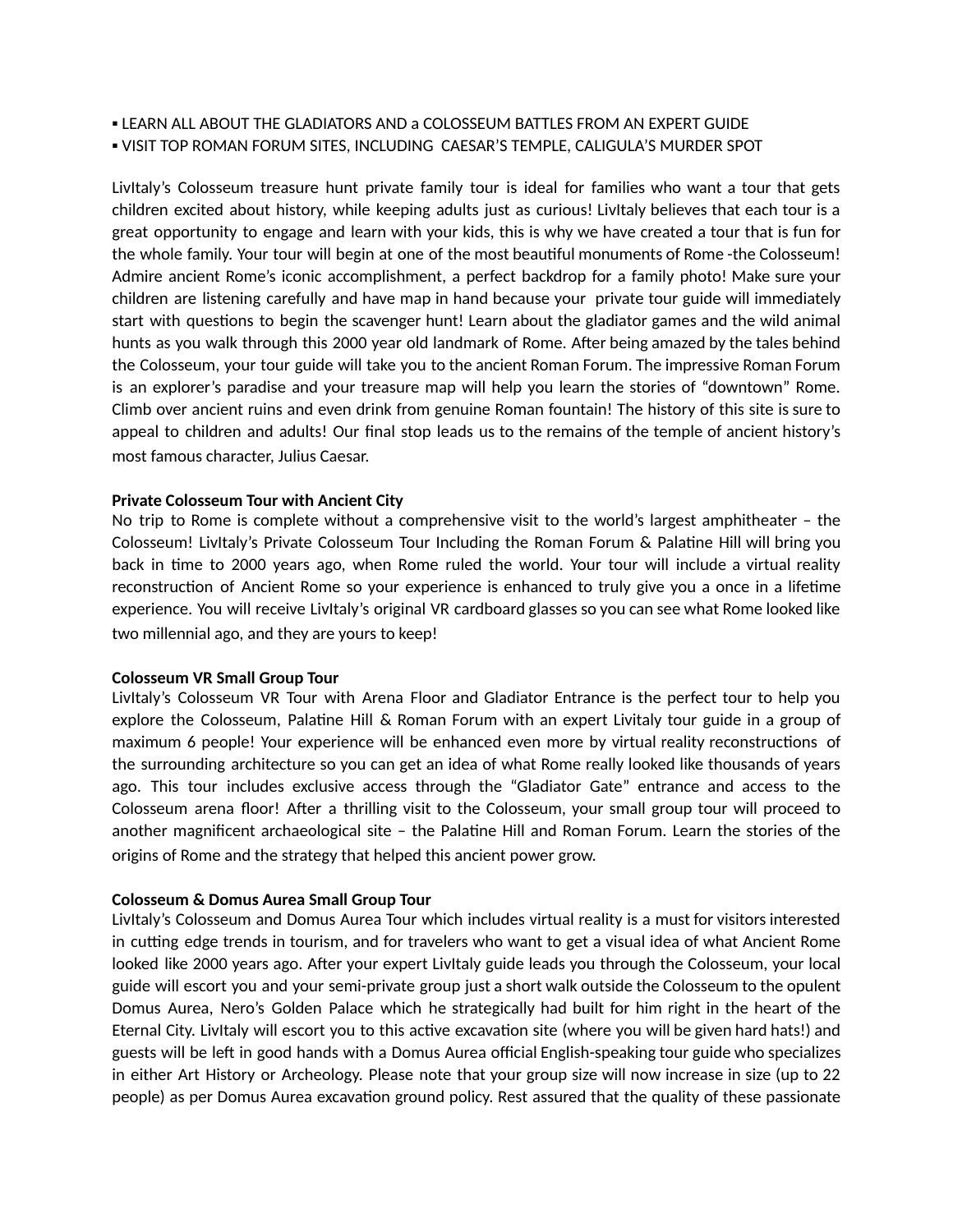▪ LEARN ALL ABOUT THE GLADIATORS AND a COLOSSEUM BATTLES FROM AN EXPERT GUIDE
▪ VISIT TOP ROMAN FORUM SITES, INCLUDING CAESAR'S TEMPLE, CALIGULA'S MURDER SPOT

LivItaly's Colosseum treasure hunt private family tour is ideal for families who want a tour that gets children excited about history, while keeping adults just as curious! LivItaly believes that each tour is a great opportunity to engage and learn with your kids, this is why we have created a tour that is fun for the whole family. Your tour will begin at one of the most beautiful monuments of Rome -the Colosseum! Admire ancient Rome's iconic accomplishment, a perfect backdrop for a family photo! Make sure your children are listening carefully and have map in hand because your private tour guide will immediately start with questions to begin the scavenger hunt! Learn about the gladiator games and the wild animal hunts as you walk through this 2000 year old landmark of Rome. After being amazed by the tales behind the Colosseum, your tour guide will take you to the ancient Roman Forum. The impressive Roman Forum is an explorer's paradise and your treasure map will help you learn the stories of "downtown" Rome. Climb over ancient ruins and even drink from genuine Roman fountain! The history of this site is sure to appeal to children and adults! Our final stop leads us to the remains of the temple of ancient history's most famous character, Julius Caesar.

**Private Colosseum Tour with Ancient City**
No trip to Rome is complete without a comprehensive visit to the world's largest amphitheater – the Colosseum! LivItaly's Private Colosseum Tour Including the Roman Forum & Palatine Hill will bring you back in time to 2000 years ago, when Rome ruled the world. Your tour will include a virtual reality reconstruction of Ancient Rome so your experience is enhanced to truly give you a once in a lifetime experience. You will receive LivItaly's original VR cardboard glasses so you can see what Rome looked like two millennial ago, and they are yours to keep!

**Colosseum VR Small Group Tour**
LivItaly's Colosseum VR Tour with Arena Floor and Gladiator Entrance is the perfect tour to help you explore the Colosseum, Palatine Hill & Roman Forum with an expert Livitaly tour guide in a group of maximum 6 people! Your experience will be enhanced even more by virtual reality reconstructions of the surrounding architecture so you can get an idea of what Rome really looked like thousands of years ago. This tour includes exclusive access through the "Gladiator Gate" entrance and access to the Colosseum arena floor! After a thrilling visit to the Colosseum, your small group tour will proceed to another magnificent archaeological site – the Palatine Hill and Roman Forum. Learn the stories of the origins of Rome and the strategy that helped this ancient power grow.

**Colosseum & Domus Aurea Small Group Tour**
LivItaly's Colosseum and Domus Aurea Tour which includes virtual reality is a must for visitors interested in cutting edge trends in tourism, and for travelers who want to get a visual idea of what Ancient Rome looked like 2000 years ago. After your expert LivItaly guide leads you through the Colosseum, your local guide will escort you and your semi-private group just a short walk outside the Colosseum to the opulent Domus Aurea, Nero's Golden Palace which he strategically had built for him right in the heart of the Eternal City. LivItaly will escort you to this active excavation site (where you will be given hard hats!) and guests will be left in good hands with a Domus Aurea official English-speaking tour guide who specializes in either Art History or Archeology. Please note that your group size will now increase in size (up to 22 people) as per Domus Aurea excavation ground policy. Rest assured that the quality of these passionate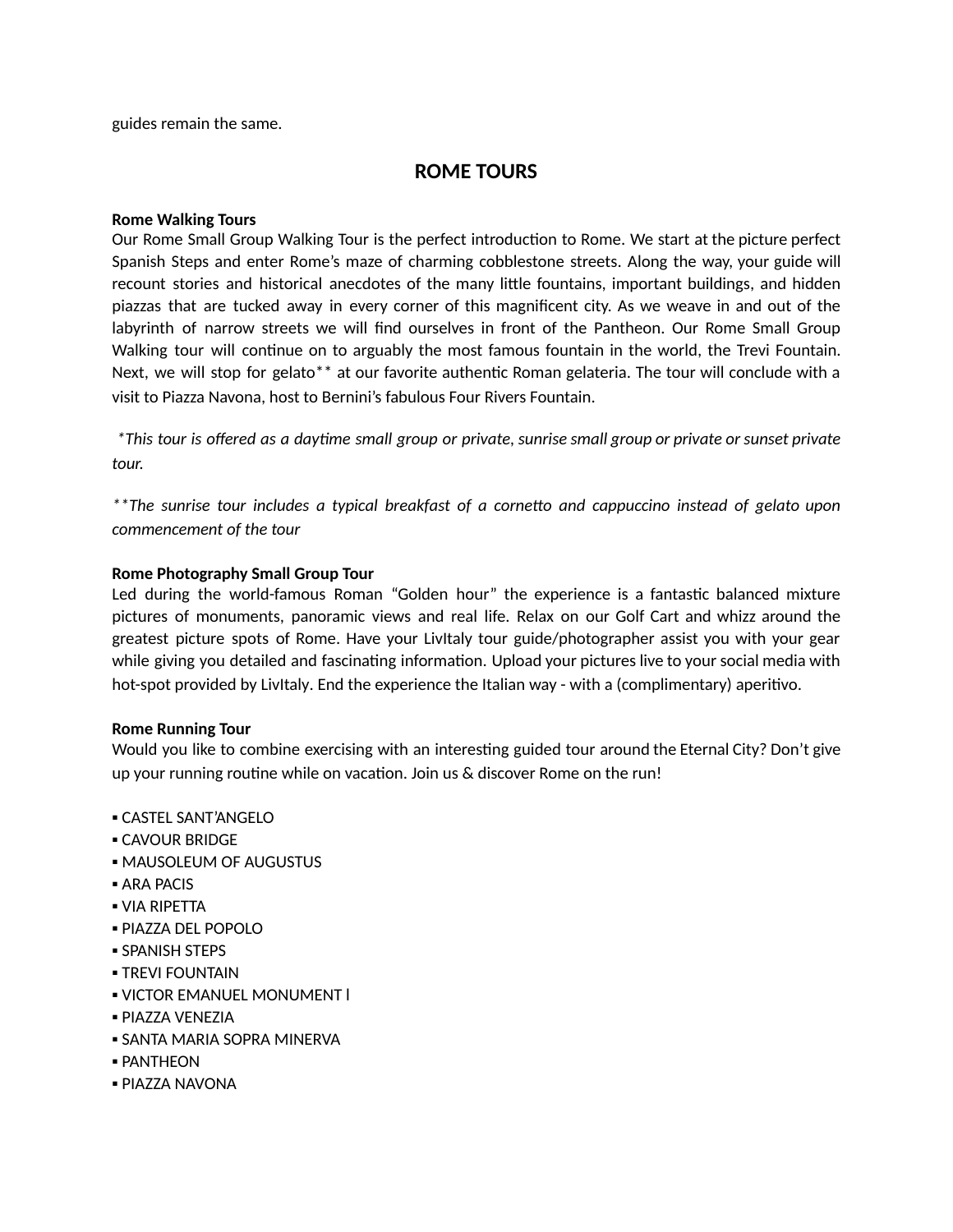guides remain the same.

## ROME TOURS

**Rome Walking Tours**
Our Rome Small Group Walking Tour is the perfect introduction to Rome. We start at the picture perfect Spanish Steps and enter Rome's maze of charming cobblestone streets. Along the way, your guide will recount stories and historical anecdotes of the many little fountains, important buildings, and hidden piazzas that are tucked away in every corner of this magnificent city. As we weave in and out of the labyrinth of narrow streets we will find ourselves in front of the Pantheon. Our Rome Small Group Walking tour will continue on to arguably the most famous fountain in the world, the Trevi Fountain. Next, we will stop for gelato** at our favorite authentic Roman gelateria. The tour will conclude with a visit to Piazza Navona, host to Bernini's fabulous Four Rivers Fountain.

*\*This tour is offered as a daytime small group or private, sunrise small group or private or sunset private tour.*

*\*\*The sunrise tour includes a typical breakfast of a cornetto and cappuccino instead of gelato upon commencement of the tour*

**Rome Photography Small Group Tour**
Led during the world-famous Roman "Golden hour" the experience is a fantastic balanced mixture pictures of monuments, panoramic views and real life. Relax on our Golf Cart and whizz around the greatest picture spots of Rome. Have your LivItaly tour guide/photographer assist you with your gear while giving you detailed and fascinating information. Upload your pictures live to your social media with hot-spot provided by LivItaly. End the experience the Italian way - with a (complimentary) aperitivo.

**Rome Running Tour**
Would you like to combine exercising with an interesting guided tour around the Eternal City? Don't give up your running routine while on vacation. Join us & discover Rome on the run!

- CASTEL SANT'ANGELO
- CAVOUR BRIDGE
- MAUSOLEUM OF AUGUSTUS
- ARA PACIS
- VIA RIPETTA
- PIAZZA DEL POPOLO
- SPANISH STEPS
- TREVI FOUNTAIN
- VICTOR EMANUEL MONUMENT l
- PIAZZA VENEZIA
- SANTA MARIA SOPRA MINERVA
- PANTHEON
- PIAZZA NAVONA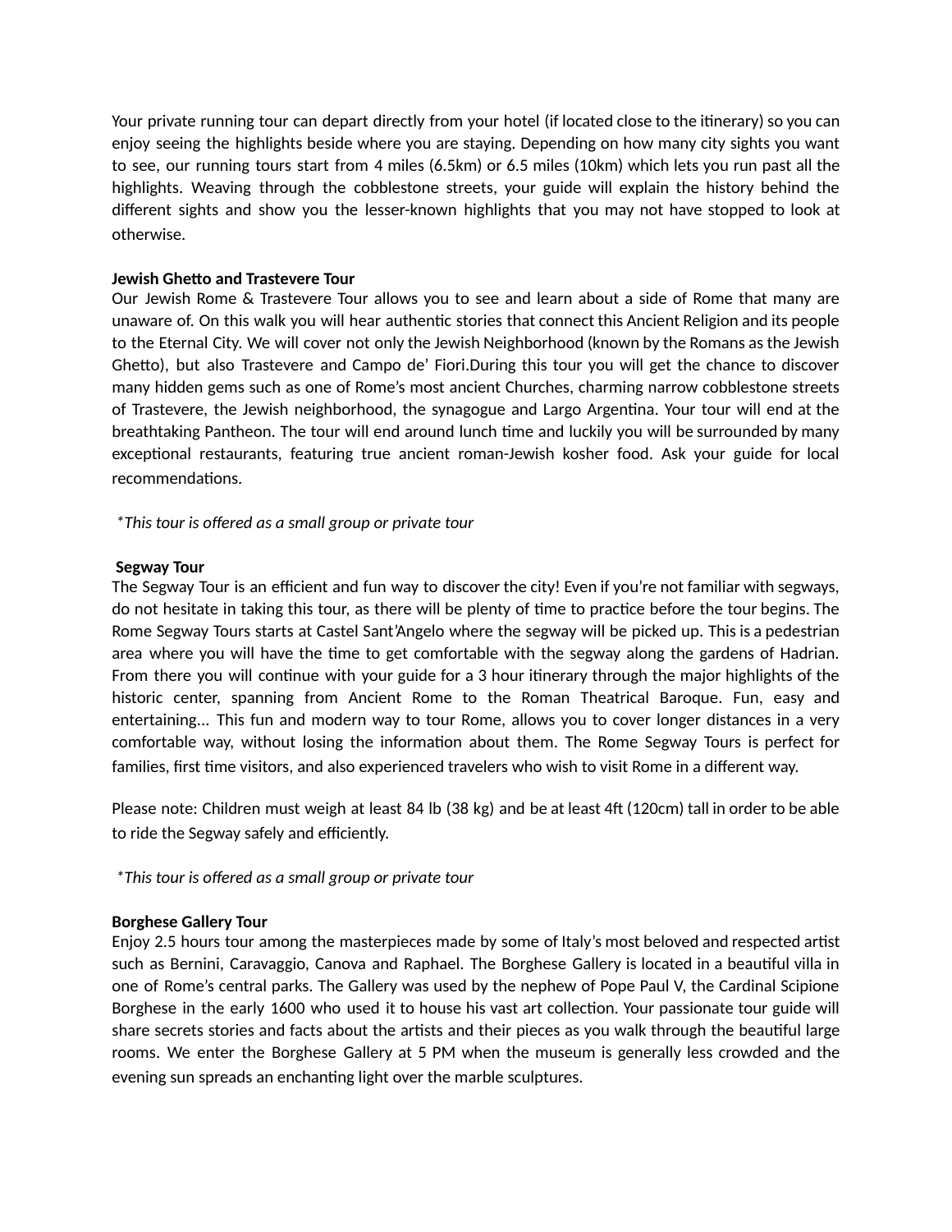Your private running tour can depart directly from your hotel (if located close to the itinerary) so you can enjoy seeing the highlights beside where you are staying. Depending on how many city sights you want to see, our running tours start from 4 miles (6.5km) or 6.5 miles (10km) which lets you run past all the highlights. Weaving through the cobblestone streets, your guide will explain the history behind the different sights and show you the lesser-known highlights that you may not have stopped to look at otherwise.

**Jewish Ghetto and Trastevere Tour**

Our Jewish Rome & Trastevere Tour allows you to see and learn about a side of Rome that many are unaware of. On this walk you will hear authentic stories that connect this Ancient Religion and its people to the Eternal City. We will cover not only the Jewish Neighborhood (known by the Romans as the Jewish Ghetto), but also Trastevere and Campo de' Fiori.During this tour you will get the chance to discover many hidden gems such as one of Rome's most ancient Churches, charming narrow cobblestone streets of Trastevere, the Jewish neighborhood, the synagogue and Largo Argentina. Your tour will end at the breathtaking Pantheon. The tour will end around lunch time and luckily you will be surrounded by many exceptional restaurants, featuring true ancient roman-Jewish kosher food. Ask your guide for local recommendations.

*\*This tour is offered as a small group or private tour*

**Segway Tour**

The Segway Tour is an efficient and fun way to discover the city! Even if you're not familiar with segways, do not hesitate in taking this tour, as there will be plenty of time to practice before the tour begins. The Rome Segway Tours starts at Castel Sant'Angelo where the segway will be picked up. This is a pedestrian area where you will have the time to get comfortable with the segway along the gardens of Hadrian. From there you will continue with your guide for a 3 hour itinerary through the major highlights of the historic center, spanning from Ancient Rome to the Roman Theatrical Baroque. Fun, easy and entertaining... This fun and modern way to tour Rome, allows you to cover longer distances in a very comfortable way, without losing the information about them. The Rome Segway Tours is perfect for families, first time visitors, and also experienced travelers who wish to visit Rome in a different way.

Please note: Children must weigh at least 84 lb (38 kg) and be at least 4ft (120cm) tall in order to be able to ride the Segway safely and efficiently.

*\*This tour is offered as a small group or private tour*

**Borghese Gallery Tour**

Enjoy 2.5 hours tour among the masterpieces made by some of Italy's most beloved and respected artist such as Bernini, Caravaggio, Canova and Raphael. The Borghese Gallery is located in a beautiful villa in one of Rome's central parks. The Gallery was used by the nephew of Pope Paul V, the Cardinal Scipione Borghese in the early 1600 who used it to house his vast art collection. Your passionate tour guide will share secrets stories and facts about the artists and their pieces as you walk through the beautiful large rooms. We enter the Borghese Gallery at 5 PM when the museum is generally less crowded and the evening sun spreads an enchanting light over the marble sculptures.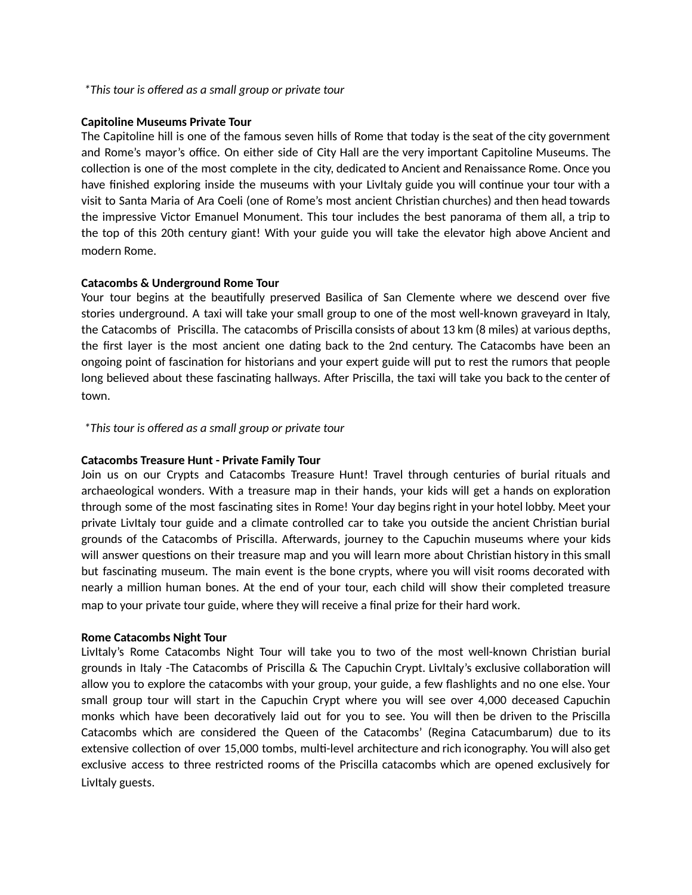*This tour is offered as a small group or private tour*

**Capitoline Museums Private Tour**
The Capitoline hill is one of the famous seven hills of Rome that today is the seat of the city government and Rome's mayor's office. On either side of City Hall are the very important Capitoline Museums. The collection is one of the most complete in the city, dedicated to Ancient and Renaissance Rome. Once you have finished exploring inside the museums with your LivItaly guide you will continue your tour with a visit to Santa Maria of Ara Coeli (one of Rome's most ancient Christian churches) and then head towards the impressive Victor Emanuel Monument. This tour includes the best panorama of them all, a trip to the top of this 20th century giant! With your guide you will take the elevator high above Ancient and modern Rome.

**Catacombs & Underground Rome Tour**
Your tour begins at the beautifully preserved Basilica of San Clemente where we descend over five stories underground. A taxi will take your small group to one of the most well-known graveyard in Italy, the Catacombs of Priscilla. The catacombs of Priscilla consists of about 13 km (8 miles) at various depths, the first layer is the most ancient one dating back to the 2nd century. The Catacombs have been an ongoing point of fascination for historians and your expert guide will put to rest the rumors that people long believed about these fascinating hallways. After Priscilla, the taxi will take you back to the center of town.

*This tour is offered as a small group or private tour*

**Catacombs Treasure Hunt - Private Family Tour**
Join us on our Crypts and Catacombs Treasure Hunt! Travel through centuries of burial rituals and archaeological wonders. With a treasure map in their hands, your kids will get a hands on exploration through some of the most fascinating sites in Rome! Your day begins right in your hotel lobby. Meet your private LivItaly tour guide and a climate controlled car to take you outside the ancient Christian burial grounds of the Catacombs of Priscilla. Afterwards, journey to the Capuchin museums where your kids will answer questions on their treasure map and you will learn more about Christian history in this small but fascinating museum. The main event is the bone crypts, where you will visit rooms decorated with nearly a million human bones. At the end of your tour, each child will show their completed treasure map to your private tour guide, where they will receive a final prize for their hard work.

**Rome Catacombs Night Tour**
LivItaly's Rome Catacombs Night Tour will take you to two of the most well-known Christian burial grounds in Italy -The Catacombs of Priscilla & The Capuchin Crypt. LivItaly's exclusive collaboration will allow you to explore the catacombs with your group, your guide, a few flashlights and no one else. Your small group tour will start in the Capuchin Crypt where you will see over 4,000 deceased Capuchin monks which have been decoratively laid out for you to see. You will then be driven to the Priscilla Catacombs which are considered the Queen of the Catacombs' (Regina Catacumbarum) due to its extensive collection of over 15,000 tombs, multi-level architecture and rich iconography. You will also get exclusive access to three restricted rooms of the Priscilla catacombs which are opened exclusively for LivItaly guests.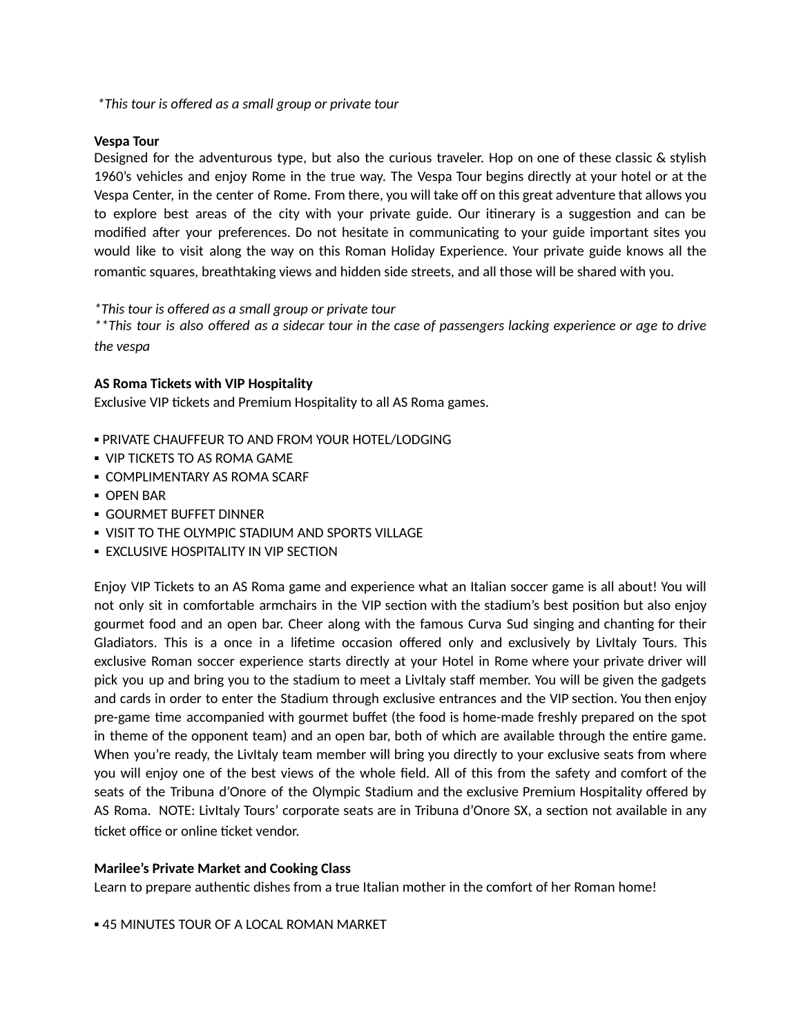*This tour is offered as a small group or private tour*

**Vespa Tour**
Designed for the adventurous type, but also the curious traveler. Hop on one of these classic & stylish 1960's vehicles and enjoy Rome in the true way. The Vespa Tour begins directly at your hotel or at the Vespa Center, in the center of Rome. From there, you will take off on this great adventure that allows you to explore best areas of the city with your private guide. Our itinerary is a suggestion and can be modified after your preferences. Do not hesitate in communicating to your guide important sites you would like to visit along the way on this Roman Holiday Experience. Your private guide knows all the romantic squares, breathtaking views and hidden side streets, and all those will be shared with you.

*\*This tour is offered as a small group or private tour*
*\*\*This tour is also offered as a sidecar tour in the case of passengers lacking experience or age to drive the vespa*

**AS Roma Tickets with VIP Hospitality**
Exclusive VIP tickets and Premium Hospitality to all AS Roma games.

- PRIVATE CHAUFFEUR TO AND FROM YOUR HOTEL/LODGING
- VIP TICKETS TO AS ROMA GAME
- COMPLIMENTARY AS ROMA SCARF
- OPEN BAR
- GOURMET BUFFET DINNER
- VISIT TO THE OLYMPIC STADIUM AND SPORTS VILLAGE
- EXCLUSIVE HOSPITALITY IN VIP SECTION

Enjoy VIP Tickets to an AS Roma game and experience what an Italian soccer game is all about! You will not only sit in comfortable armchairs in the VIP section with the stadium's best position but also enjoy gourmet food and an open bar. Cheer along with the famous Curva Sud singing and chanting for their Gladiators. This is a once in a lifetime occasion offered only and exclusively by LivItaly Tours. This exclusive Roman soccer experience starts directly at your Hotel in Rome where your private driver will pick you up and bring you to the stadium to meet a LivItaly staff member. You will be given the gadgets and cards in order to enter the Stadium through exclusive entrances and the VIP section. You then enjoy pre-game time accompanied with gourmet buffet (the food is home-made freshly prepared on the spot in theme of the opponent team) and an open bar, both of which are available through the entire game. When you're ready, the LivItaly team member will bring you directly to your exclusive seats from where you will enjoy one of the best views of the whole field. All of this from the safety and comfort of the seats of the Tribuna d'Onore of the Olympic Stadium and the exclusive Premium Hospitality offered by AS Roma. NOTE: LivItaly Tours' corporate seats are in Tribuna d'Onore SX, a section not available in any ticket office or online ticket vendor.

**Marilee's Private Market and Cooking Class**
Learn to prepare authentic dishes from a true Italian mother in the comfort of her Roman home!

- 45 MINUTES TOUR OF A LOCAL ROMAN MARKET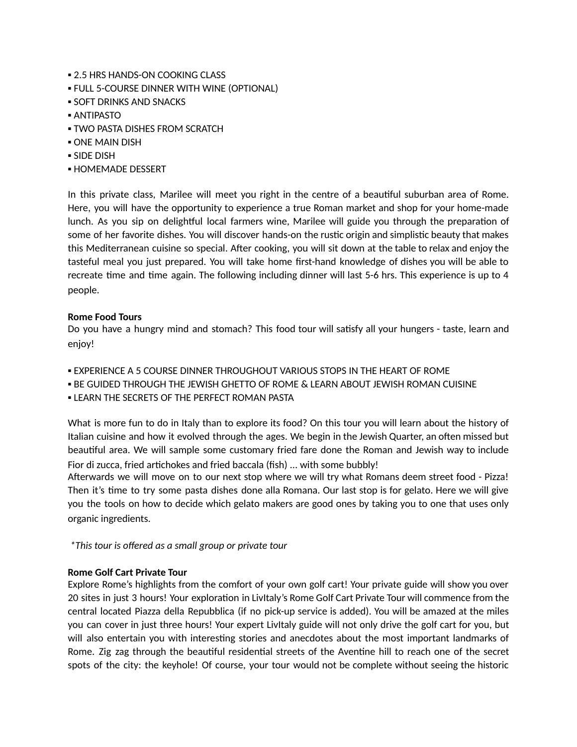- 2.5 HRS HANDS-ON COOKING CLASS
- FULL 5-COURSE DINNER WITH WINE (OPTIONAL)
- SOFT DRINKS AND SNACKS
- ANTIPASTO
- TWO PASTA DISHES FROM SCRATCH
- ONE MAIN DISH
- SIDE DISH
- HOMEMADE DESSERT

In this private class, Marilee will meet you right in the centre of a beautiful suburban area of Rome. Here, you will have the opportunity to experience a true Roman market and shop for your home-made lunch. As you sip on delightful local farmers wine, Marilee will guide you through the preparation of some of her favorite dishes. You will discover hands-on the rustic origin and simplistic beauty that makes this Mediterranean cuisine so special. After cooking, you will sit down at the table to relax and enjoy the tasteful meal you just prepared. You will take home first-hand knowledge of dishes you will be able to recreate time and time again. The following including dinner will last 5-6 hrs. This experience is up to 4 people.

**Rome Food Tours**

Do you have a hungry mind and stomach? This food tour will satisfy all your hungers - taste, learn and enjoy!

- EXPERIENCE A 5 COURSE DINNER THROUGHOUT VARIOUS STOPS IN THE HEART OF ROME
- BE GUIDED THROUGH THE JEWISH GHETTO OF ROME & LEARN ABOUT JEWISH ROMAN CUISINE
- LEARN THE SECRETS OF THE PERFECT ROMAN PASTA

What is more fun to do in Italy than to explore its food? On this tour you will learn about the history of Italian cuisine and how it evolved through the ages. We begin in the Jewish Quarter, an often missed but beautiful area. We will sample some customary fried fare done the Roman and Jewish way to include Fior di zucca, fried artichokes and fried baccala (fish) … with some bubbly!
Afterwards we will move on to our next stop where we will try what Romans deem street food - Pizza! Then it's time to try some pasta dishes done alla Romana. Our last stop is for gelato. Here we will give you the tools on how to decide which gelato makers are good ones by taking you to one that uses only organic ingredients.

*\*This tour is offered as a small group or private tour*

**Rome Golf Cart Private Tour**

Explore Rome's highlights from the comfort of your own golf cart! Your private guide will show you over 20 sites in just 3 hours! Your exploration in LivItaly's Rome Golf Cart Private Tour will commence from the central located Piazza della Repubblica (if no pick-up service is added). You will be amazed at the miles you can cover in just three hours! Your expert LivItaly guide will not only drive the golf cart for you, but will also entertain you with interesting stories and anecdotes about the most important landmarks of Rome. Zig zag through the beautiful residential streets of the Aventine hill to reach one of the secret spots of the city: the keyhole! Of course, your tour would not be complete without seeing the historic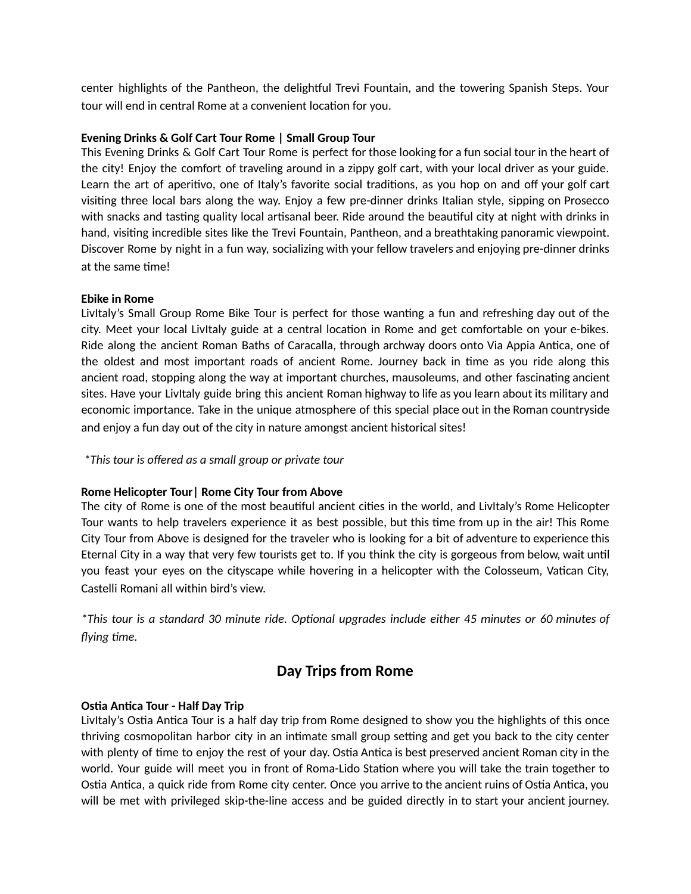center highlights of the Pantheon, the delightful Trevi Fountain, and the towering Spanish Steps. Your tour will end in central Rome at a convenient location for you.

**Evening Drinks & Golf Cart Tour Rome | Small Group Tour**
This Evening Drinks & Golf Cart Tour Rome is perfect for those looking for a fun social tour in the heart of the city! Enjoy the comfort of traveling around in a zippy golf cart, with your local driver as your guide. Learn the art of aperitivo, one of Italy's favorite social traditions, as you hop on and off your golf cart visiting three local bars along the way. Enjoy a few pre-dinner drinks Italian style, sipping on Prosecco with snacks and tasting quality local artisanal beer. Ride around the beautiful city at night with drinks in hand, visiting incredible sites like the Trevi Fountain, Pantheon, and a breathtaking panoramic viewpoint. Discover Rome by night in a fun way, socializing with your fellow travelers and enjoying pre-dinner drinks at the same time!

**Ebike in Rome**
LivItaly's Small Group Rome Bike Tour is perfect for those wanting a fun and refreshing day out of the city. Meet your local LivItaly guide at a central location in Rome and get comfortable on your e-bikes. Ride along the ancient Roman Baths of Caracalla, through archway doors onto Via Appia Antica, one of the oldest and most important roads of ancient Rome. Journey back in time as you ride along this ancient road, stopping along the way at important churches, mausoleums, and other fascinating ancient sites. Have your LivItaly guide bring this ancient Roman highway to life as you learn about its military and economic importance. Take in the unique atmosphere of this special place out in the Roman countryside and enjoy a fun day out of the city in nature amongst ancient historical sites!

*\*This tour is offered as a small group or private tour*

**Rome Helicopter Tour| Rome City Tour from Above**
The city of Rome is one of the most beautiful ancient cities in the world, and LivItaly's Rome Helicopter Tour wants to help travelers experience it as best possible, but this time from up in the air! This Rome City Tour from Above is designed for the traveler who is looking for a bit of adventure to experience this Eternal City in a way that very few tourists get to. If you think the city is gorgeous from below, wait until you feast your eyes on the cityscape while hovering in a helicopter with the Colosseum, Vatican City, Castelli Romani all within bird's view.

*\*This tour is a standard 30 minute ride. Optional upgrades include either 45 minutes or 60 minutes of flying time.*

## Day Trips from Rome

**Ostia Antica Tour - Half Day Trip**
LivItaly's Ostia Antica Tour is a half day trip from Rome designed to show you the highlights of this once thriving cosmopolitan harbor city in an intimate small group setting and get you back to the city center with plenty of time to enjoy the rest of your day. Ostia Antica is best preserved ancient Roman city in the world. Your guide will meet you in front of Roma-Lido Station where you will take the train together to Ostia Antica, a quick ride from Rome city center. Once you arrive to the ancient ruins of Ostia Antica, you will be met with privileged skip-the-line access and be guided directly in to start your ancient journey.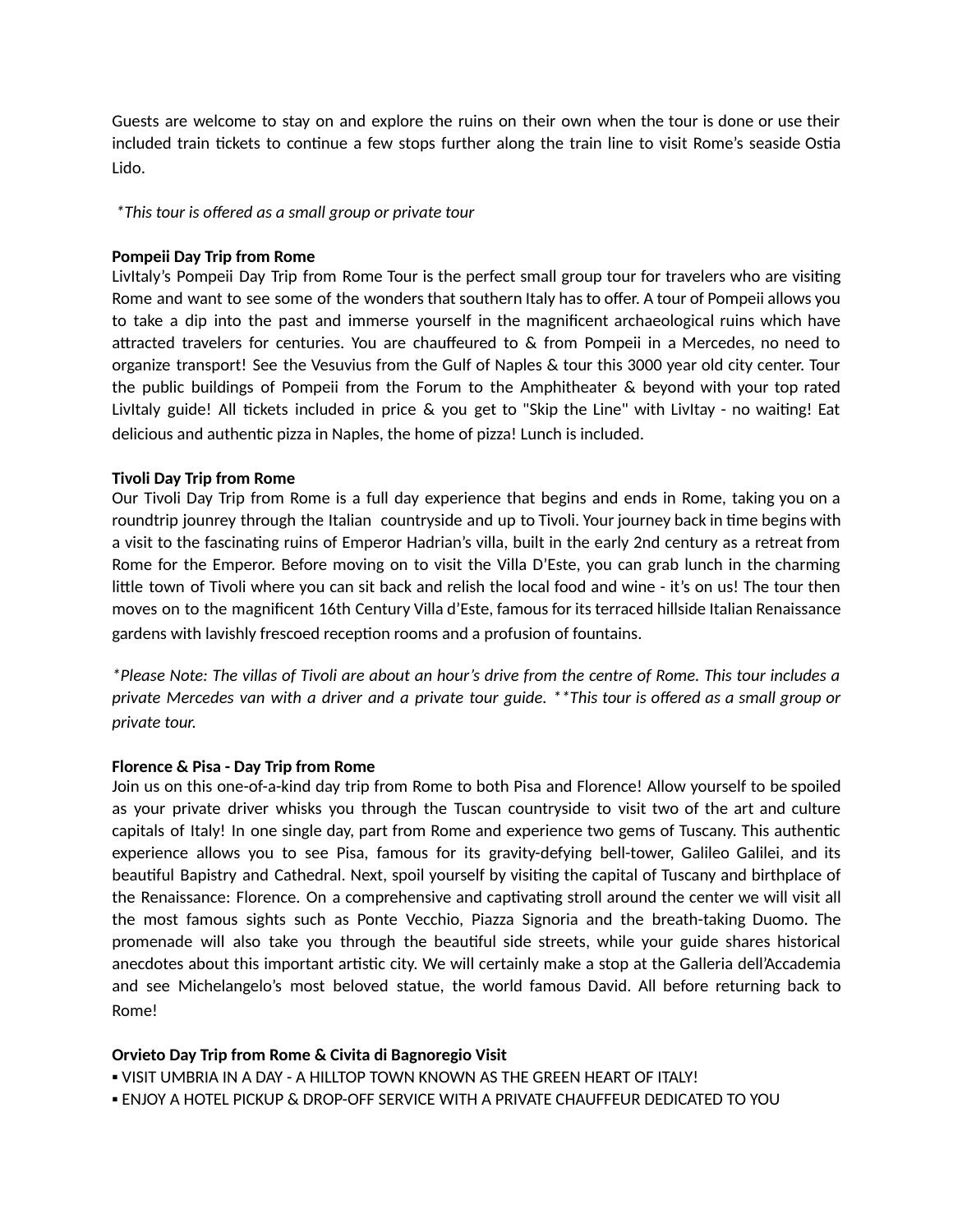Guests are welcome to stay on and explore the ruins on their own when the tour is done or use their included train tickets to continue a few stops further along the train line to visit Rome's seaside Ostia Lido.

*\*This tour is offered as a small group or private tour*

**Pompeii Day Trip from Rome**

LivItaly's Pompeii Day Trip from Rome Tour is the perfect small group tour for travelers who are visiting Rome and want to see some of the wonders that southern Italy has to offer. A tour of Pompeii allows you to take a dip into the past and immerse yourself in the magnificent archaeological ruins which have attracted travelers for centuries. You are chauffeured to & from Pompeii in a Mercedes, no need to organize transport! See the Vesuvius from the Gulf of Naples & tour this 3000 year old city center. Tour the public buildings of Pompeii from the Forum to the Amphitheater & beyond with your top rated LivItaly guide! All tickets included in price & you get to "Skip the Line" with LivItay - no waiting! Eat delicious and authentic pizza in Naples, the home of pizza! Lunch is included.

**Tivoli Day Trip from Rome**

Our Tivoli Day Trip from Rome is a full day experience that begins and ends in Rome, taking you on a roundtrip jounrey through the Italian countryside and up to Tivoli. Your journey back in time begins with a visit to the fascinating ruins of Emperor Hadrian's villa, built in the early 2nd century as a retreat from Rome for the Emperor. Before moving on to visit the Villa D'Este, you can grab lunch in the charming little town of Tivoli where you can sit back and relish the local food and wine - it's on us! The tour then moves on to the magnificent 16th Century Villa d'Este, famous for its terraced hillside Italian Renaissance gardens with lavishly frescoed reception rooms and a profusion of fountains.

*\*Please Note: The villas of Tivoli are about an hour's drive from the centre of Rome. This tour includes a private Mercedes van with a driver and a private tour guide. \*\*This tour is offered as a small group or private tour.*

**Florence & Pisa - Day Trip from Rome**

Join us on this one-of-a-kind day trip from Rome to both Pisa and Florence! Allow yourself to be spoiled as your private driver whisks you through the Tuscan countryside to visit two of the art and culture capitals of Italy! In one single day, part from Rome and experience two gems of Tuscany. This authentic experience allows you to see Pisa, famous for its gravity-defying bell-tower, Galileo Galilei, and its beautiful Bapistry and Cathedral. Next, spoil yourself by visiting the capital of Tuscany and birthplace of the Renaissance: Florence. On a comprehensive and captivating stroll around the center we will visit all the most famous sights such as Ponte Vecchio, Piazza Signoria and the breath-taking Duomo. The promenade will also take you through the beautiful side streets, while your guide shares historical anecdotes about this important artistic city. We will certainly make a stop at the Galleria dell'Accademia and see Michelangelo's most beloved statue, the world famous David. All before returning back to Rome!

**Orvieto Day Trip from Rome & Civita di Bagnoregio Visit**

- VISIT UMBRIA IN A DAY - A HILLTOP TOWN KNOWN AS THE GREEN HEART OF ITALY!
- ENJOY A HOTEL PICKUP & DROP-OFF SERVICE WITH A PRIVATE CHAUFFEUR DEDICATED TO YOU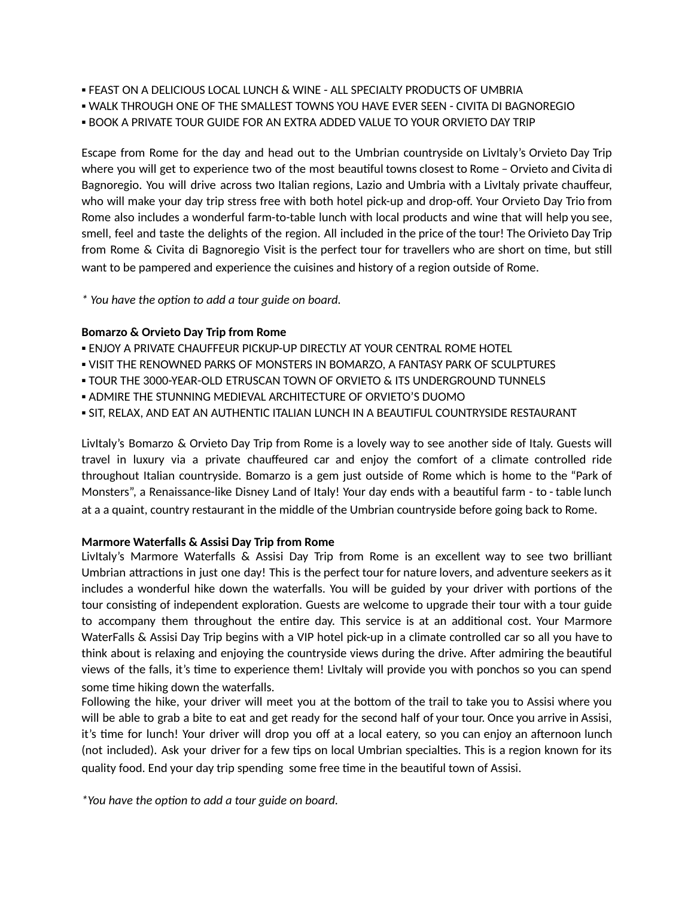▪ FEAST ON A DELICIOUS LOCAL LUNCH & WINE - ALL SPECIALTY PRODUCTS OF UMBRIA
▪ WALK THROUGH ONE OF THE SMALLEST TOWNS YOU HAVE EVER SEEN - CIVITA DI BAGNOREGIO
▪ BOOK A PRIVATE TOUR GUIDE FOR AN EXTRA ADDED VALUE TO YOUR ORVIETO DAY TRIP

Escape from Rome for the day and head out to the Umbrian countryside on LivItaly's Orvieto Day Trip where you will get to experience two of the most beautiful towns closest to Rome – Orvieto and Civita di Bagnoregio. You will drive across two Italian regions, Lazio and Umbria with a LivItaly private chauffeur, who will make your day trip stress free with both hotel pick-up and drop-off. Your Orvieto Day Trio from Rome also includes a wonderful farm-to-table lunch with local products and wine that will help you see, smell, feel and taste the delights of the region. All included in the price of the tour! The Orivieto Day Trip from Rome & Civita di Bagnoregio Visit is the perfect tour for travellers who are short on time, but still want to be pampered and experience the cuisines and history of a region outside of Rome.

*\* You have the option to add a tour guide on board.*

**Bomarzo & Orvieto Day Trip from Rome**

▪ ENJOY A PRIVATE CHAUFFEUR PICKUP-UP DIRECTLY AT YOUR CENTRAL ROME HOTEL
▪ VISIT THE RENOWNED PARKS OF MONSTERS IN BOMARZO, A FANTASY PARK OF SCULPTURES
▪ TOUR THE 3000-YEAR-OLD ETRUSCAN TOWN OF ORVIETO & ITS UNDERGROUND TUNNELS
▪ ADMIRE THE STUNNING MEDIEVAL ARCHITECTURE OF ORVIETO'S DUOMO
▪ SIT, RELAX, AND EAT AN AUTHENTIC ITALIAN LUNCH IN A BEAUTIFUL COUNTRYSIDE RESTAURANT

LivItaly's Bomarzo & Orvieto Day Trip from Rome is a lovely way to see another side of Italy. Guests will travel in luxury via a private chauffeured car and enjoy the comfort of a climate controlled ride throughout Italian countryside. Bomarzo is a gem just outside of Rome which is home to the "Park of Monsters", a Renaissance-like Disney Land of Italy! Your day ends with a beautiful farm - to - table lunch at a a quaint, country restaurant in the middle of the Umbrian countryside before going back to Rome.

**Marmore Waterfalls & Assisi Day Trip from Rome**

LivItaly's Marmore Waterfalls & Assisi Day Trip from Rome is an excellent way to see two brilliant Umbrian attractions in just one day! This is the perfect tour for nature lovers, and adventure seekers as it includes a wonderful hike down the waterfalls. You will be guided by your driver with portions of the tour consisting of independent exploration. Guests are welcome to upgrade their tour with a tour guide to accompany them throughout the entire day. This service is at an additional cost. Your Marmore WaterFalls & Assisi Day Trip begins with a VIP hotel pick-up in a climate controlled car so all you have to think about is relaxing and enjoying the countryside views during the drive. After admiring the beautiful views of the falls, it's time to experience them! LivItaly will provide you with ponchos so you can spend some time hiking down the waterfalls.
Following the hike, your driver will meet you at the bottom of the trail to take you to Assisi where you will be able to grab a bite to eat and get ready for the second half of your tour. Once you arrive in Assisi, it's time for lunch! Your driver will drop you off at a local eatery, so you can enjoy an afternoon lunch (not included). Ask your driver for a few tips on local Umbrian specialties. This is a region known for its quality food. End your day trip spending some free time in the beautiful town of Assisi.

*\*You have the option to add a tour guide on board.*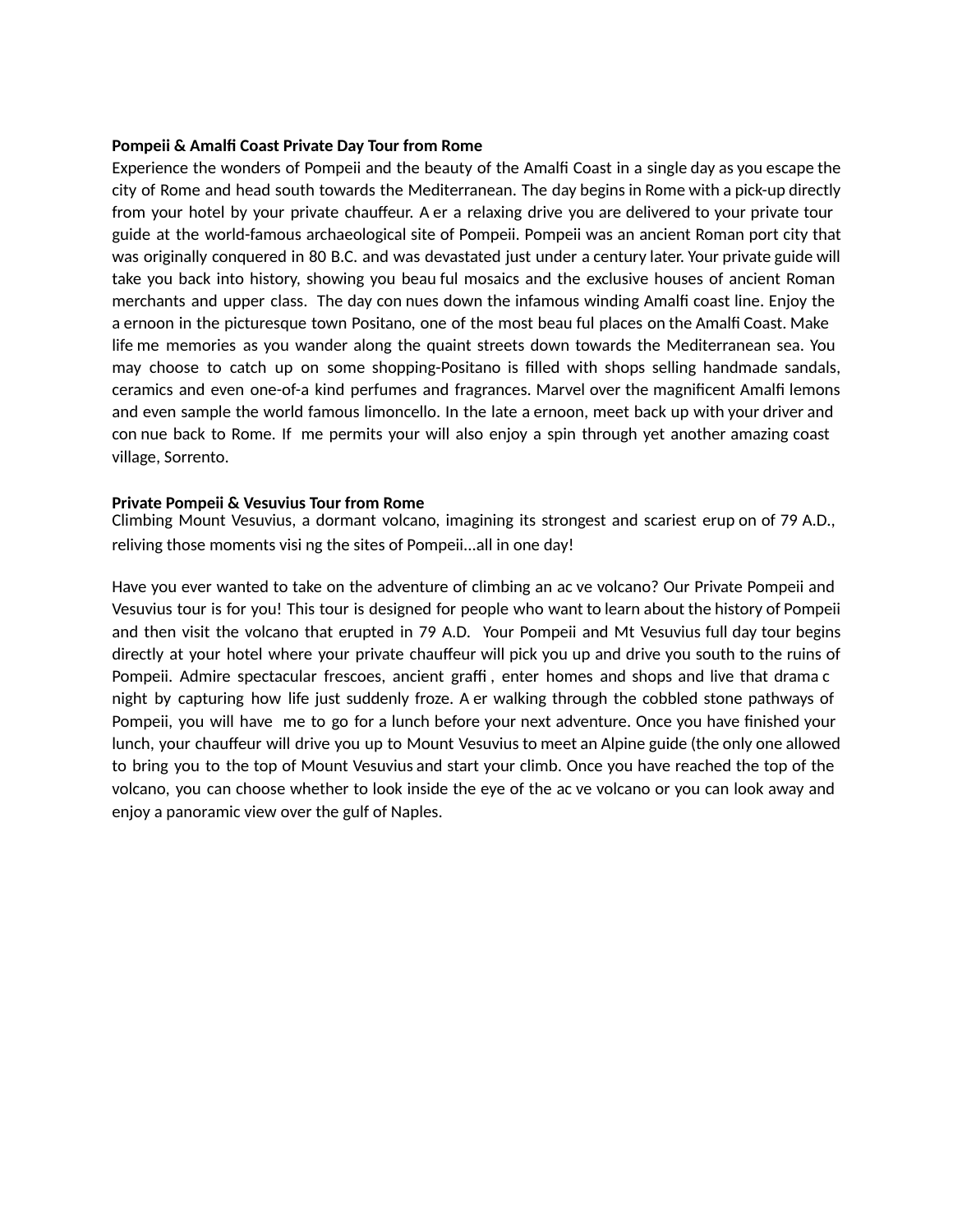**Pompeii & Amalfi Coast Private Day Tour from Rome**

Experience the wonders of Pompeii and the beauty of the Amalfi Coast in a single day as you escape the city of Rome and head south towards the Mediterranean. The day begins in Rome with a pick-up directly from your hotel by your private chauffeur. After a relaxing drive you are delivered to your private tour guide at the world-famous archaeological site of Pompeii. Pompeii was an ancient Roman port city that was originally conquered in 80 B.C. and was devastated just under a century later. Your private guide will take you back into history, showing you beautiful mosaics and the exclusive houses of ancient Roman merchants and upper class. The day continues down the infamous winding Amalfi coast line. Enjoy the afternoon in the picturesque town Positano, one of the most beautiful places on the Amalfi Coast. Make lifetime memories as you wander along the quaint streets down towards the Mediterranean sea. You may choose to catch up on some shopping-Positano is filled with shops selling handmade sandals, ceramics and even one-of-a kind perfumes and fragrances. Marvel over the magnificent Amalfi lemons and even sample the world famous limoncello. In the late afternoon, meet back up with your driver and continue back to Rome. If time permits your will also enjoy a spin through yet another amazing coast village, Sorrento.

**Private Pompeii & Vesuvius Tour from Rome**

Climbing Mount Vesuvius, a dormant volcano, imagining its strongest and scariest eruption of 79 A.D., reliving those moments visiting the sites of Pompeii...all in one day!

Have you ever wanted to take on the adventure of climbing an active volcano? Our Private Pompeii and Vesuvius tour is for you! This tour is designed for people who want to learn about the history of Pompeii and then visit the volcano that erupted in 79 A.D. Your Pompeii and Mt Vesuvius full day tour begins directly at your hotel where your private chauffeur will pick you up and drive you south to the ruins of Pompeii. Admire spectacular frescoes, ancient graffiti, enter homes and shops and live that dramatic night by capturing how life just suddenly froze. After walking through the cobbled stone pathways of Pompeii, you will have time to go for a lunch before your next adventure. Once you have finished your lunch, your chauffeur will drive you up to Mount Vesuvius to meet an Alpine guide (the only one allowed to bring you to the top of Mount Vesuvius and start your climb. Once you have reached the top of the volcano, you can choose whether to look inside the eye of the active volcano or you can look away and enjoy a panoramic view over the gulf of Naples.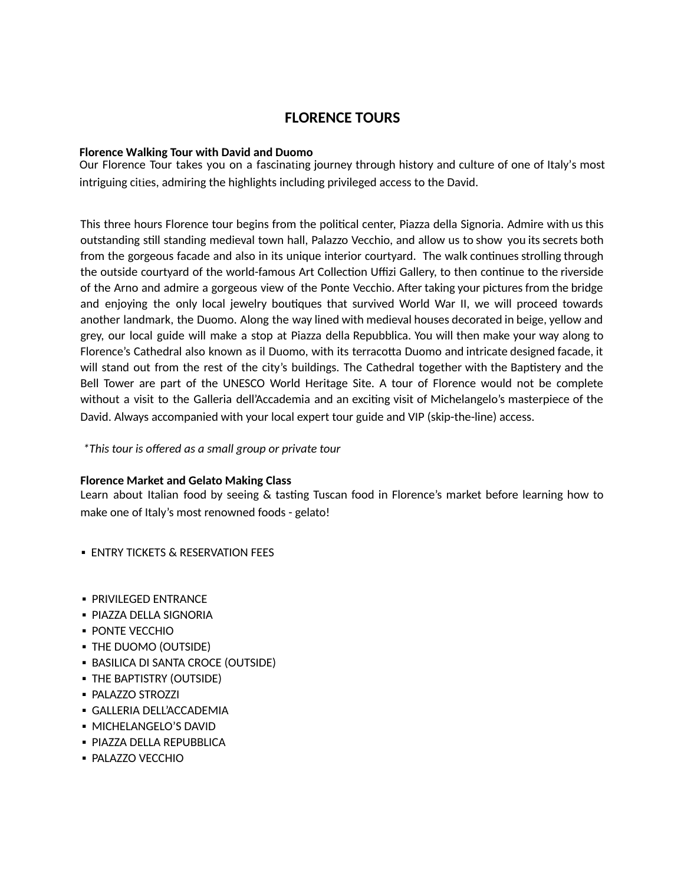# FLORENCE TOURS

**Florence Walking Tour with David and Duomo**

Our Florence Tour takes you on a fascinating journey through history and culture of one of Italy's most intriguing cities, admiring the highlights including privileged access to the David.

This three hours Florence tour begins from the political center, Piazza della Signoria. Admire with us this outstanding still standing medieval town hall, Palazzo Vecchio, and allow us to show you its secrets both from the gorgeous facade and also in its unique interior courtyard. The walk continues strolling through the outside courtyard of the world-famous Art Collection Uffizi Gallery, to then continue to the riverside of the Arno and admire a gorgeous view of the Ponte Vecchio. After taking your pictures from the bridge and enjoying the only local jewelry boutiques that survived World War II, we will proceed towards another landmark, the Duomo. Along the way lined with medieval houses decorated in beige, yellow and grey, our local guide will make a stop at Piazza della Repubblica. You will then make your way along to Florence's Cathedral also known as il Duomo, with its terracotta Duomo and intricate designed facade, it will stand out from the rest of the city's buildings. The Cathedral together with the Baptistery and the Bell Tower are part of the UNESCO World Heritage Site. A tour of Florence would not be complete without a visit to the Galleria dell'Accademia and an exciting visit of Michelangelo's masterpiece of the David. Always accompanied with your local expert tour guide and VIP (skip-the-line) access.

*\*This tour is offered as a small group or private tour*

**Florence Market and Gelato Making Class**

Learn about Italian food by seeing & tasting Tuscan food in Florence's market before learning how to make one of Italy's most renowned foods - gelato!

- ENTRY TICKETS & RESERVATION FEES

- PRIVILEGED ENTRANCE
- PIAZZA DELLA SIGNORIA
- PONTE VECCHIO
- THE DUOMO (OUTSIDE)
- BASILICA DI SANTA CROCE (OUTSIDE)
- THE BAPTISTRY (OUTSIDE)
- PALAZZO STROZZI
- GALLERIA DELL'ACCADEMIA
- MICHELANGELO'S DAVID
- PIAZZA DELLA REPUBBLICA
- PALAZZO VECCHIO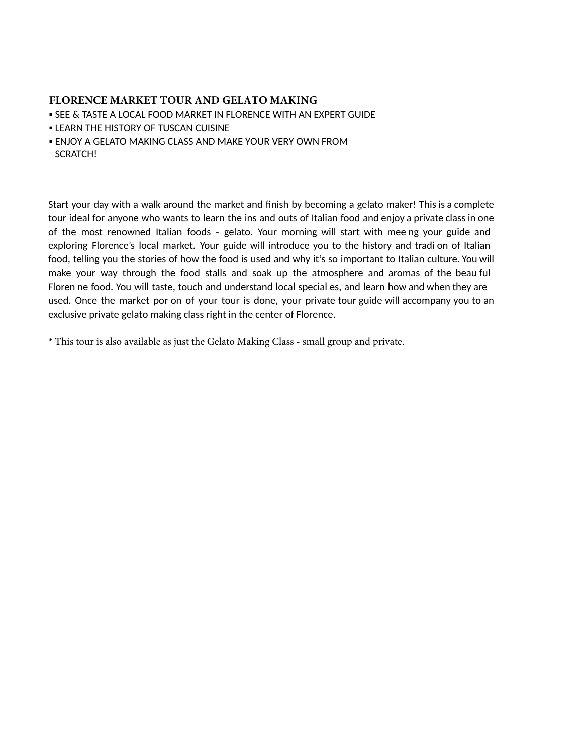### FLORENCE MARKET TOUR AND GELATO MAKING

- SEE & TASTE A LOCAL FOOD MARKET IN FLORENCE WITH AN EXPERT GUIDE
- LEARN THE HISTORY OF TUSCAN CUISINE
- ENJOY A GELATO MAKING CLASS AND MAKE YOUR VERY OWN FROM SCRATCH!

Start your day with a walk around the market and finish by becoming a gelato maker! This is a complete tour ideal for anyone who wants to learn the ins and outs of Italian food and enjoy a private class in one of the most renowned Italian foods - gelato. Your morning will start with mee ng your guide and exploring Florence's local market. Your guide will introduce you to the history and tradi on of Italian food, telling you the stories of how the food is used and why it's so important to Italian culture. You will make your way through the food stalls and soak up the atmosphere and aromas of the beau ful Floren ne food. You will taste, touch and understand local special es, and learn how and when they are used. Once the market por on of your tour is done, your private tour guide will accompany you to an exclusive private gelato making class right in the center of Florence.

* This tour is also available as just the Gelato Making Class - small group and private.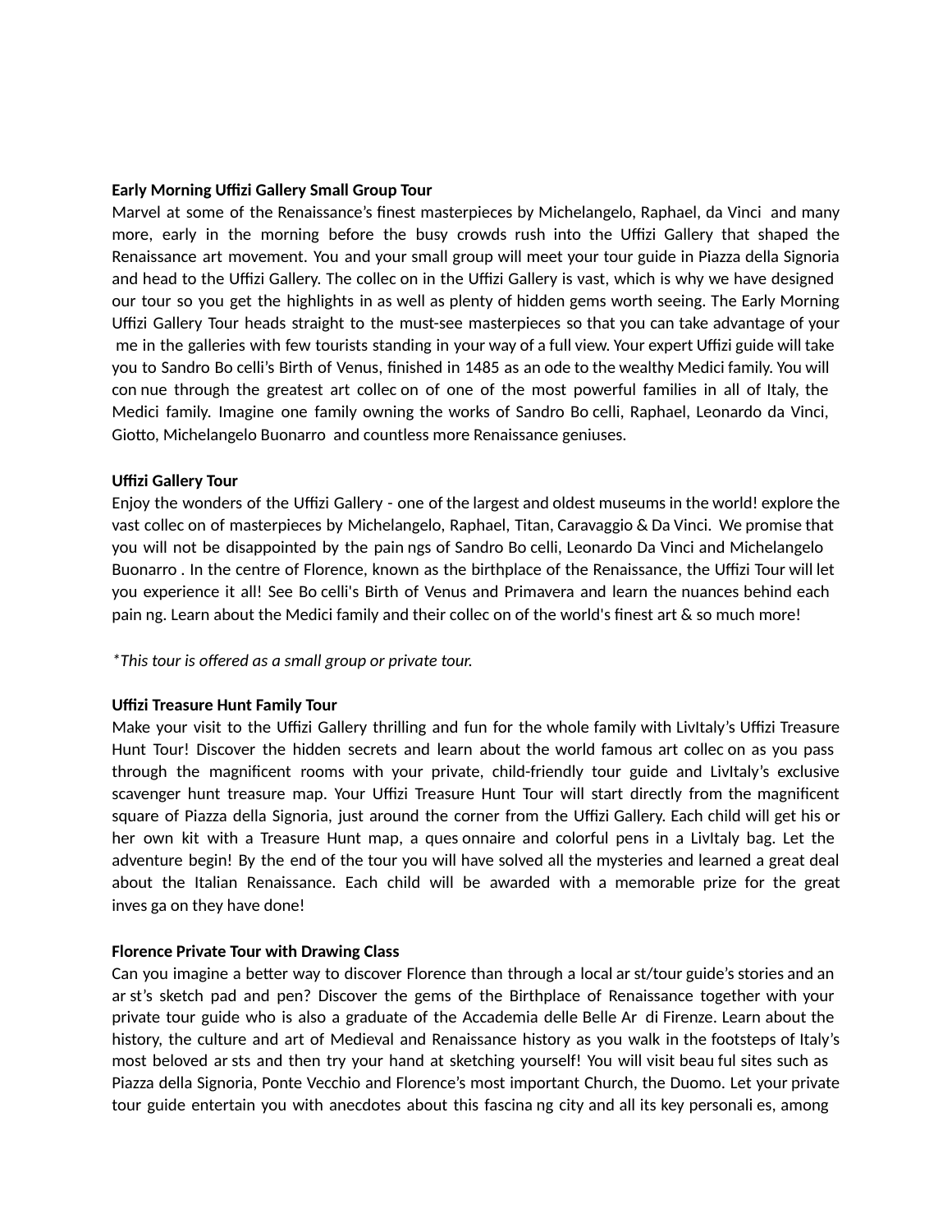**Early Morning Uffizi Gallery Small Group Tour**

Marvel at some of the Renaissance's finest masterpieces by Michelangelo, Raphael, da Vinci and many more, early in the morning before the busy crowds rush into the Uffizi Gallery that shaped the Renaissance art movement. You and your small group will meet your tour guide in Piazza della Signoria and head to the Uffizi Gallery. The collec on in the Uffizi Gallery is vast, which is why we have designed our tour so you get the highlights in as well as plenty of hidden gems worth seeing. The Early Morning Uffizi Gallery Tour heads straight to the must-see masterpieces so that you can take advantage of your me in the galleries with few tourists standing in your way of a full view. Your expert Uffizi guide will take you to Sandro Bo celli's Birth of Venus, finished in 1485 as an ode to the wealthy Medici family. You will con nue through the greatest art collec on of one of the most powerful families in all of Italy, the Medici family. Imagine one family owning the works of Sandro Bo celli, Raphael, Leonardo da Vinci, Giotto, Michelangelo Buonarro and countless more Renaissance geniuses.

**Uffizi Gallery Tour**

Enjoy the wonders of the Uffizi Gallery - one of the largest and oldest museums in the world! explore the vast collec on of masterpieces by Michelangelo, Raphael, Titan, Caravaggio & Da Vinci. We promise that you will not be disappointed by the pain ngs of Sandro Bo celli, Leonardo Da Vinci and Michelangelo Buonarro . In the centre of Florence, known as the birthplace of the Renaissance, the Uffizi Tour will let you experience it all! See Bo celli's Birth of Venus and Primavera and learn the nuances behind each pain ng. Learn about the Medici family and their collec on of the world's finest art & so much more!

*\*This tour is offered as a small group or private tour.*

**Uffizi Treasure Hunt Family Tour**

Make your visit to the Uffizi Gallery thrilling and fun for the whole family with LivItaly's Uffizi Treasure Hunt Tour! Discover the hidden secrets and learn about the world famous art collec on as you pass through the magnificent rooms with your private, child-friendly tour guide and LivItaly's exclusive scavenger hunt treasure map. Your Uffizi Treasure Hunt Tour will start directly from the magnificent square of Piazza della Signoria, just around the corner from the Uffizi Gallery. Each child will get his or her own kit with a Treasure Hunt map, a ques onnaire and colorful pens in a LivItaly bag. Let the adventure begin! By the end of the tour you will have solved all the mysteries and learned a great deal about the Italian Renaissance. Each child will be awarded with a memorable prize for the great inves ga on they have done!

**Florence Private Tour with Drawing Class**

Can you imagine a better way to discover Florence than through a local ar st/tour guide's stories and an ar st's sketch pad and pen? Discover the gems of the Birthplace of Renaissance together with your private tour guide who is also a graduate of the Accademia delle Belle Ar di Firenze. Learn about the history, the culture and art of Medieval and Renaissance history as you walk in the footsteps of Italy's most beloved ar sts and then try your hand at sketching yourself! You will visit beau ful sites such as Piazza della Signoria, Ponte Vecchio and Florence's most important Church, the Duomo. Let your private tour guide entertain you with anecdotes about this fascina ng city and all its key personali es, among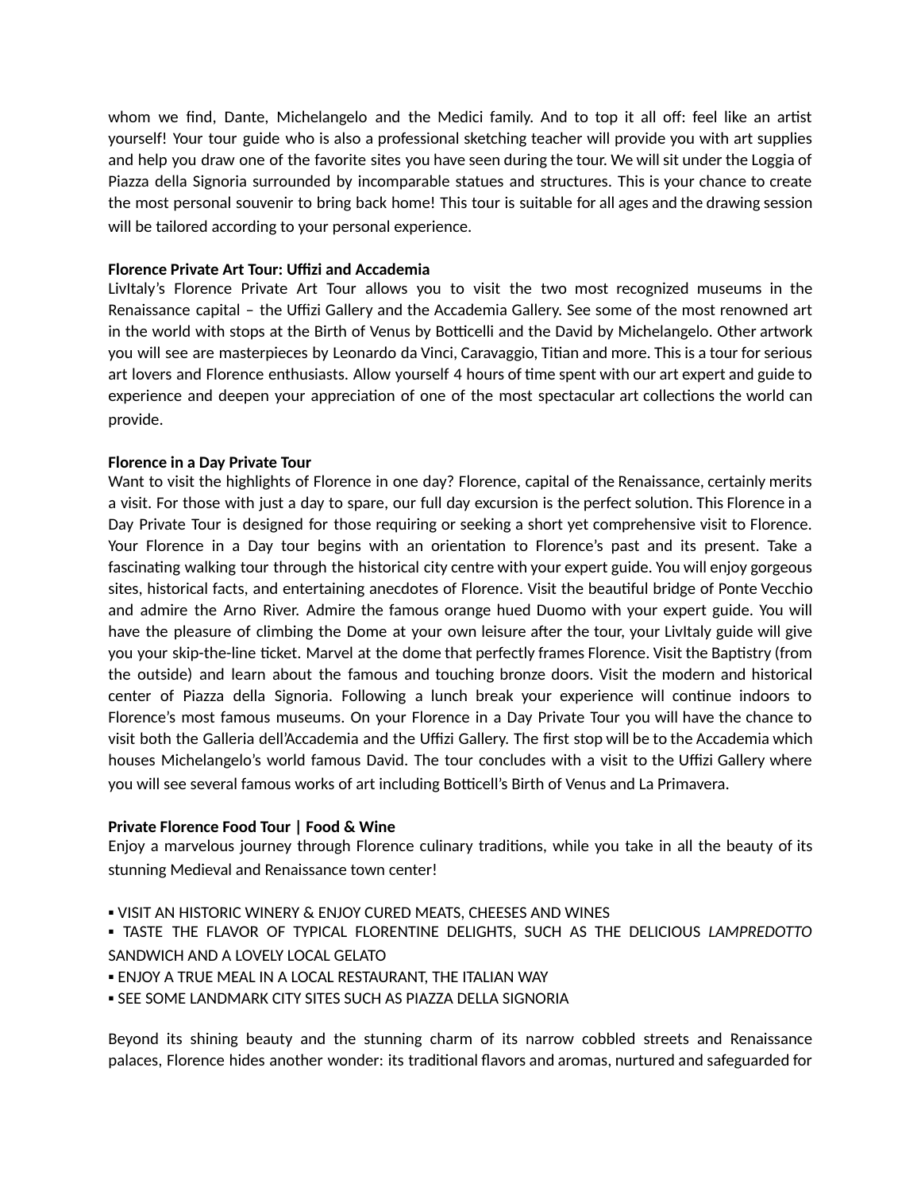whom we find, Dante, Michelangelo and the Medici family. And to top it all off: feel like an artist yourself! Your tour guide who is also a professional sketching teacher will provide you with art supplies and help you draw one of the favorite sites you have seen during the tour. We will sit under the Loggia of Piazza della Signoria surrounded by incomparable statues and structures. This is your chance to create the most personal souvenir to bring back home! This tour is suitable for all ages and the drawing session will be tailored according to your personal experience.

**Florence Private Art Tour: Uffizi and Accademia**
LivItaly's Florence Private Art Tour allows you to visit the two most recognized museums in the Renaissance capital – the Uffizi Gallery and the Accademia Gallery. See some of the most renowned art in the world with stops at the Birth of Venus by Botticelli and the David by Michelangelo. Other artwork you will see are masterpieces by Leonardo da Vinci, Caravaggio, Titian and more. This is a tour for serious art lovers and Florence enthusiasts. Allow yourself 4 hours of time spent with our art expert and guide to experience and deepen your appreciation of one of the most spectacular art collections the world can provide.

**Florence in a Day Private Tour**
Want to visit the highlights of Florence in one day? Florence, capital of the Renaissance, certainly merits a visit. For those with just a day to spare, our full day excursion is the perfect solution. This Florence in a Day Private Tour is designed for those requiring or seeking a short yet comprehensive visit to Florence. Your Florence in a Day tour begins with an orientation to Florence's past and its present. Take a fascinating walking tour through the historical city centre with your expert guide. You will enjoy gorgeous sites, historical facts, and entertaining anecdotes of Florence. Visit the beautiful bridge of Ponte Vecchio and admire the Arno River. Admire the famous orange hued Duomo with your expert guide. You will have the pleasure of climbing the Dome at your own leisure after the tour, your LivItaly guide will give you your skip-the-line ticket. Marvel at the dome that perfectly frames Florence. Visit the Baptistry (from the outside) and learn about the famous and touching bronze doors. Visit the modern and historical center of Piazza della Signoria. Following a lunch break your experience will continue indoors to Florence's most famous museums. On your Florence in a Day Private Tour you will have the chance to visit both the Galleria dell'Accademia and the Uffizi Gallery. The first stop will be to the Accademia which houses Michelangelo's world famous David. The tour concludes with a visit to the Uffizi Gallery where you will see several famous works of art including Botticell's Birth of Venus and La Primavera.

**Private Florence Food Tour | Food & Wine**
Enjoy a marvelous journey through Florence culinary traditions, while you take in all the beauty of its stunning Medieval and Renaissance town center!

- VISIT AN HISTORIC WINERY & ENJOY CURED MEATS, CHEESES AND WINES
- TASTE THE FLAVOR OF TYPICAL FLORENTINE DELIGHTS, SUCH AS THE DELICIOUS *LAMPREDOTTO* SANDWICH AND A LOVELY LOCAL GELATO
- ENJOY A TRUE MEAL IN A LOCAL RESTAURANT, THE ITALIAN WAY
- SEE SOME LANDMARK CITY SITES SUCH AS PIAZZA DELLA SIGNORIA

Beyond its shining beauty and the stunning charm of its narrow cobbled streets and Renaissance palaces, Florence hides another wonder: its traditional flavors and aromas, nurtured and safeguarded for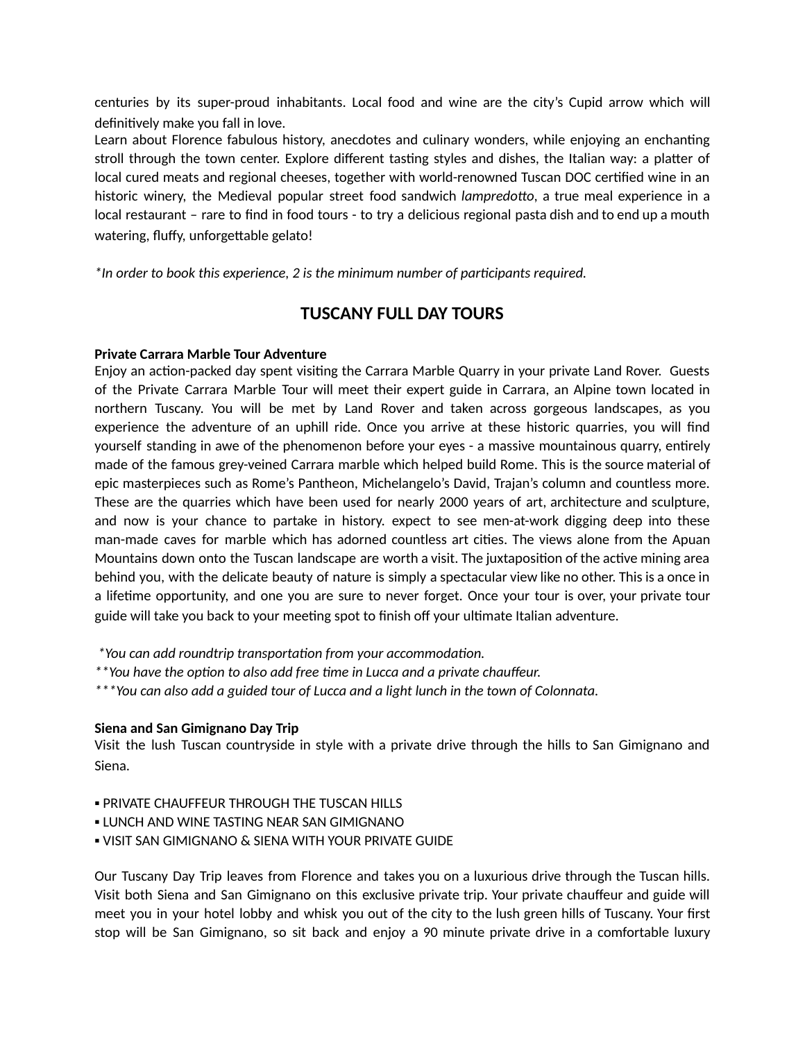centuries by its super-proud inhabitants. Local food and wine are the city's Cupid arrow which will definitively make you fall in love.
Learn about Florence fabulous history, anecdotes and culinary wonders, while enjoying an enchanting stroll through the town center. Explore different tasting styles and dishes, the Italian way: a platter of local cured meats and regional cheeses, together with world-renowned Tuscan DOC certified wine in an historic winery, the Medieval popular street food sandwich *lampredotto*, a true meal experience in a local restaurant – rare to find in food tours - to try a delicious regional pasta dish and to end up a mouth watering, fluffy, unforgettable gelato!

*\*In order to book this experience, 2 is the minimum number of participants required.*

## TUSCANY FULL DAY TOURS

**Private Carrara Marble Tour Adventure**
Enjoy an action-packed day spent visiting the Carrara Marble Quarry in your private Land Rover. Guests of the Private Carrara Marble Tour will meet their expert guide in Carrara, an Alpine town located in northern Tuscany. You will be met by Land Rover and taken across gorgeous landscapes, as you experience the adventure of an uphill ride. Once you arrive at these historic quarries, you will find yourself standing in awe of the phenomenon before your eyes - a massive mountainous quarry, entirely made of the famous grey-veined Carrara marble which helped build Rome. This is the source material of epic masterpieces such as Rome's Pantheon, Michelangelo's David, Trajan's column and countless more. These are the quarries which have been used for nearly 2000 years of art, architecture and sculpture, and now is your chance to partake in history. expect to see men-at-work digging deep into these man-made caves for marble which has adorned countless art cities. The views alone from the Apuan Mountains down onto the Tuscan landscape are worth a visit. The juxtaposition of the active mining area behind you, with the delicate beauty of nature is simply a spectacular view like no other. This is a once in a lifetime opportunity, and one you are sure to never forget. Once your tour is over, your private tour guide will take you back to your meeting spot to finish off your ultimate Italian adventure.

*\*You can add roundtrip transportation from your accommodation.*
*\*\*You have the option to also add free time in Lucca and a private chauffeur.*
*\*\*\*You can also add a guided tour of Lucca and a light lunch in the town of Colonnata.*

**Siena and San Gimignano Day Trip**
Visit the lush Tuscan countryside in style with a private drive through the hills to San Gimignano and Siena.

- PRIVATE CHAUFFEUR THROUGH THE TUSCAN HILLS
- LUNCH AND WINE TASTING NEAR SAN GIMIGNANO
- VISIT SAN GIMIGNANO & SIENA WITH YOUR PRIVATE GUIDE

Our Tuscany Day Trip leaves from Florence and takes you on a luxurious drive through the Tuscan hills. Visit both Siena and San Gimignano on this exclusive private trip. Your private chauffeur and guide will meet you in your hotel lobby and whisk you out of the city to the lush green hills of Tuscany. Your first stop will be San Gimignano, so sit back and enjoy a 90 minute private drive in a comfortable luxury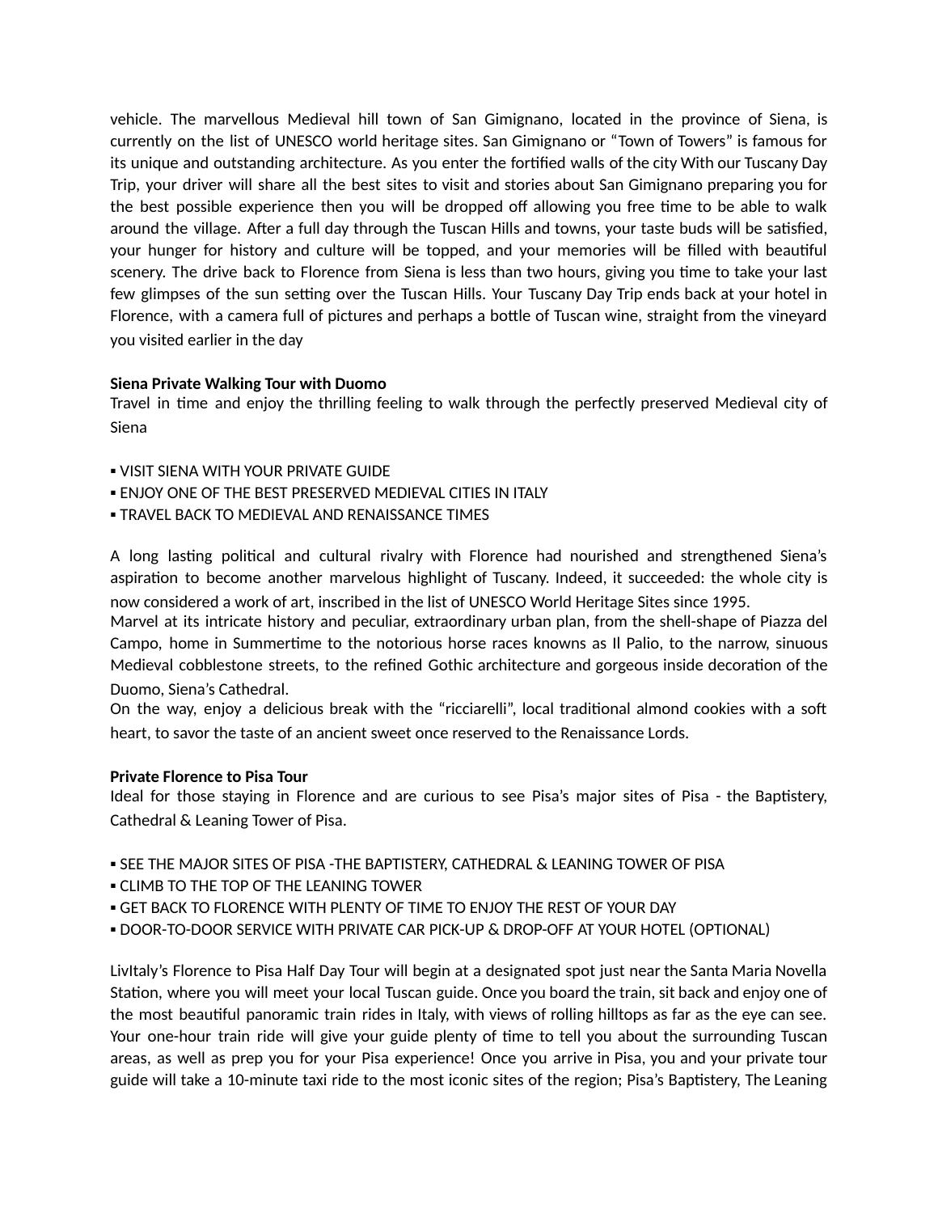vehicle. The marvellous Medieval hill town of San Gimignano, located in the province of Siena, is currently on the list of UNESCO world heritage sites. San Gimignano or "Town of Towers" is famous for its unique and outstanding architecture. As you enter the fortified walls of the city With our Tuscany Day Trip, your driver will share all the best sites to visit and stories about San Gimignano preparing you for the best possible experience then you will be dropped off allowing you free time to be able to walk around the village. After a full day through the Tuscan Hills and towns, your taste buds will be satisfied, your hunger for history and culture will be topped, and your memories will be filled with beautiful scenery. The drive back to Florence from Siena is less than two hours, giving you time to take your last few glimpses of the sun setting over the Tuscan Hills. Your Tuscany Day Trip ends back at your hotel in Florence, with a camera full of pictures and perhaps a bottle of Tuscan wine, straight from the vineyard you visited earlier in the day

**Siena Private Walking Tour with Duomo**
Travel in time and enjoy the thrilling feeling to walk through the perfectly preserved Medieval city of Siena

▪ VISIT SIENA WITH YOUR PRIVATE GUIDE
▪ ENJOY ONE OF THE BEST PRESERVED MEDIEVAL CITIES IN ITALY
▪ TRAVEL BACK TO MEDIEVAL AND RENAISSANCE TIMES

A long lasting political and cultural rivalry with Florence had nourished and strengthened Siena's aspiration to become another marvelous highlight of Tuscany. Indeed, it succeeded: the whole city is now considered a work of art, inscribed in the list of UNESCO World Heritage Sites since 1995.
Marvel at its intricate history and peculiar, extraordinary urban plan, from the shell-shape of Piazza del Campo, home in Summertime to the notorious horse races knowns as Il Palio, to the narrow, sinuous Medieval cobblestone streets, to the refined Gothic architecture and gorgeous inside decoration of the Duomo, Siena's Cathedral.
On the way, enjoy a delicious break with the "ricciarelli", local traditional almond cookies with a soft heart, to savor the taste of an ancient sweet once reserved to the Renaissance Lords.

**Private Florence to Pisa Tour**
Ideal for those staying in Florence and are curious to see Pisa's major sites of Pisa - the Baptistery, Cathedral & Leaning Tower of Pisa.

▪ SEE THE MAJOR SITES OF PISA -THE BAPTISTERY, CATHEDRAL & LEANING TOWER OF PISA
▪ CLIMB TO THE TOP OF THE LEANING TOWER
▪ GET BACK TO FLORENCE WITH PLENTY OF TIME TO ENJOY THE REST OF YOUR DAY
▪ DOOR-TO-DOOR SERVICE WITH PRIVATE CAR PICK-UP & DROP-OFF AT YOUR HOTEL (OPTIONAL)

LivItaly's Florence to Pisa Half Day Tour will begin at a designated spot just near the Santa Maria Novella Station, where you will meet your local Tuscan guide. Once you board the train, sit back and enjoy one of the most beautiful panoramic train rides in Italy, with views of rolling hilltops as far as the eye can see. Your one-hour train ride will give your guide plenty of time to tell you about the surrounding Tuscan areas, as well as prep you for your Pisa experience! Once you arrive in Pisa, you and your private tour guide will take a 10-minute taxi ride to the most iconic sites of the region; Pisa's Baptistery, The Leaning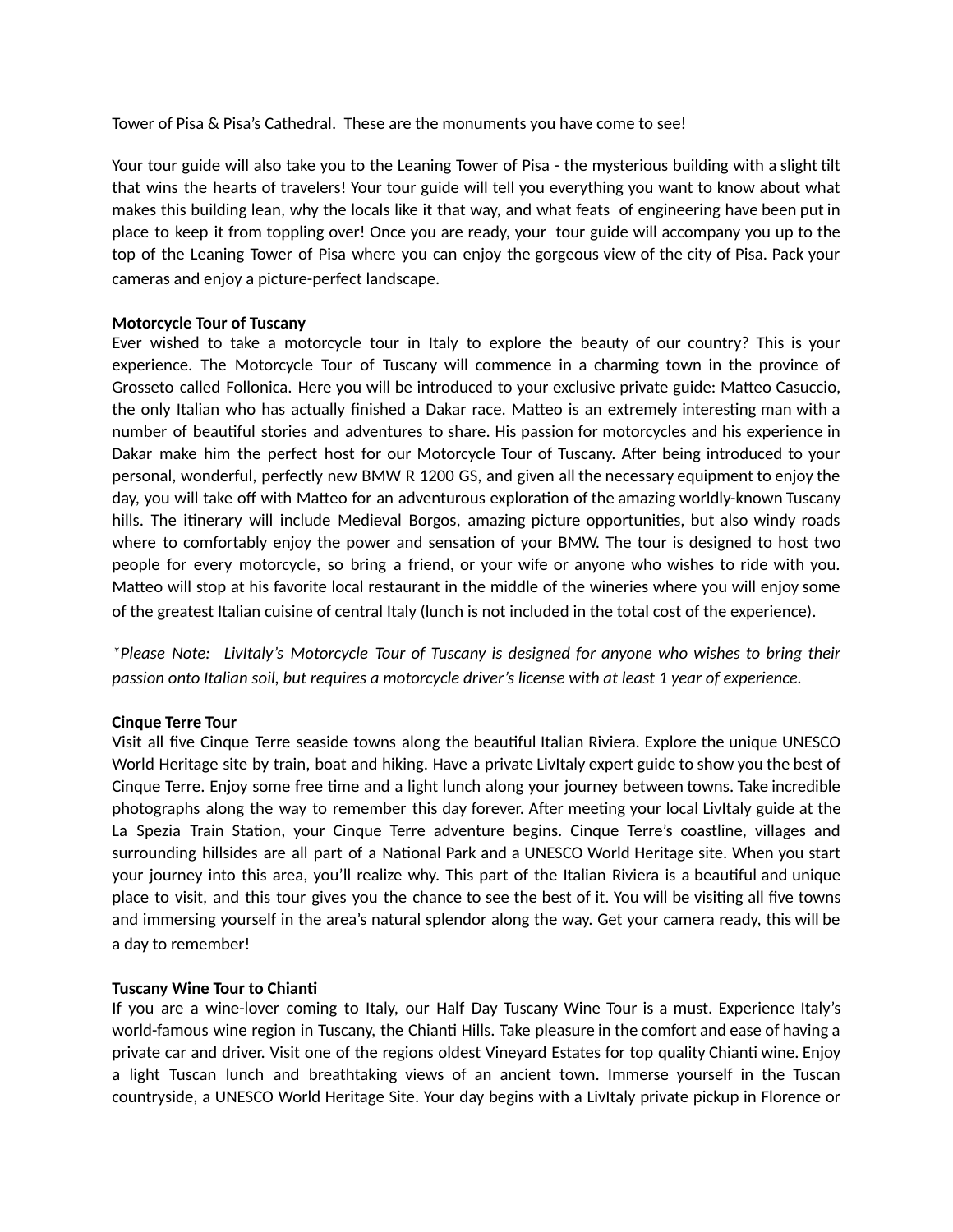Tower of Pisa & Pisa's Cathedral. These are the monuments you have come to see!

Your tour guide will also take you to the Leaning Tower of Pisa - the mysterious building with a slight tilt that wins the hearts of travelers! Your tour guide will tell you everything you want to know about what makes this building lean, why the locals like it that way, and what feats of engineering have been put in place to keep it from toppling over! Once you are ready, your tour guide will accompany you up to the top of the Leaning Tower of Pisa where you can enjoy the gorgeous view of the city of Pisa. Pack your cameras and enjoy a picture-perfect landscape.

**Motorcycle Tour of Tuscany**

Ever wished to take a motorcycle tour in Italy to explore the beauty of our country? This is your experience. The Motorcycle Tour of Tuscany will commence in a charming town in the province of Grosseto called Follonica. Here you will be introduced to your exclusive private guide: Matteo Casuccio, the only Italian who has actually finished a Dakar race. Matteo is an extremely interesting man with a number of beautiful stories and adventures to share. His passion for motorcycles and his experience in Dakar make him the perfect host for our Motorcycle Tour of Tuscany. After being introduced to your personal, wonderful, perfectly new BMW R 1200 GS, and given all the necessary equipment to enjoy the day, you will take off with Matteo for an adventurous exploration of the amazing worldly-known Tuscany hills. The itinerary will include Medieval Borgos, amazing picture opportunities, but also windy roads where to comfortably enjoy the power and sensation of your BMW. The tour is designed to host two people for every motorcycle, so bring a friend, or your wife or anyone who wishes to ride with you. Matteo will stop at his favorite local restaurant in the middle of the wineries where you will enjoy some of the greatest Italian cuisine of central Italy (lunch is not included in the total cost of the experience).

*\*Please Note: LivItaly's Motorcycle Tour of Tuscany is designed for anyone who wishes to bring their passion onto Italian soil, but requires a motorcycle driver's license with at least 1 year of experience.*

**Cinque Terre Tour**

Visit all five Cinque Terre seaside towns along the beautiful Italian Riviera. Explore the unique UNESCO World Heritage site by train, boat and hiking. Have a private LivItaly expert guide to show you the best of Cinque Terre. Enjoy some free time and a light lunch along your journey between towns. Take incredible photographs along the way to remember this day forever. After meeting your local LivItaly guide at the La Spezia Train Station, your Cinque Terre adventure begins. Cinque Terre's coastline, villages and surrounding hillsides are all part of a National Park and a UNESCO World Heritage site. When you start your journey into this area, you'll realize why. This part of the Italian Riviera is a beautiful and unique place to visit, and this tour gives you the chance to see the best of it. You will be visiting all five towns and immersing yourself in the area's natural splendor along the way. Get your camera ready, this will be a day to remember!

**Tuscany Wine Tour to Chianti**

If you are a wine-lover coming to Italy, our Half Day Tuscany Wine Tour is a must. Experience Italy's world-famous wine region in Tuscany, the Chianti Hills. Take pleasure in the comfort and ease of having a private car and driver. Visit one of the regions oldest Vineyard Estates for top quality Chianti wine. Enjoy a light Tuscan lunch and breathtaking views of an ancient town. Immerse yourself in the Tuscan countryside, a UNESCO World Heritage Site. Your day begins with a LivItaly private pickup in Florence or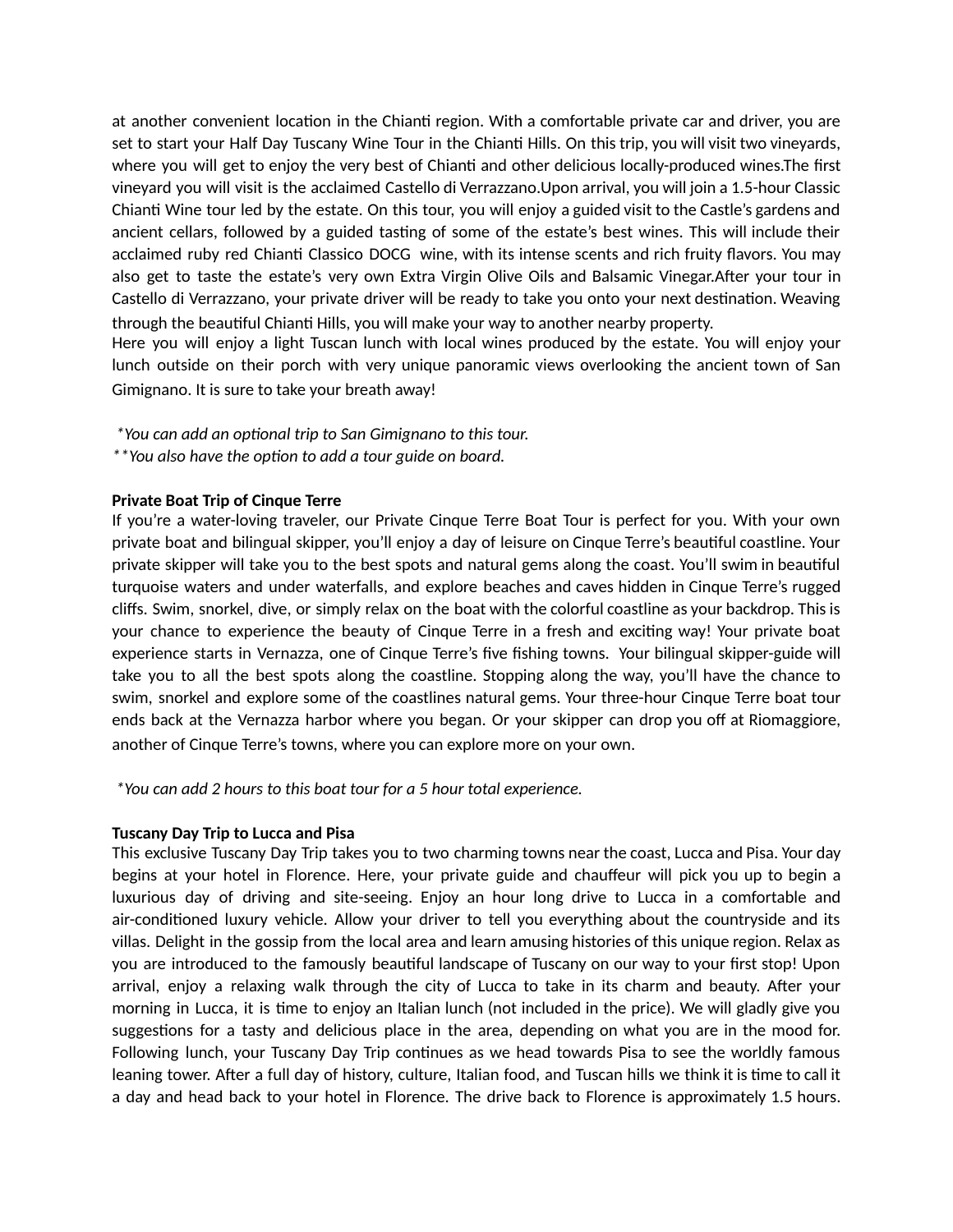at another convenient location in the Chianti region. With a comfortable private car and driver, you are set to start your Half Day Tuscany Wine Tour in the Chianti Hills. On this trip, you will visit two vineyards, where you will get to enjoy the very best of Chianti and other delicious locally-produced wines.The first vineyard you will visit is the acclaimed Castello di Verrazzano.Upon arrival, you will join a 1.5-hour Classic Chianti Wine tour led by the estate. On this tour, you will enjoy a guided visit to the Castle's gardens and ancient cellars, followed by a guided tasting of some of the estate's best wines. This will include their acclaimed ruby red Chianti Classico DOCG wine, with its intense scents and rich fruity flavors. You may also get to taste the estate's very own Extra Virgin Olive Oils and Balsamic Vinegar.After your tour in Castello di Verrazzano, your private driver will be ready to take you onto your next destination. Weaving through the beautiful Chianti Hills, you will make your way to another nearby property.
Here you will enjoy a light Tuscan lunch with local wines produced by the estate. You will enjoy your lunch outside on their porch with very unique panoramic views overlooking the ancient town of San Gimignano. It is sure to take your breath away!

*\*You can add an optional trip to San Gimignano to this tour.*
*\*\*You also have the option to add a tour guide on board.*

**Private Boat Trip of Cinque Terre**
If you're a water-loving traveler, our Private Cinque Terre Boat Tour is perfect for you. With your own private boat and bilingual skipper, you'll enjoy a day of leisure on Cinque Terre's beautiful coastline. Your private skipper will take you to the best spots and natural gems along the coast. You'll swim in beautiful turquoise waters and under waterfalls, and explore beaches and caves hidden in Cinque Terre's rugged cliffs. Swim, snorkel, dive, or simply relax on the boat with the colorful coastline as your backdrop. This is your chance to experience the beauty of Cinque Terre in a fresh and exciting way! Your private boat experience starts in Vernazza, one of Cinque Terre's five fishing towns. Your bilingual skipper-guide will take you to all the best spots along the coastline. Stopping along the way, you'll have the chance to swim, snorkel and explore some of the coastlines natural gems. Your three-hour Cinque Terre boat tour ends back at the Vernazza harbor where you began. Or your skipper can drop you off at Riomaggiore, another of Cinque Terre's towns, where you can explore more on your own.

*\*You can add 2 hours to this boat tour for a 5 hour total experience.*

**Tuscany Day Trip to Lucca and Pisa**
This exclusive Tuscany Day Trip takes you to two charming towns near the coast, Lucca and Pisa. Your day begins at your hotel in Florence. Here, your private guide and chauffeur will pick you up to begin a luxurious day of driving and site-seeing. Enjoy an hour long drive to Lucca in a comfortable and air-conditioned luxury vehicle. Allow your driver to tell you everything about the countryside and its villas. Delight in the gossip from the local area and learn amusing histories of this unique region. Relax as you are introduced to the famously beautiful landscape of Tuscany on our way to your first stop! Upon arrival, enjoy a relaxing walk through the city of Lucca to take in its charm and beauty. After your morning in Lucca, it is time to enjoy an Italian lunch (not included in the price). We will gladly give you suggestions for a tasty and delicious place in the area, depending on what you are in the mood for. Following lunch, your Tuscany Day Trip continues as we head towards Pisa to see the worldly famous leaning tower. After a full day of history, culture, Italian food, and Tuscan hills we think it is time to call it a day and head back to your hotel in Florence. The drive back to Florence is approximately 1.5 hours.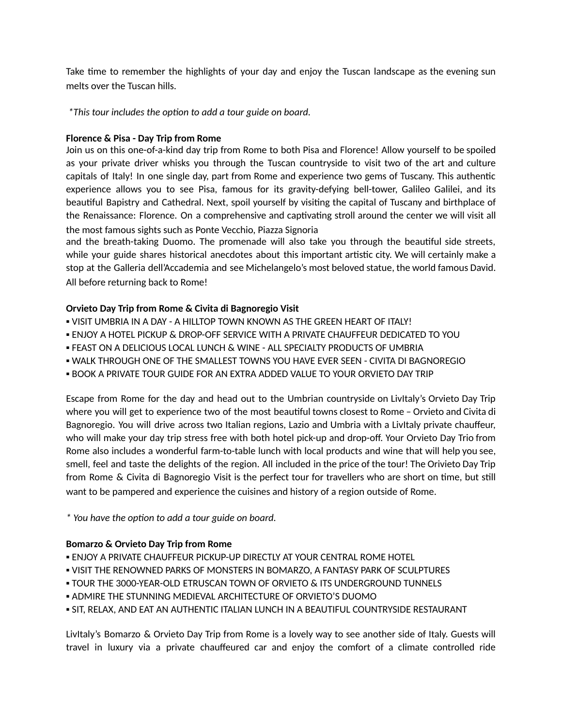Take time to remember the highlights of your day and enjoy the Tuscan landscape as the evening sun melts over the Tuscan hills.

*\*This tour includes the option to add a tour guide on board.*

**Florence & Pisa - Day Trip from Rome**

Join us on this one-of-a-kind day trip from Rome to both Pisa and Florence! Allow yourself to be spoiled as your private driver whisks you through the Tuscan countryside to visit two of the art and culture capitals of Italy! In one single day, part from Rome and experience two gems of Tuscany. This authentic experience allows you to see Pisa, famous for its gravity-defying bell-tower, Galileo Galilei, and its beautiful Bapistry and Cathedral. Next, spoil yourself by visiting the capital of Tuscany and birthplace of the Renaissance: Florence. On a comprehensive and captivating stroll around the center we will visit all the most famous sights such as Ponte Vecchio, Piazza Signoria and the breath-taking Duomo. The promenade will also take you through the beautiful side streets, while your guide shares historical anecdotes about this important artistic city. We will certainly make a stop at the Galleria dell'Accademia and see Michelangelo's most beloved statue, the world famous David. All before returning back to Rome!

**Orvieto Day Trip from Rome & Civita di Bagnoregio Visit**

▪ VISIT UMBRIA IN A DAY - A HILLTOP TOWN KNOWN AS THE GREEN HEART OF ITALY!
▪ ENJOY A HOTEL PICKUP & DROP-OFF SERVICE WITH A PRIVATE CHAUFFEUR DEDICATED TO YOU
▪ FEAST ON A DELICIOUS LOCAL LUNCH & WINE - ALL SPECIALTY PRODUCTS OF UMBRIA
▪ WALK THROUGH ONE OF THE SMALLEST TOWNS YOU HAVE EVER SEEN - CIVITA DI BAGNOREGIO
▪ BOOK A PRIVATE TOUR GUIDE FOR AN EXTRA ADDED VALUE TO YOUR ORVIETO DAY TRIP

Escape from Rome for the day and head out to the Umbrian countryside on LivItaly's Orvieto Day Trip where you will get to experience two of the most beautiful towns closest to Rome – Orvieto and Civita di Bagnoregio. You will drive across two Italian regions, Lazio and Umbria with a LivItaly private chauffeur, who will make your day trip stress free with both hotel pick-up and drop-off. Your Orvieto Day Trio from Rome also includes a wonderful farm-to-table lunch with local products and wine that will help you see, smell, feel and taste the delights of the region. All included in the price of the tour! The Orivieto Day Trip from Rome & Civita di Bagnoregio Visit is the perfect tour for travellers who are short on time, but still want to be pampered and experience the cuisines and history of a region outside of Rome.

*\* You have the option to add a tour guide on board.*

**Bomarzo & Orvieto Day Trip from Rome**

▪ ENJOY A PRIVATE CHAUFFEUR PICKUP-UP DIRECTLY AT YOUR CENTRAL ROME HOTEL
▪ VISIT THE RENOWNED PARKS OF MONSTERS IN BOMARZO, A FANTASY PARK OF SCULPTURES
▪ TOUR THE 3000-YEAR-OLD ETRUSCAN TOWN OF ORVIETO & ITS UNDERGROUND TUNNELS
▪ ADMIRE THE STUNNING MEDIEVAL ARCHITECTURE OF ORVIETO'S DUOMO
▪ SIT, RELAX, AND EAT AN AUTHENTIC ITALIAN LUNCH IN A BEAUTIFUL COUNTRYSIDE RESTAURANT

LivItaly's Bomarzo & Orvieto Day Trip from Rome is a lovely way to see another side of Italy. Guests will travel in luxury via a private chauffeured car and enjoy the comfort of a climate controlled ride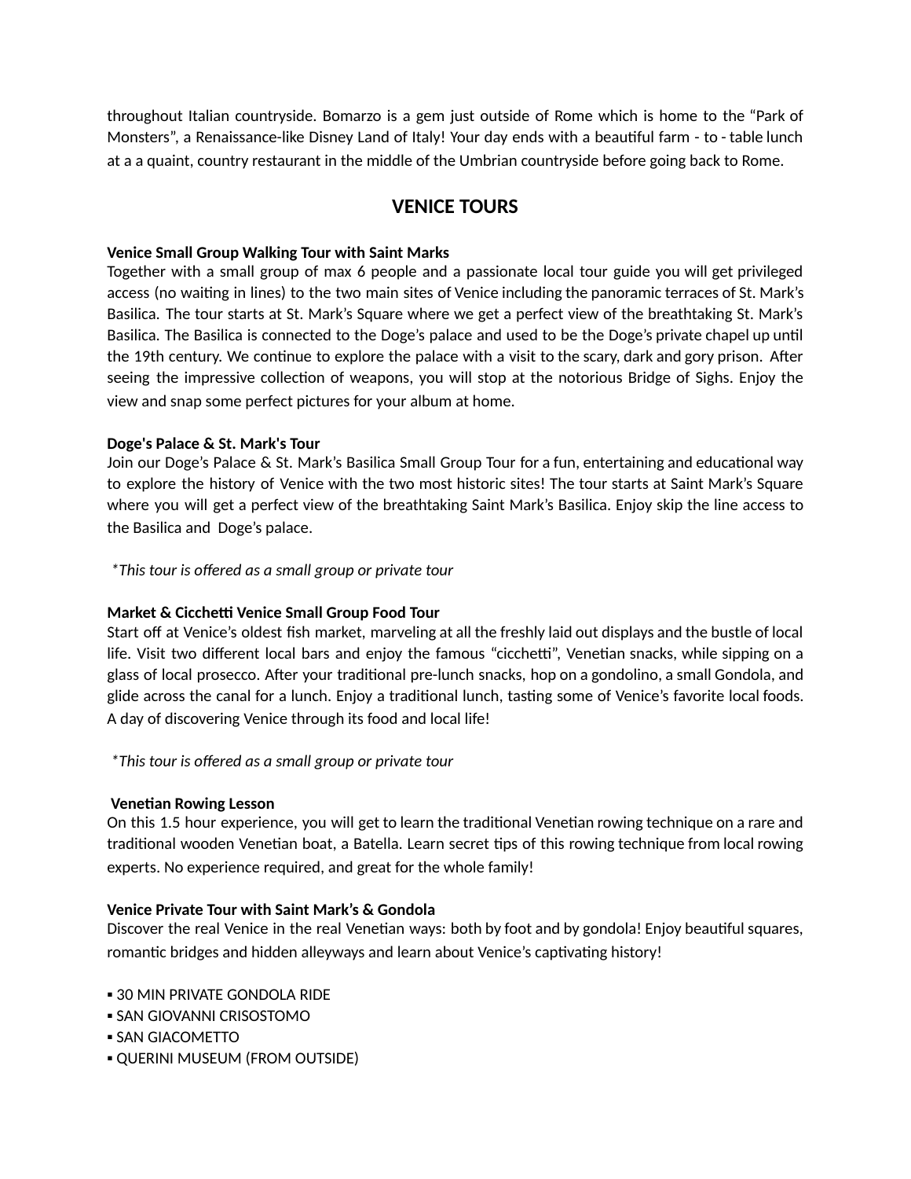throughout Italian countryside. Bomarzo is a gem just outside of Rome which is home to the “Park of Monsters”, a Renaissance-like Disney Land of Italy! Your day ends with a beautiful farm - to - table lunch at a a quaint, country restaurant in the middle of the Umbrian countryside before going back to Rome.

## VENICE TOURS

**Venice Small Group Walking Tour with Saint Marks**
Together with a small group of max 6 people and a passionate local tour guide you will get privileged access (no waiting in lines) to the two main sites of Venice including the panoramic terraces of St. Mark’s Basilica. The tour starts at St. Mark’s Square where we get a perfect view of the breathtaking St. Mark’s Basilica. The Basilica is connected to the Doge’s palace and used to be the Doge’s private chapel up until the 19th century. We continue to explore the palace with a visit to the scary, dark and gory prison. After seeing the impressive collection of weapons, you will stop at the notorious Bridge of Sighs. Enjoy the view and snap some perfect pictures for your album at home.

**Doge's Palace & St. Mark's Tour**
Join our Doge’s Palace & St. Mark’s Basilica Small Group Tour for a fun, entertaining and educational way to explore the history of Venice with the two most historic sites! The tour starts at Saint Mark’s Square where you will get a perfect view of the breathtaking Saint Mark’s Basilica. Enjoy skip the line access to the Basilica and Doge’s palace.

*\*This tour is offered as a small group or private tour*

**Market & Cicchetti Venice Small Group Food Tour**
Start off at Venice’s oldest fish market, marveling at all the freshly laid out displays and the bustle of local life. Visit two different local bars and enjoy the famous “cicchetti”, Venetian snacks, while sipping on a glass of local prosecco. After your traditional pre-lunch snacks, hop on a gondolino, a small Gondola, and glide across the canal for a lunch. Enjoy a traditional lunch, tasting some of Venice’s favorite local foods. A day of discovering Venice through its food and local life!

*\*This tour is offered as a small group or private tour*

**Venetian Rowing Lesson**
On this 1.5 hour experience, you will get to learn the traditional Venetian rowing technique on a rare and traditional wooden Venetian boat, a Batella. Learn secret tips of this rowing technique from local rowing experts. No experience required, and great for the whole family!

**Venice Private Tour with Saint Mark’s & Gondola**
Discover the real Venice in the real Venetian ways: both by foot and by gondola! Enjoy beautiful squares, romantic bridges and hidden alleyways and learn about Venice’s captivating history!

- 30 MIN PRIVATE GONDOLA RIDE
- SAN GIOVANNI CRISOSTOMO
- SAN GIACOMETTO
- QUERINI MUSEUM (FROM OUTSIDE)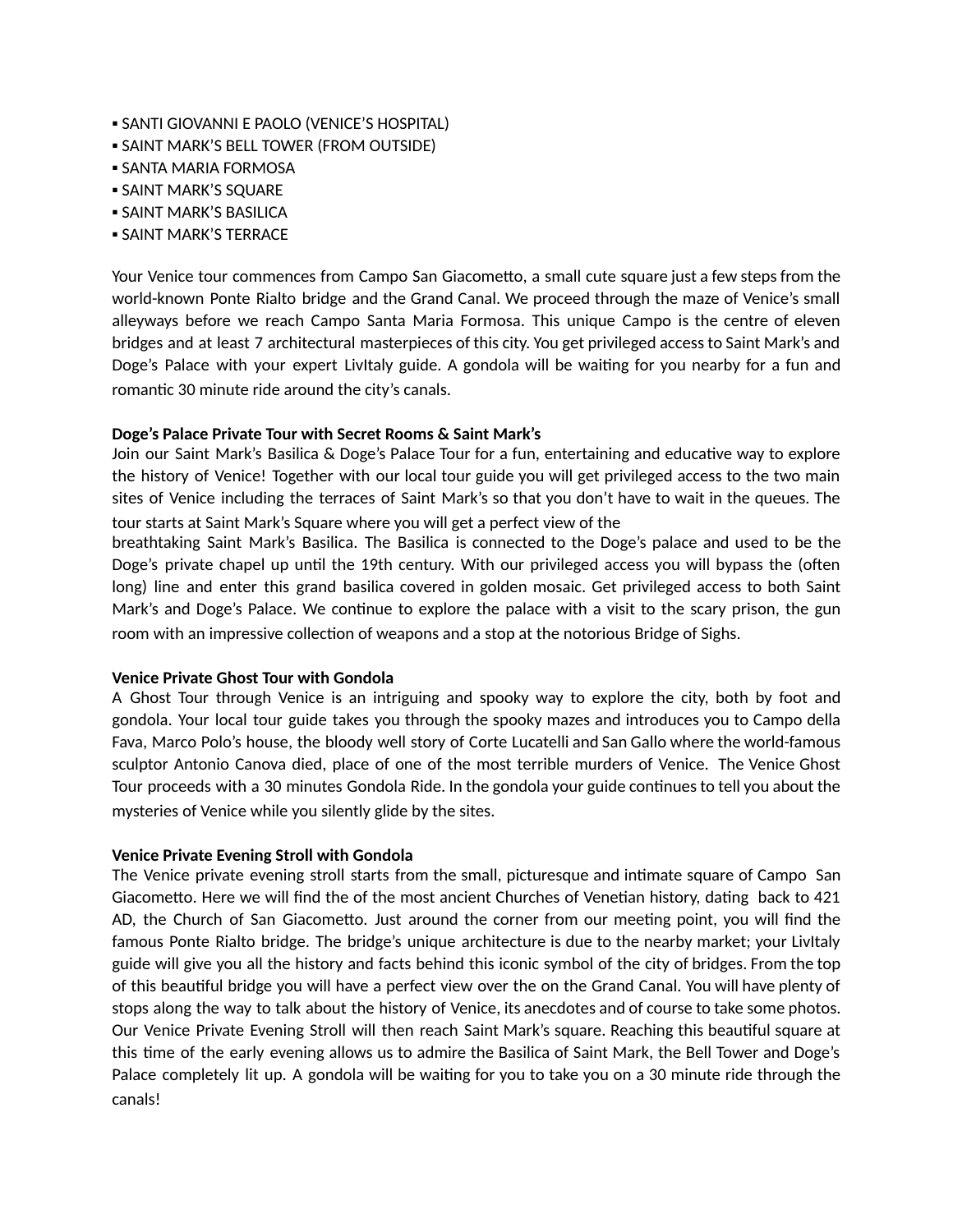- SANTI GIOVANNI E PAOLO (VENICE'S HOSPITAL)
- SAINT MARK'S BELL TOWER (FROM OUTSIDE)
- SANTA MARIA FORMOSA
- SAINT MARK'S SQUARE
- SAINT MARK'S BASILICA
- SAINT MARK'S TERRACE

Your Venice tour commences from Campo San Giacometto, a small cute square just a few steps from the world-known Ponte Rialto bridge and the Grand Canal. We proceed through the maze of Venice's small alleyways before we reach Campo Santa Maria Formosa. This unique Campo is the centre of eleven bridges and at least 7 architectural masterpieces of this city. You get privileged access to Saint Mark's and Doge's Palace with your expert LivItaly guide. A gondola will be waiting for you nearby for a fun and romantic 30 minute ride around the city's canals.

**Doge's Palace Private Tour with Secret Rooms & Saint Mark's**

Join our Saint Mark's Basilica & Doge's Palace Tour for a fun, entertaining and educative way to explore the history of Venice! Together with our local tour guide you will get privileged access to the two main sites of Venice including the terraces of Saint Mark's so that you don't have to wait in the queues. The tour starts at Saint Mark's Square where you will get a perfect view of the breathtaking Saint Mark's Basilica. The Basilica is connected to the Doge's palace and used to be the Doge's private chapel up until the 19th century. With our privileged access you will bypass the (often long) line and enter this grand basilica covered in golden mosaic. Get privileged access to both Saint Mark's and Doge's Palace. We continue to explore the palace with a visit to the scary prison, the gun room with an impressive collection of weapons and a stop at the notorious Bridge of Sighs.

**Venice Private Ghost Tour with Gondola**

A Ghost Tour through Venice is an intriguing and spooky way to explore the city, both by foot and gondola. Your local tour guide takes you through the spooky mazes and introduces you to Campo della Fava, Marco Polo's house, the bloody well story of Corte Lucatelli and San Gallo where the world-famous sculptor Antonio Canova died, place of one of the most terrible murders of Venice. The Venice Ghost Tour proceeds with a 30 minutes Gondola Ride. In the gondola your guide continues to tell you about the mysteries of Venice while you silently glide by the sites.

**Venice Private Evening Stroll with Gondola**

The Venice private evening stroll starts from the small, picturesque and intimate square of Campo San Giacometto. Here we will find the of the most ancient Churches of Venetian history, dating back to 421 AD, the Church of San Giacometto. Just around the corner from our meeting point, you will find the famous Ponte Rialto bridge. The bridge's unique architecture is due to the nearby market; your LivItaly guide will give you all the history and facts behind this iconic symbol of the city of bridges. From the top of this beautiful bridge you will have a perfect view over the on the Grand Canal. You will have plenty of stops along the way to talk about the history of Venice, its anecdotes and of course to take some photos. Our Venice Private Evening Stroll will then reach Saint Mark's square. Reaching this beautiful square at this time of the early evening allows us to admire the Basilica of Saint Mark, the Bell Tower and Doge's Palace completely lit up. A gondola will be waiting for you to take you on a 30 minute ride through the canals!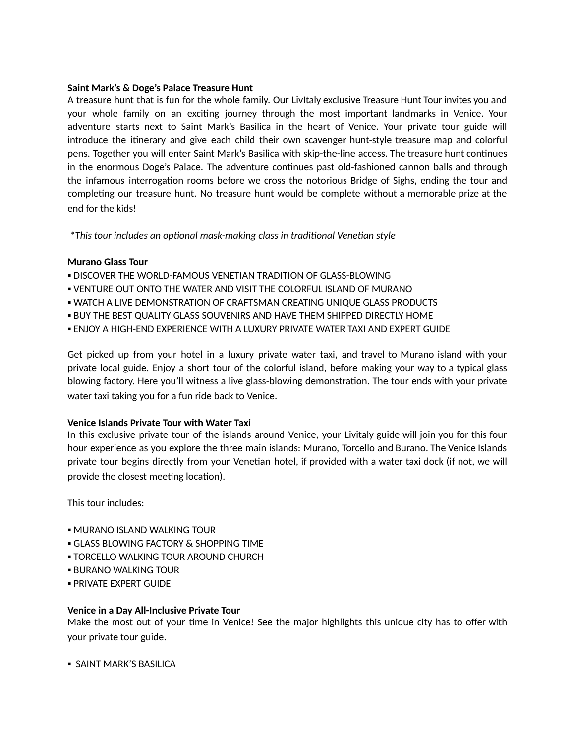**Saint Mark's & Doge's Palace Treasure Hunt**

A treasure hunt that is fun for the whole family. Our LivItaly exclusive Treasure Hunt Tour invites you and your whole family on an exciting journey through the most important landmarks in Venice. Your adventure starts next to Saint Mark's Basilica in the heart of Venice. Your private tour guide will introduce the itinerary and give each child their own scavenger hunt-style treasure map and colorful pens. Together you will enter Saint Mark's Basilica with skip-the-line access. The treasure hunt continues in the enormous Doge's Palace. The adventure continues past old-fashioned cannon balls and through the infamous interrogation rooms before we cross the notorious Bridge of Sighs, ending the tour and completing our treasure hunt. No treasure hunt would be complete without a memorable prize at the end for the kids!

*\*This tour includes an optional mask-making class in traditional Venetian style*

**Murano Glass Tour**

- DISCOVER THE WORLD-FAMOUS VENETIAN TRADITION OF GLASS-BLOWING
- VENTURE OUT ONTO THE WATER AND VISIT THE COLORFUL ISLAND OF MURANO
- WATCH A LIVE DEMONSTRATION OF CRAFTSMAN CREATING UNIQUE GLASS PRODUCTS
- BUY THE BEST QUALITY GLASS SOUVENIRS AND HAVE THEM SHIPPED DIRECTLY HOME
- ENJOY A HIGH-END EXPERIENCE WITH A LUXURY PRIVATE WATER TAXI AND EXPERT GUIDE

Get picked up from your hotel in a luxury private water taxi, and travel to Murano island with your private local guide. Enjoy a short tour of the colorful island, before making your way to a typical glass blowing factory. Here you'll witness a live glass-blowing demonstration. The tour ends with your private water taxi taking you for a fun ride back to Venice.

**Venice Islands Private Tour with Water Taxi**

In this exclusive private tour of the islands around Venice, your Livitaly guide will join you for this four hour experience as you explore the three main islands: Murano, Torcello and Burano. The Venice Islands private tour begins directly from your Venetian hotel, if provided with a water taxi dock (if not, we will provide the closest meeting location).

This tour includes:

- MURANO ISLAND WALKING TOUR
- GLASS BLOWING FACTORY & SHOPPING TIME
- TORCELLO WALKING TOUR AROUND CHURCH
- BURANO WALKING TOUR
- PRIVATE EXPERT GUIDE

**Venice in a Day All-Inclusive Private Tour**

Make the most out of your time in Venice! See the major highlights this unique city has to offer with your private tour guide.

- SAINT MARK'S BASILICA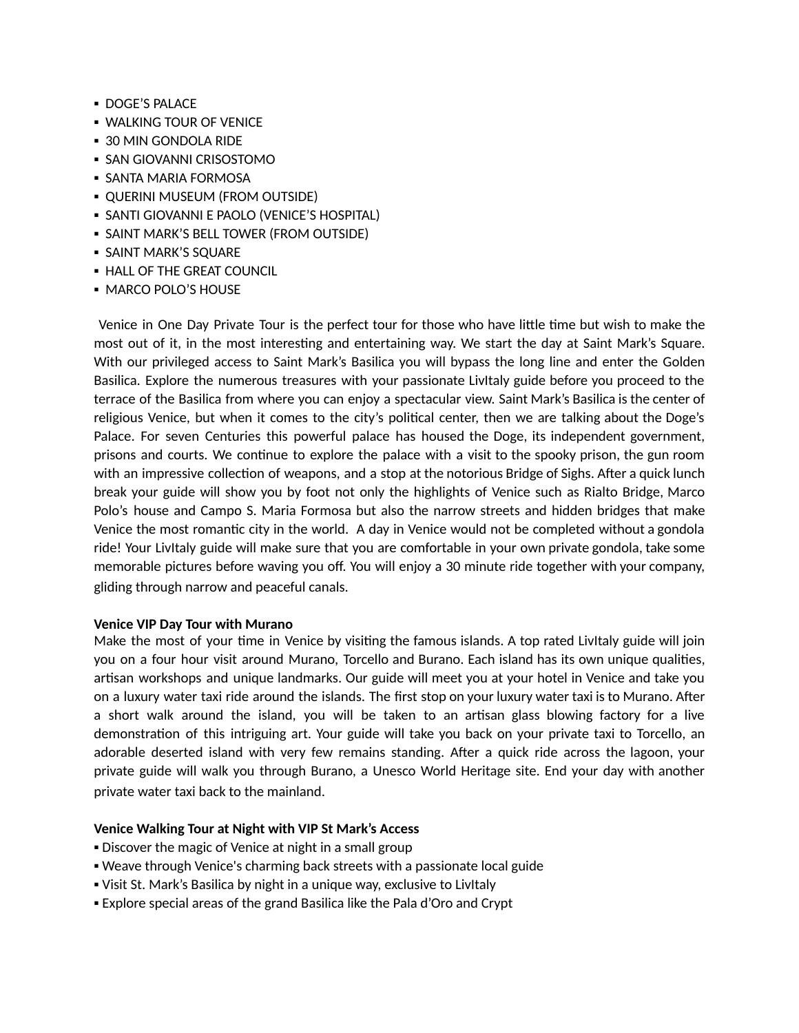- DOGE'S PALACE
- WALKING TOUR OF VENICE
- 30 MIN GONDOLA RIDE
- SAN GIOVANNI CRISOSTOMO
- SANTA MARIA FORMOSA
- QUERINI MUSEUM (FROM OUTSIDE)
- SANTI GIOVANNI E PAOLO (VENICE'S HOSPITAL)
- SAINT MARK'S BELL TOWER (FROM OUTSIDE)
- SAINT MARK'S SQUARE
- HALL OF THE GREAT COUNCIL
- MARCO POLO'S HOUSE

Venice in One Day Private Tour is the perfect tour for those who have little time but wish to make the most out of it, in the most interesting and entertaining way. We start the day at Saint Mark's Square. With our privileged access to Saint Mark's Basilica you will bypass the long line and enter the Golden Basilica. Explore the numerous treasures with your passionate LivItaly guide before you proceed to the terrace of the Basilica from where you can enjoy a spectacular view. Saint Mark's Basilica is the center of religious Venice, but when it comes to the city's political center, then we are talking about the Doge's Palace. For seven Centuries this powerful palace has housed the Doge, its independent government, prisons and courts. We continue to explore the palace with a visit to the spooky prison, the gun room with an impressive collection of weapons, and a stop at the notorious Bridge of Sighs. After a quick lunch break your guide will show you by foot not only the highlights of Venice such as Rialto Bridge, Marco Polo's house and Campo S. Maria Formosa but also the narrow streets and hidden bridges that make Venice the most romantic city in the world. A day in Venice would not be completed without a gondola ride! Your LivItaly guide will make sure that you are comfortable in your own private gondola, take some memorable pictures before waving you off. You will enjoy a 30 minute ride together with your company, gliding through narrow and peaceful canals.

**Venice VIP Day Tour with Murano**

Make the most of your time in Venice by visiting the famous islands. A top rated LivItaly guide will join you on a four hour visit around Murano, Torcello and Burano. Each island has its own unique qualities, artisan workshops and unique landmarks. Our guide will meet you at your hotel in Venice and take you on a luxury water taxi ride around the islands. The first stop on your luxury water taxi is to Murano. After a short walk around the island, you will be taken to an artisan glass blowing factory for a live demonstration of this intriguing art. Your guide will take you back on your private taxi to Torcello, an adorable deserted island with very few remains standing. After a quick ride across the lagoon, your private guide will walk you through Burano, a Unesco World Heritage site. End your day with another private water taxi back to the mainland.

**Venice Walking Tour at Night with VIP St Mark's Access**

- Discover the magic of Venice at night in a small group
- Weave through Venice's charming back streets with a passionate local guide
- Visit St. Mark's Basilica by night in a unique way, exclusive to LivItaly
- Explore special areas of the grand Basilica like the Pala d'Oro and Crypt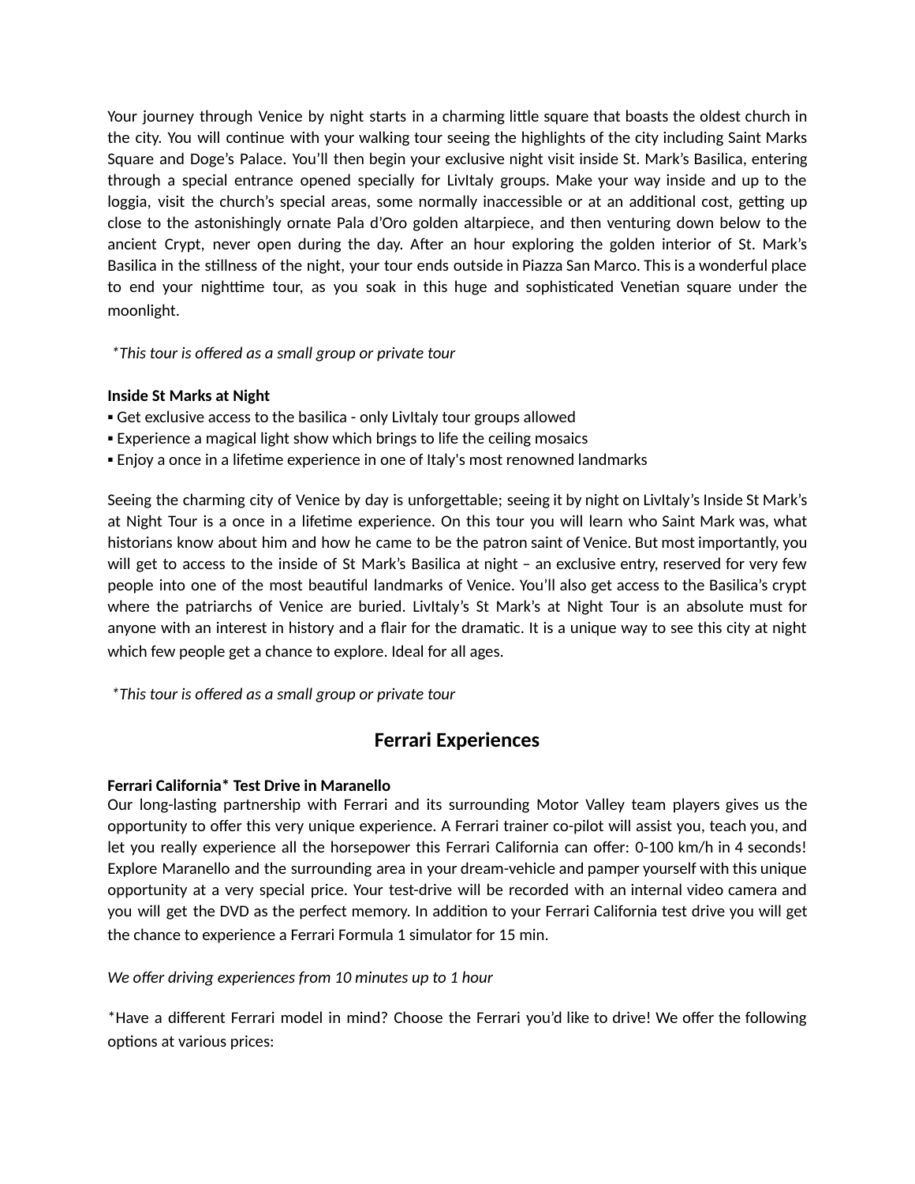Your journey through Venice by night starts in a charming little square that boasts the oldest church in the city. You will continue with your walking tour seeing the highlights of the city including Saint Marks Square and Doge's Palace. You'll then begin your exclusive night visit inside St. Mark's Basilica, entering through a special entrance opened specially for LivItaly groups. Make your way inside and up to the loggia, visit the church's special areas, some normally inaccessible or at an additional cost, getting up close to the astonishingly ornate Pala d'Oro golden altarpiece, and then venturing down below to the ancient Crypt, never open during the day. After an hour exploring the golden interior of St. Mark's Basilica in the stillness of the night, your tour ends outside in Piazza San Marco. This is a wonderful place to end your nighttime tour, as you soak in this huge and sophisticated Venetian square under the moonlight.

*\*This tour is offered as a small group or private tour*

**Inside St Marks at Night**

- Get exclusive access to the basilica - only LivItaly tour groups allowed
- Experience a magical light show which brings to life the ceiling mosaics
- Enjoy a once in a lifetime experience in one of Italy's most renowned landmarks

Seeing the charming city of Venice by day is unforgettable; seeing it by night on LivItaly's Inside St Mark's at Night Tour is a once in a lifetime experience. On this tour you will learn who Saint Mark was, what historians know about him and how he came to be the patron saint of Venice. But most importantly, you will get to access to the inside of St Mark's Basilica at night – an exclusive entry, reserved for very few people into one of the most beautiful landmarks of Venice. You'll also get access to the Basilica's crypt where the patriarchs of Venice are buried. LivItaly's St Mark's at Night Tour is an absolute must for anyone with an interest in history and a flair for the dramatic. It is a unique way to see this city at night which few people get a chance to explore. Ideal for all ages.

*\*This tour is offered as a small group or private tour*

## Ferrari Experiences

**Ferrari California\* Test Drive in Maranello**

Our long-lasting partnership with Ferrari and its surrounding Motor Valley team players gives us the opportunity to offer this very unique experience. A Ferrari trainer co-pilot will assist you, teach you, and let you really experience all the horsepower this Ferrari California can offer: 0-100 km/h in 4 seconds! Explore Maranello and the surrounding area in your dream-vehicle and pamper yourself with this unique opportunity at a very special price. Your test-drive will be recorded with an internal video camera and you will get the DVD as the perfect memory. In addition to your Ferrari California test drive you will get the chance to experience a Ferrari Formula 1 simulator for 15 min.

*We offer driving experiences from 10 minutes up to 1 hour*

\*Have a different Ferrari model in mind? Choose the Ferrari you'd like to drive! We offer the following options at various prices: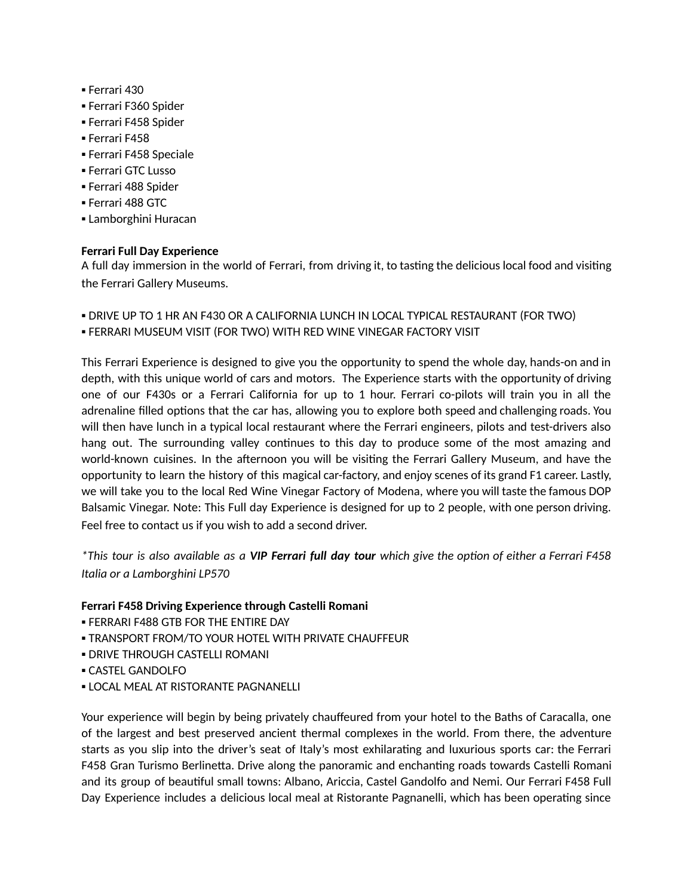- Ferrari 430
- Ferrari F360 Spider
- Ferrari F458 Spider
- Ferrari F458
- Ferrari F458 Speciale
- Ferrari GTC Lusso
- Ferrari 488 Spider
- Ferrari 488 GTC
- Lamborghini Huracan

**Ferrari Full Day Experience**

A full day immersion in the world of Ferrari, from driving it, to tasting the delicious local food and visiting the Ferrari Gallery Museums.

- DRIVE UP TO 1 HR AN F430 OR A CALIFORNIA LUNCH IN LOCAL TYPICAL RESTAURANT (FOR TWO)
- FERRARI MUSEUM VISIT (FOR TWO) WITH RED WINE VINEGAR FACTORY VISIT

This Ferrari Experience is designed to give you the opportunity to spend the whole day, hands-on and in depth, with this unique world of cars and motors. The Experience starts with the opportunity of driving one of our F430s or a Ferrari California for up to 1 hour. Ferrari co-pilots will train you in all the adrenaline filled options that the car has, allowing you to explore both speed and challenging roads. You will then have lunch in a typical local restaurant where the Ferrari engineers, pilots and test-drivers also hang out. The surrounding valley continues to this day to produce some of the most amazing and world-known cuisines. In the afternoon you will be visiting the Ferrari Gallery Museum, and have the opportunity to learn the history of this magical car-factory, and enjoy scenes of its grand F1 career. Lastly, we will take you to the local Red Wine Vinegar Factory of Modena, where you will taste the famous DOP Balsamic Vinegar. Note: This Full day Experience is designed for up to 2 people, with one person driving. Feel free to contact us if you wish to add a second driver.

*\*This tour is also available as a **VIP Ferrari full day tour** which give the option of either a Ferrari F458 Italia or a Lamborghini LP570*

**Ferrari F458 Driving Experience through Castelli Romani**

- FERRARI F488 GTB FOR THE ENTIRE DAY
- TRANSPORT FROM/TO YOUR HOTEL WITH PRIVATE CHAUFFEUR
- DRIVE THROUGH CASTELLI ROMANI
- CASTEL GANDOLFO
- LOCAL MEAL AT RISTORANTE PAGNANELLI

Your experience will begin by being privately chauffeured from your hotel to the Baths of Caracalla, one of the largest and best preserved ancient thermal complexes in the world. From there, the adventure starts as you slip into the driver's seat of Italy's most exhilarating and luxurious sports car: the Ferrari F458 Gran Turismo Berlinetta. Drive along the panoramic and enchanting roads towards Castelli Romani and its group of beautiful small towns: Albano, Ariccia, Castel Gandolfo and Nemi. Our Ferrari F458 Full Day Experience includes a delicious local meal at Ristorante Pagnanelli, which has been operating since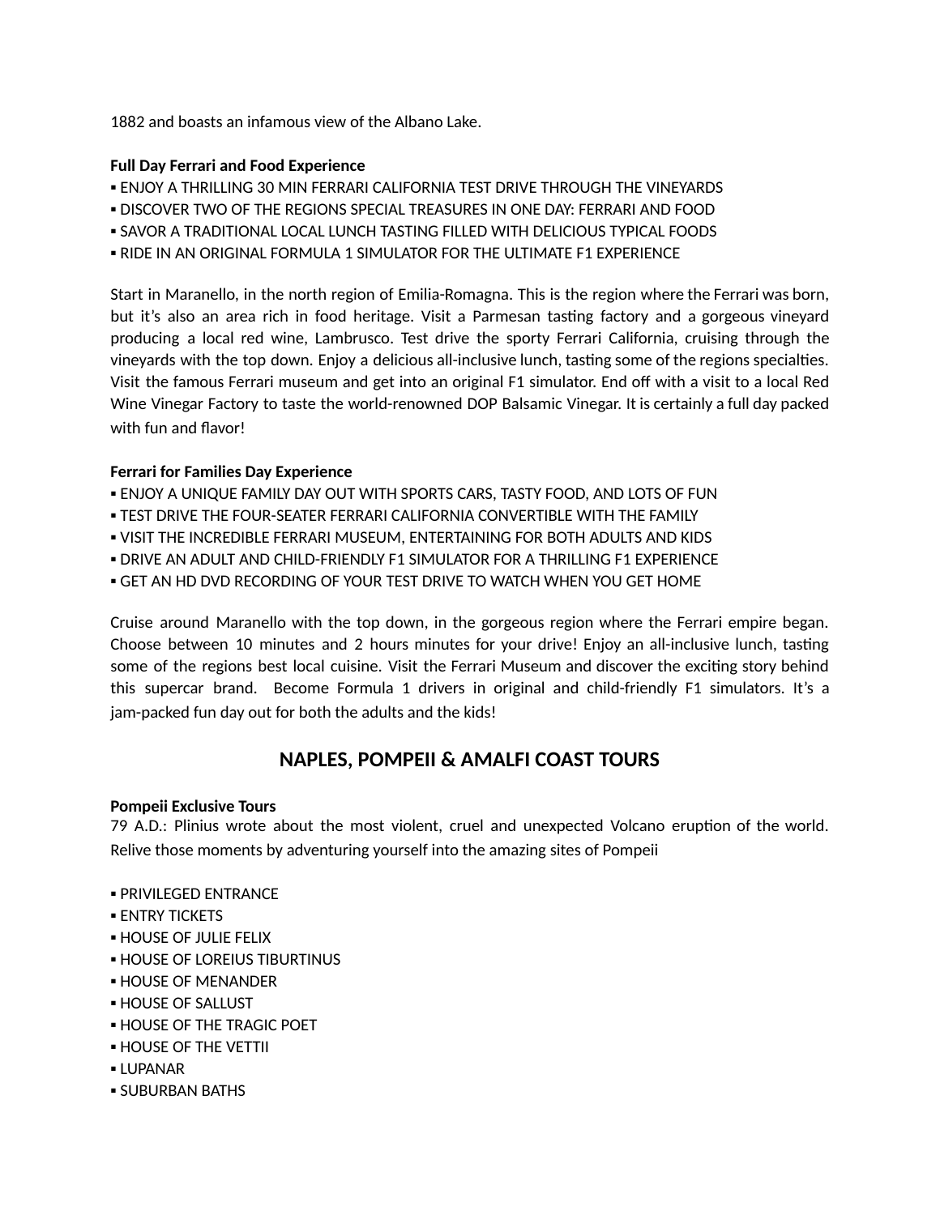1882 and boasts an infamous view of the Albano Lake.

**Full Day Ferrari and Food Experience**

- ENJOY A THRILLING 30 MIN FERRARI CALIFORNIA TEST DRIVE THROUGH THE VINEYARDS
- DISCOVER TWO OF THE REGIONS SPECIAL TREASURES IN ONE DAY: FERRARI AND FOOD
- SAVOR A TRADITIONAL LOCAL LUNCH TASTING FILLED WITH DELICIOUS TYPICAL FOODS
- RIDE IN AN ORIGINAL FORMULA 1 SIMULATOR FOR THE ULTIMATE F1 EXPERIENCE

Start in Maranello, in the north region of Emilia-Romagna. This is the region where the Ferrari was born, but it's also an area rich in food heritage. Visit a Parmesan tasting factory and a gorgeous vineyard producing a local red wine, Lambrusco. Test drive the sporty Ferrari California, cruising through the vineyards with the top down. Enjoy a delicious all-inclusive lunch, tasting some of the regions specialties. Visit the famous Ferrari museum and get into an original F1 simulator. End off with a visit to a local Red Wine Vinegar Factory to taste the world-renowned DOP Balsamic Vinegar. It is certainly a full day packed with fun and flavor!

**Ferrari for Families Day Experience**

- ENJOY A UNIQUE FAMILY DAY OUT WITH SPORTS CARS, TASTY FOOD, AND LOTS OF FUN
- TEST DRIVE THE FOUR-SEATER FERRARI CALIFORNIA CONVERTIBLE WITH THE FAMILY
- VISIT THE INCREDIBLE FERRARI MUSEUM, ENTERTAINING FOR BOTH ADULTS AND KIDS
- DRIVE AN ADULT AND CHILD-FRIENDLY F1 SIMULATOR FOR A THRILLING F1 EXPERIENCE
- GET AN HD DVD RECORDING OF YOUR TEST DRIVE TO WATCH WHEN YOU GET HOME

Cruise around Maranello with the top down, in the gorgeous region where the Ferrari empire began. Choose between 10 minutes and 2 hours minutes for your drive! Enjoy an all-inclusive lunch, tasting some of the regions best local cuisine. Visit the Ferrari Museum and discover the exciting story behind this supercar brand. Become Formula 1 drivers in original and child-friendly F1 simulators. It's a jam-packed fun day out for both the adults and the kids!

## NAPLES, POMPEII & AMALFI COAST TOURS

**Pompeii Exclusive Tours**

79 A.D.: Plinius wrote about the most violent, cruel and unexpected Volcano eruption of the world. Relive those moments by adventuring yourself into the amazing sites of Pompeii

- PRIVILEGED ENTRANCE
- ENTRY TICKETS
- HOUSE OF JULIE FELIX
- HOUSE OF LOREIUS TIBURTINUS
- HOUSE OF MENANDER
- HOUSE OF SALLUST
- HOUSE OF THE TRAGIC POET
- HOUSE OF THE VETTII
- LUPANAR
- SUBURBAN BATHS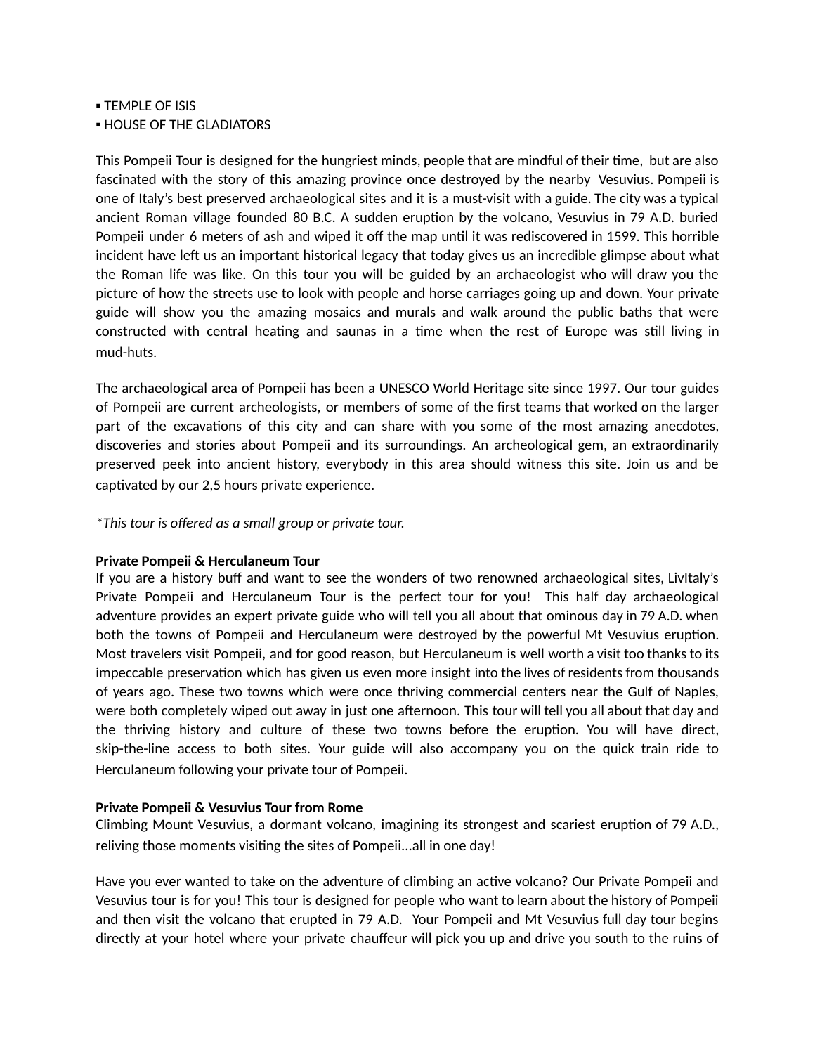▪ TEMPLE OF ISIS
▪ HOUSE OF THE GLADIATORS

This Pompeii Tour is designed for the hungriest minds, people that are mindful of their time, but are also fascinated with the story of this amazing province once destroyed by the nearby Vesuvius. Pompeii is one of Italy's best preserved archaeological sites and it is a must-visit with a guide. The city was a typical ancient Roman village founded 80 B.C. A sudden eruption by the volcano, Vesuvius in 79 A.D. buried Pompeii under 6 meters of ash and wiped it off the map until it was rediscovered in 1599. This horrible incident have left us an important historical legacy that today gives us an incredible glimpse about what the Roman life was like. On this tour you will be guided by an archaeologist who will draw you the picture of how the streets use to look with people and horse carriages going up and down. Your private guide will show you the amazing mosaics and murals and walk around the public baths that were constructed with central heating and saunas in a time when the rest of Europe was still living in mud-huts.

The archaeological area of Pompeii has been a UNESCO World Heritage site since 1997. Our tour guides of Pompeii are current archeologists, or members of some of the first teams that worked on the larger part of the excavations of this city and can share with you some of the most amazing anecdotes, discoveries and stories about Pompeii and its surroundings. An archeological gem, an extraordinarily preserved peek into ancient history, everybody in this area should witness this site. Join us and be captivated by our 2,5 hours private experience.

*This tour is offered as a small group or private tour.*

**Private Pompeii & Herculaneum Tour**
If you are a history buff and want to see the wonders of two renowned archaeological sites, LivItaly's Private Pompeii and Herculaneum Tour is the perfect tour for you! This half day archaeological adventure provides an expert private guide who will tell you all about that ominous day in 79 A.D. when both the towns of Pompeii and Herculaneum were destroyed by the powerful Mt Vesuvius eruption. Most travelers visit Pompeii, and for good reason, but Herculaneum is well worth a visit too thanks to its impeccable preservation which has given us even more insight into the lives of residents from thousands of years ago. These two towns which were once thriving commercial centers near the Gulf of Naples, were both completely wiped out away in just one afternoon. This tour will tell you all about that day and the thriving history and culture of these two towns before the eruption. You will have direct, skip-the-line access to both sites. Your guide will also accompany you on the quick train ride to Herculaneum following your private tour of Pompeii.

**Private Pompeii & Vesuvius Tour from Rome**
Climbing Mount Vesuvius, a dormant volcano, imagining its strongest and scariest eruption of 79 A.D., reliving those moments visiting the sites of Pompeii...all in one day!

Have you ever wanted to take on the adventure of climbing an active volcano? Our Private Pompeii and Vesuvius tour is for you! This tour is designed for people who want to learn about the history of Pompeii and then visit the volcano that erupted in 79 A.D. Your Pompeii and Mt Vesuvius full day tour begins directly at your hotel where your private chauffeur will pick you up and drive you south to the ruins of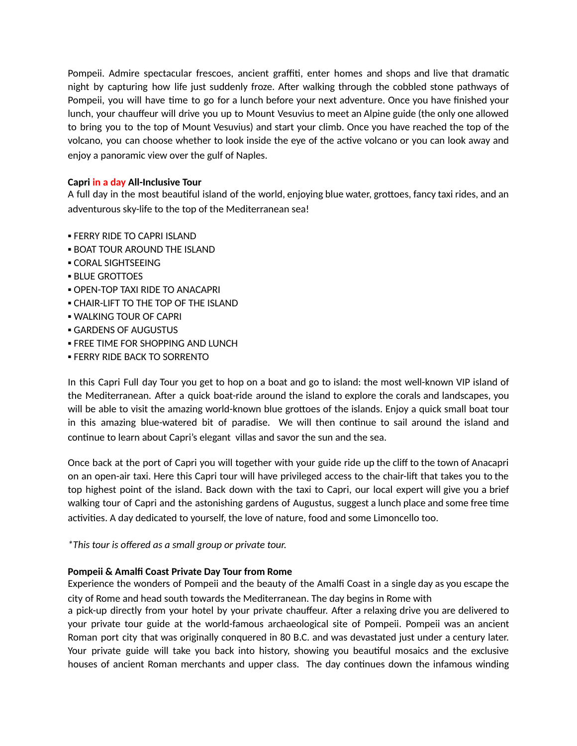Pompeii. Admire spectacular frescoes, ancient graffiti, enter homes and shops and live that dramatic night by capturing how life just suddenly froze. After walking through the cobbled stone pathways of Pompeii, you will have time to go for a lunch before your next adventure. Once you have finished your lunch, your chauffeur will drive you up to Mount Vesuvius to meet an Alpine guide (the only one allowed to bring you to the top of Mount Vesuvius) and start your climb. Once you have reached the top of the volcano, you can choose whether to look inside the eye of the active volcano or you can look away and enjoy a panoramic view over the gulf of Naples.

**Capri in a day All-Inclusive Tour**

A full day in the most beautiful island of the world, enjoying blue water, grottoes, fancy taxi rides, and an adventurous sky-life to the top of the Mediterranean sea!

- FERRY RIDE TO CAPRI ISLAND
- BOAT TOUR AROUND THE ISLAND
- CORAL SIGHTSEEING
- BLUE GROTTOES
- OPEN-TOP TAXI RIDE TO ANACAPRI
- CHAIR-LIFT TO THE TOP OF THE ISLAND
- WALKING TOUR OF CAPRI
- GARDENS OF AUGUSTUS
- FREE TIME FOR SHOPPING AND LUNCH
- FERRY RIDE BACK TO SORRENTO

In this Capri Full day Tour you get to hop on a boat and go to island: the most well-known VIP island of the Mediterranean. After a quick boat-ride around the island to explore the corals and landscapes, you will be able to visit the amazing world-known blue grottoes of the islands. Enjoy a quick small boat tour in this amazing blue-watered bit of paradise. We will then continue to sail around the island and continue to learn about Capri's elegant villas and savor the sun and the sea.

Once back at the port of Capri you will together with your guide ride up the cliff to the town of Anacapri on an open-air taxi. Here this Capri tour will have privileged access to the chair-lift that takes you to the top highest point of the island. Back down with the taxi to Capri, our local expert will give you a brief walking tour of Capri and the astonishing gardens of Augustus, suggest a lunch place and some free time activities. A day dedicated to yourself, the love of nature, food and some Limoncello too.

*\*This tour is offered as a small group or private tour.*

**Pompeii & Amalfi Coast Private Day Tour from Rome**

Experience the wonders of Pompeii and the beauty of the Amalfi Coast in a single day as you escape the city of Rome and head south towards the Mediterranean. The day begins in Rome with a pick-up directly from your hotel by your private chauffeur. After a relaxing drive you are delivered to your private tour guide at the world-famous archaeological site of Pompeii. Pompeii was an ancient Roman port city that was originally conquered in 80 B.C. and was devastated just under a century later. Your private guide will take you back into history, showing you beautiful mosaics and the exclusive houses of ancient Roman merchants and upper class. The day continues down the infamous winding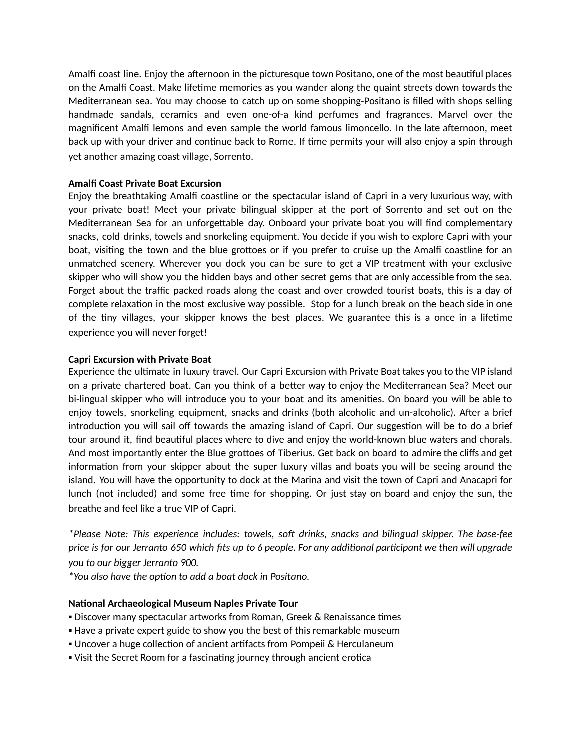Amalfi coast line. Enjoy the afternoon in the picturesque town Positano, one of the most beautiful places on the Amalfi Coast. Make lifetime memories as you wander along the quaint streets down towards the Mediterranean sea. You may choose to catch up on some shopping-Positano is filled with shops selling handmade sandals, ceramics and even one-of-a kind perfumes and fragrances. Marvel over the magnificent Amalfi lemons and even sample the world famous limoncello. In the late afternoon, meet back up with your driver and continue back to Rome. If time permits your will also enjoy a spin through yet another amazing coast village, Sorrento.

**Amalfi Coast Private Boat Excursion**

Enjoy the breathtaking Amalfi coastline or the spectacular island of Capri in a very luxurious way, with your private boat! Meet your private bilingual skipper at the port of Sorrento and set out on the Mediterranean Sea for an unforgettable day. Onboard your private boat you will find complementary snacks, cold drinks, towels and snorkeling equipment. You decide if you wish to explore Capri with your boat, visiting the town and the blue grottoes or if you prefer to cruise up the Amalfi coastline for an unmatched scenery. Wherever you dock you can be sure to get a VIP treatment with your exclusive skipper who will show you the hidden bays and other secret gems that are only accessible from the sea. Forget about the traffic packed roads along the coast and over crowded tourist boats, this is a day of complete relaxation in the most exclusive way possible. Stop for a lunch break on the beach side in one of the tiny villages, your skipper knows the best places. We guarantee this is a once in a lifetime experience you will never forget!

**Capri Excursion with Private Boat**

Experience the ultimate in luxury travel. Our Capri Excursion with Private Boat takes you to the VIP island on a private chartered boat. Can you think of a better way to enjoy the Mediterranean Sea? Meet our bi-lingual skipper who will introduce you to your boat and its amenities. On board you will be able to enjoy towels, snorkeling equipment, snacks and drinks (both alcoholic and un-alcoholic). After a brief introduction you will sail off towards the amazing island of Capri. Our suggestion will be to do a brief tour around it, find beautiful places where to dive and enjoy the world-known blue waters and chorals. And most importantly enter the Blue grottoes of Tiberius. Get back on board to admire the cliffs and get information from your skipper about the super luxury villas and boats you will be seeing around the island. You will have the opportunity to dock at the Marina and visit the town of Capri and Anacapri for lunch (not included) and some free time for shopping. Or just stay on board and enjoy the sun, the breathe and feel like a true VIP of Capri.

*\*Please Note: This experience includes: towels, soft drinks, snacks and bilingual skipper. The base-fee price is for our Jerranto 650 which fits up to 6 people. For any additional participant we then will upgrade you to our bigger Jerranto 900.*
*\*You also have the option to add a boat dock in Positano.*

**National Archaeological Museum Naples Private Tour**

- Discover many spectacular artworks from Roman, Greek & Renaissance times
- Have a private expert guide to show you the best of this remarkable museum
- Uncover a huge collection of ancient artifacts from Pompeii & Herculaneum
- Visit the Secret Room for a fascinating journey through ancient erotica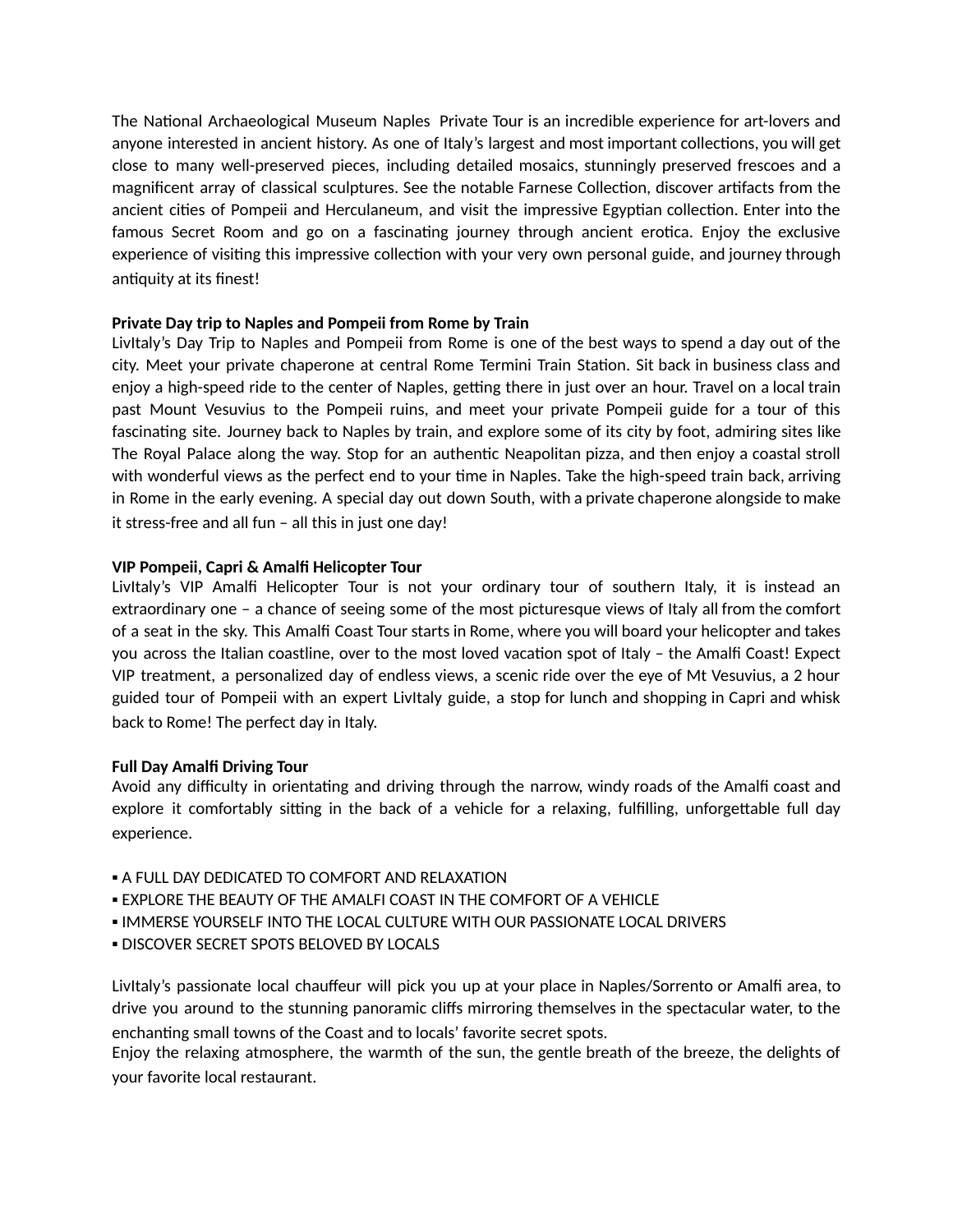The National Archaeological Museum Naples Private Tour is an incredible experience for art-lovers and anyone interested in ancient history. As one of Italy's largest and most important collections, you will get close to many well-preserved pieces, including detailed mosaics, stunningly preserved frescoes and a magnificent array of classical sculptures. See the notable Farnese Collection, discover artifacts from the ancient cities of Pompeii and Herculaneum, and visit the impressive Egyptian collection. Enter into the famous Secret Room and go on a fascinating journey through ancient erotica. Enjoy the exclusive experience of visiting this impressive collection with your very own personal guide, and journey through antiquity at its finest!

**Private Day trip to Naples and Pompeii from Rome by Train**

LivItaly's Day Trip to Naples and Pompeii from Rome is one of the best ways to spend a day out of the city. Meet your private chaperone at central Rome Termini Train Station. Sit back in business class and enjoy a high-speed ride to the center of Naples, getting there in just over an hour. Travel on a local train past Mount Vesuvius to the Pompeii ruins, and meet your private Pompeii guide for a tour of this fascinating site. Journey back to Naples by train, and explore some of its city by foot, admiring sites like The Royal Palace along the way. Stop for an authentic Neapolitan pizza, and then enjoy a coastal stroll with wonderful views as the perfect end to your time in Naples. Take the high-speed train back, arriving in Rome in the early evening. A special day out down South, with a private chaperone alongside to make it stress-free and all fun – all this in just one day!

**VIP Pompeii, Capri & Amalfi Helicopter Tour**

LivItaly's VIP Amalfi Helicopter Tour is not your ordinary tour of southern Italy, it is instead an extraordinary one – a chance of seeing some of the most picturesque views of Italy all from the comfort of a seat in the sky. This Amalfi Coast Tour starts in Rome, where you will board your helicopter and takes you across the Italian coastline, over to the most loved vacation spot of Italy – the Amalfi Coast! Expect VIP treatment, a personalized day of endless views, a scenic ride over the eye of Mt Vesuvius, a 2 hour guided tour of Pompeii with an expert LivItaly guide, a stop for lunch and shopping in Capri and whisk back to Rome! The perfect day in Italy.

**Full Day Amalfi Driving Tour**

Avoid any difficulty in orientating and driving through the narrow, windy roads of the Amalfi coast and explore it comfortably sitting in the back of a vehicle for a relaxing, fulfilling, unforgettable full day experience.

- A FULL DAY DEDICATED TO COMFORT AND RELAXATION
- EXPLORE THE BEAUTY OF THE AMALFI COAST IN THE COMFORT OF A VEHICLE
- IMMERSE YOURSELF INTO THE LOCAL CULTURE WITH OUR PASSIONATE LOCAL DRIVERS
- DISCOVER SECRET SPOTS BELOVED BY LOCALS

LivItaly's passionate local chauffeur will pick you up at your place in Naples/Sorrento or Amalfi area, to drive you around to the stunning panoramic cliffs mirroring themselves in the spectacular water, to the enchanting small towns of the Coast and to locals' favorite secret spots.
Enjoy the relaxing atmosphere, the warmth of the sun, the gentle breath of the breeze, the delights of your favorite local restaurant.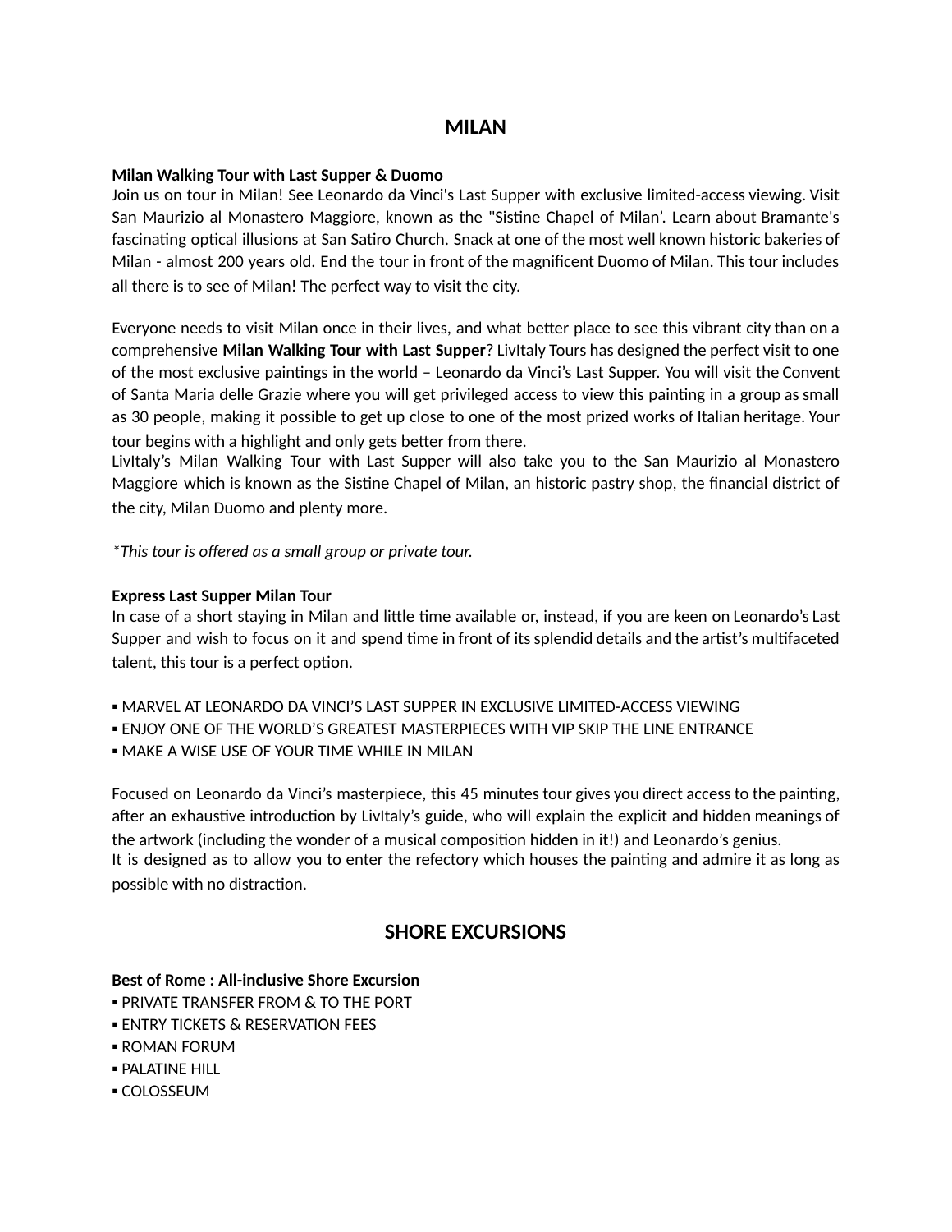# MILAN

**Milan Walking Tour with Last Supper & Duomo**
Join us on tour in Milan! See Leonardo da Vinci's Last Supper with exclusive limited-access viewing. Visit San Maurizio al Monastero Maggiore, known as the "Sistine Chapel of Milan'. Learn about Bramante's fascinating optical illusions at San Satiro Church. Snack at one of the most well known historic bakeries of Milan - almost 200 years old. End the tour in front of the magnificent Duomo of Milan. This tour includes all there is to see of Milan! The perfect way to visit the city.

Everyone needs to visit Milan once in their lives, and what better place to see this vibrant city than on a comprehensive **Milan Walking Tour with Last Supper**? LivItaly Tours has designed the perfect visit to one of the most exclusive paintings in the world – Leonardo da Vinci's Last Supper. You will visit the Convent of Santa Maria delle Grazie where you will get privileged access to view this painting in a group as small as 30 people, making it possible to get up close to one of the most prized works of Italian heritage. Your tour begins with a highlight and only gets better from there.
LivItaly's Milan Walking Tour with Last Supper will also take you to the San Maurizio al Monastero Maggiore which is known as the Sistine Chapel of Milan, an historic pastry shop, the financial district of the city, Milan Duomo and plenty more.

*\*This tour is offered as a small group or private tour.*

**Express Last Supper Milan Tour**
In case of a short staying in Milan and little time available or, instead, if you are keen on Leonardo's Last Supper and wish to focus on it and spend time in front of its splendid details and the artist's multifaceted talent, this tour is a perfect option.

▪ MARVEL AT LEONARDO DA VINCI'S LAST SUPPER IN EXCLUSIVE LIMITED-ACCESS VIEWING
▪ ENJOY ONE OF THE WORLD'S GREATEST MASTERPIECES WITH VIP SKIP THE LINE ENTRANCE
▪ MAKE A WISE USE OF YOUR TIME WHILE IN MILAN

Focused on Leonardo da Vinci's masterpiece, this 45 minutes tour gives you direct access to the painting, after an exhaustive introduction by LivItaly's guide, who will explain the explicit and hidden meanings of the artwork (including the wonder of a musical composition hidden in it!) and Leonardo's genius.
It is designed as to allow you to enter the refectory which houses the painting and admire it as long as possible with no distraction.

# SHORE EXCURSIONS

**Best of Rome : All-inclusive Shore Excursion**
▪ PRIVATE TRANSFER FROM & TO THE PORT
▪ ENTRY TICKETS & RESERVATION FEES
▪ ROMAN FORUM
▪ PALATINE HILL
▪ COLOSSEUM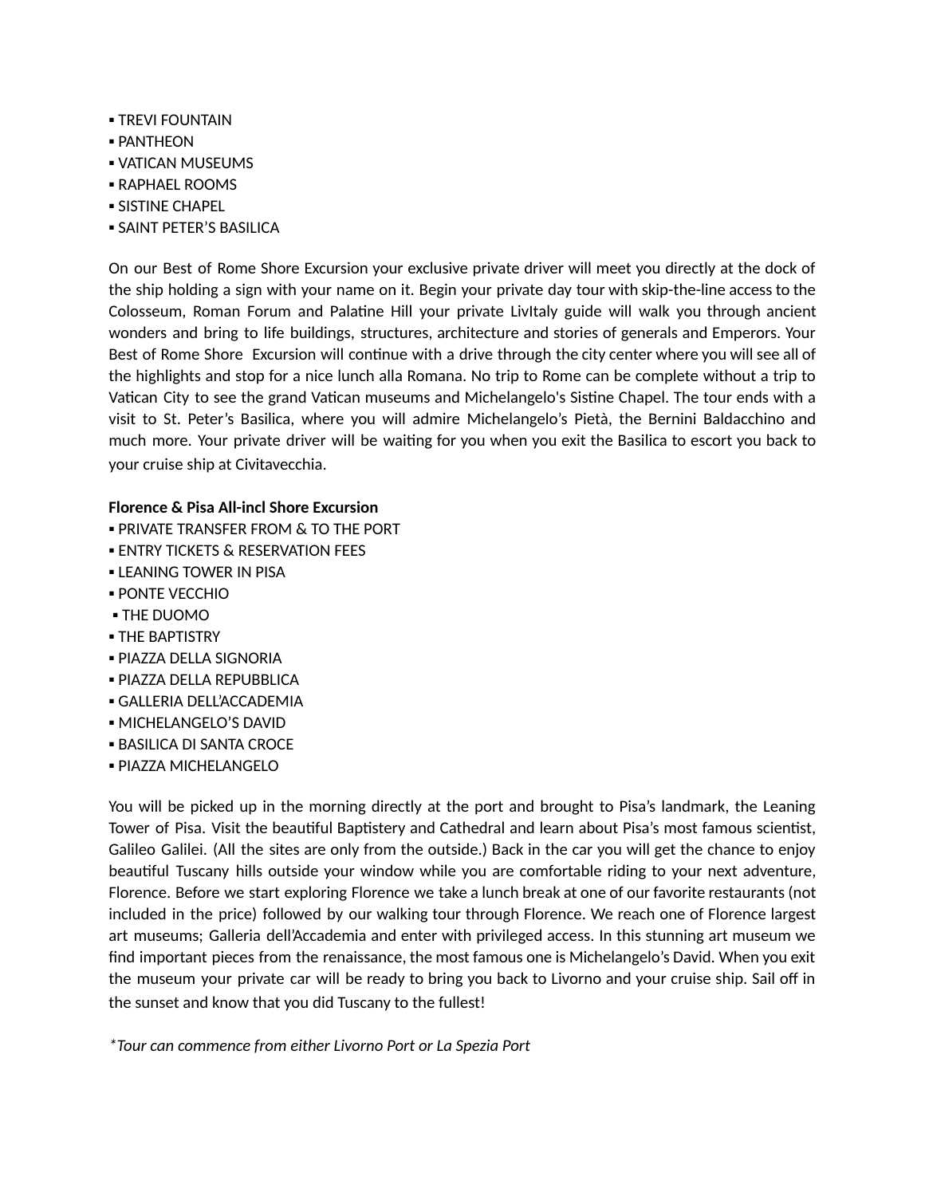- TREVI FOUNTAIN
- PANTHEON
- VATICAN MUSEUMS
- RAPHAEL ROOMS
- SISTINE CHAPEL
- SAINT PETER'S BASILICA

On our Best of Rome Shore Excursion your exclusive private driver will meet you directly at the dock of the ship holding a sign with your name on it. Begin your private day tour with skip-the-line access to the Colosseum, Roman Forum and Palatine Hill your private LivItaly guide will walk you through ancient wonders and bring to life buildings, structures, architecture and stories of generals and Emperors. Your Best of Rome Shore Excursion will continue with a drive through the city center where you will see all of the highlights and stop for a nice lunch alla Romana. No trip to Rome can be complete without a trip to Vatican City to see the grand Vatican museums and Michelangelo's Sistine Chapel. The tour ends with a visit to St. Peter's Basilica, where you will admire Michelangelo's Pietà, the Bernini Baldacchino and much more. Your private driver will be waiting for you when you exit the Basilica to escort you back to your cruise ship at Civitavecchia.

**Florence & Pisa All-incl Shore Excursion**

- PRIVATE TRANSFER FROM & TO THE PORT
- ENTRY TICKETS & RESERVATION FEES
- LEANING TOWER IN PISA
- PONTE VECCHIO
- THE DUOMO
- THE BAPTISTRY
- PIAZZA DELLA SIGNORIA
- PIAZZA DELLA REPUBBLICA
- GALLERIA DELL'ACCADEMIA
- MICHELANGELO'S DAVID
- BASILICA DI SANTA CROCE
- PIAZZA MICHELANGELO

You will be picked up in the morning directly at the port and brought to Pisa's landmark, the Leaning Tower of Pisa. Visit the beautiful Baptistery and Cathedral and learn about Pisa's most famous scientist, Galileo Galilei. (All the sites are only from the outside.) Back in the car you will get the chance to enjoy beautiful Tuscany hills outside your window while you are comfortable riding to your next adventure, Florence. Before we start exploring Florence we take a lunch break at one of our favorite restaurants (not included in the price) followed by our walking tour through Florence. We reach one of Florence largest art museums; Galleria dell'Accademia and enter with privileged access. In this stunning art museum we find important pieces from the renaissance, the most famous one is Michelangelo's David. When you exit the museum your private car will be ready to bring you back to Livorno and your cruise ship. Sail off in the sunset and know that you did Tuscany to the fullest!

*\*Tour can commence from either Livorno Port or La Spezia Port*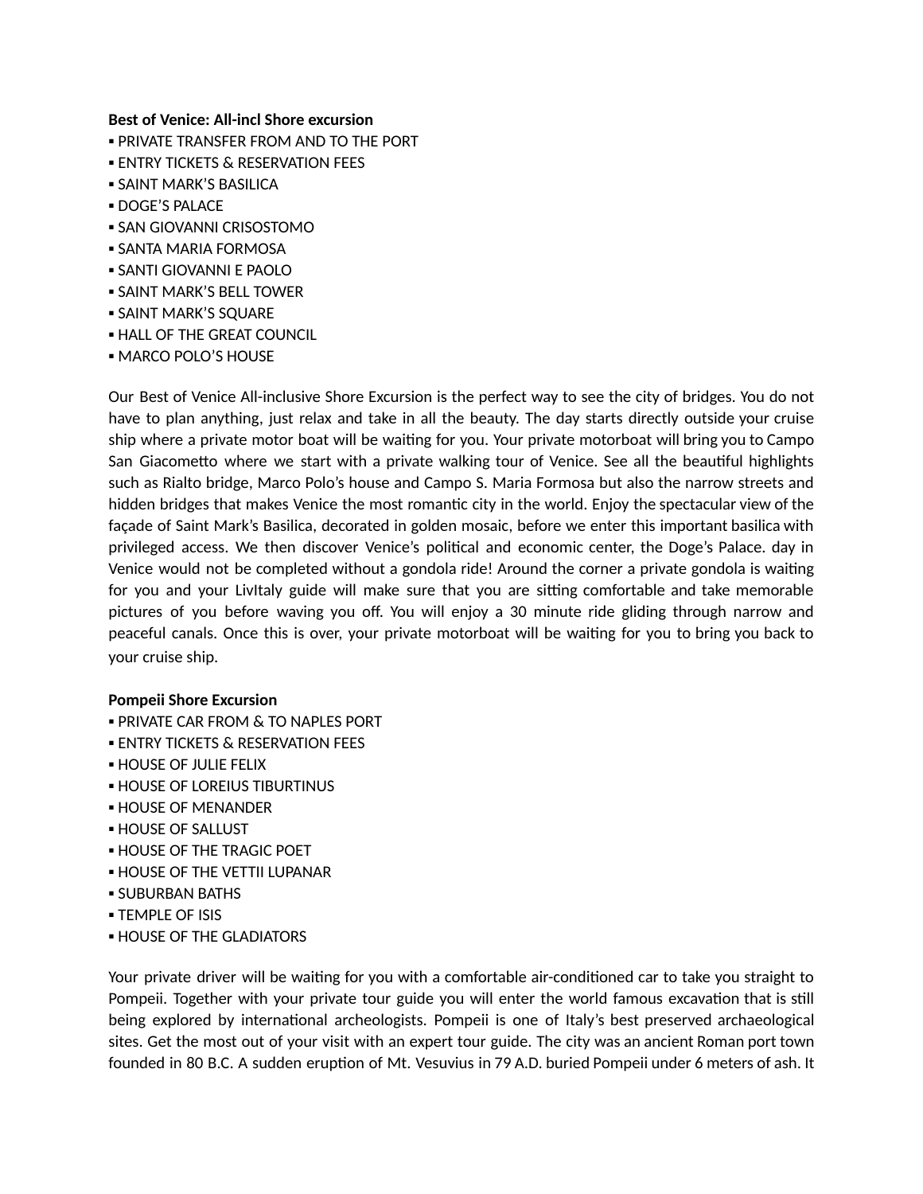**Best of Venice: All-incl Shore excursion**

▪ PRIVATE TRANSFER FROM AND TO THE PORT
▪ ENTRY TICKETS & RESERVATION FEES
▪ SAINT MARK'S BASILICA
▪ DOGE'S PALACE
▪ SAN GIOVANNI CRISOSTOMO
▪ SANTA MARIA FORMOSA
▪ SANTI GIOVANNI E PAOLO
▪ SAINT MARK'S BELL TOWER
▪ SAINT MARK'S SQUARE
▪ HALL OF THE GREAT COUNCIL
▪ MARCO POLO'S HOUSE

Our Best of Venice All-inclusive Shore Excursion is the perfect way to see the city of bridges. You do not have to plan anything, just relax and take in all the beauty. The day starts directly outside your cruise ship where a private motor boat will be waiting for you. Your private motorboat will bring you to Campo San Giacometto where we start with a private walking tour of Venice. See all the beautiful highlights such as Rialto bridge, Marco Polo's house and Campo S. Maria Formosa but also the narrow streets and hidden bridges that makes Venice the most romantic city in the world. Enjoy the spectacular view of the façade of Saint Mark's Basilica, decorated in golden mosaic, before we enter this important basilica with privileged access. We then discover Venice's political and economic center, the Doge's Palace. day in Venice would not be completed without a gondola ride! Around the corner a private gondola is waiting for you and your LivItaly guide will make sure that you are sitting comfortable and take memorable pictures of you before waving you off. You will enjoy a 30 minute ride gliding through narrow and peaceful canals. Once this is over, your private motorboat will be waiting for you to bring you back to your cruise ship.

**Pompeii Shore Excursion**

▪ PRIVATE CAR FROM & TO NAPLES PORT
▪ ENTRY TICKETS & RESERVATION FEES
▪ HOUSE OF JULIE FELIX
▪ HOUSE OF LOREIUS TIBURTINUS
▪ HOUSE OF MENANDER
▪ HOUSE OF SALLUST
▪ HOUSE OF THE TRAGIC POET
▪ HOUSE OF THE VETTII LUPANAR
▪ SUBURBAN BATHS
▪ TEMPLE OF ISIS
▪ HOUSE OF THE GLADIATORS

Your private driver will be waiting for you with a comfortable air-conditioned car to take you straight to Pompeii. Together with your private tour guide you will enter the world famous excavation that is still being explored by international archeologists. Pompeii is one of Italy's best preserved archaeological sites. Get the most out of your visit with an expert tour guide. The city was an ancient Roman port town founded in 80 B.C. A sudden eruption of Mt. Vesuvius in 79 A.D. buried Pompeii under 6 meters of ash. It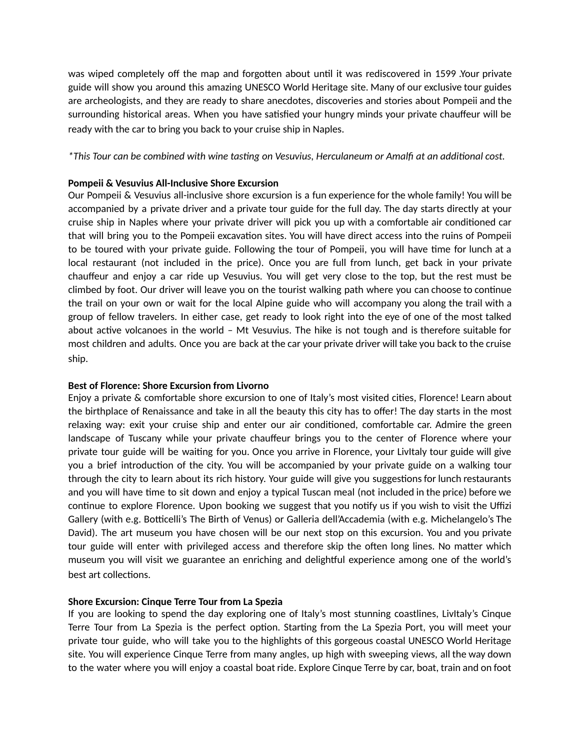was wiped completely off the map and forgotten about until it was rediscovered in 1599 .Your private guide will show you around this amazing UNESCO World Heritage site. Many of our exclusive tour guides are archeologists, and they are ready to share anecdotes, discoveries and stories about Pompeii and the surrounding historical areas. When you have satisfied your hungry minds your private chauffeur will be ready with the car to bring you back to your cruise ship in Naples.

*\*This Tour can be combined with wine tasting on Vesuvius, Herculaneum or Amalfi at an additional cost.*

**Pompeii & Vesuvius All-Inclusive Shore Excursion**

Our Pompeii & Vesuvius all-inclusive shore excursion is a fun experience for the whole family! You will be accompanied by a private driver and a private tour guide for the full day. The day starts directly at your cruise ship in Naples where your private driver will pick you up with a comfortable air conditioned car that will bring you to the Pompeii excavation sites. You will have direct access into the ruins of Pompeii to be toured with your private guide. Following the tour of Pompeii, you will have time for lunch at a local restaurant (not included in the price). Once you are full from lunch, get back in your private chauffeur and enjoy a car ride up Vesuvius. You will get very close to the top, but the rest must be climbed by foot. Our driver will leave you on the tourist walking path where you can choose to continue the trail on your own or wait for the local Alpine guide who will accompany you along the trail with a group of fellow travelers. In either case, get ready to look right into the eye of one of the most talked about active volcanoes in the world – Mt Vesuvius. The hike is not tough and is therefore suitable for most children and adults. Once you are back at the car your private driver will take you back to the cruise ship.

**Best of Florence: Shore Excursion from Livorno**

Enjoy a private & comfortable shore excursion to one of Italy's most visited cities, Florence! Learn about the birthplace of Renaissance and take in all the beauty this city has to offer! The day starts in the most relaxing way: exit your cruise ship and enter our air conditioned, comfortable car. Admire the green landscape of Tuscany while your private chauffeur brings you to the center of Florence where your private tour guide will be waiting for you. Once you arrive in Florence, your LivItaly tour guide will give you a brief introduction of the city. You will be accompanied by your private guide on a walking tour through the city to learn about its rich history. Your guide will give you suggestions for lunch restaurants and you will have time to sit down and enjoy a typical Tuscan meal (not included in the price) before we continue to explore Florence. Upon booking we suggest that you notify us if you wish to visit the Uffizi Gallery (with e.g. Botticelli's The Birth of Venus) or Galleria dell'Accademia (with e.g. Michelangelo's The David). The art museum you have chosen will be our next stop on this excursion. You and you private tour guide will enter with privileged access and therefore skip the often long lines. No matter which museum you will visit we guarantee an enriching and delightful experience among one of the world's best art collections.

**Shore Excursion: Cinque Terre Tour from La Spezia**

If you are looking to spend the day exploring one of Italy's most stunning coastlines, LivItaly's Cinque Terre Tour from La Spezia is the perfect option. Starting from the La Spezia Port, you will meet your private tour guide, who will take you to the highlights of this gorgeous coastal UNESCO World Heritage site. You will experience Cinque Terre from many angles, up high with sweeping views, all the way down to the water where you will enjoy a coastal boat ride. Explore Cinque Terre by car, boat, train and on foot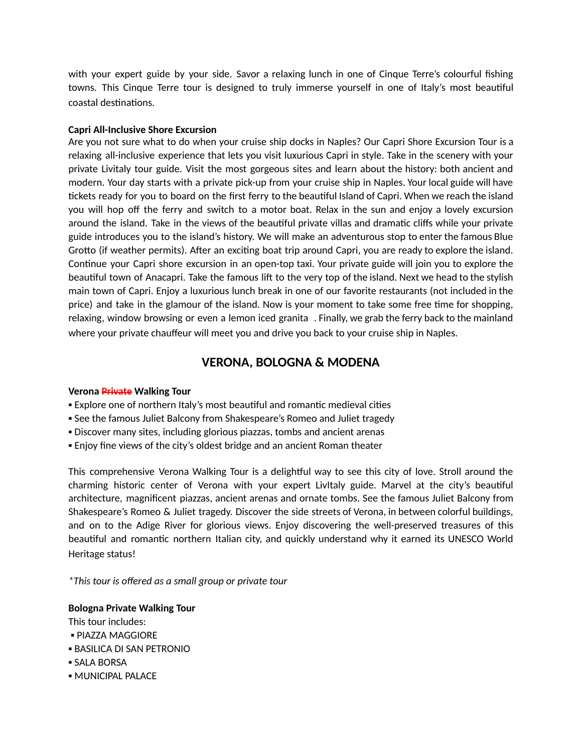with your expert guide by your side. Savor a relaxing lunch in one of Cinque Terre's colourful fishing towns. This Cinque Terre tour is designed to truly immerse yourself in one of Italy's most beautiful coastal destinations.

**Capri All-Inclusive Shore Excursion**
Are you not sure what to do when your cruise ship docks in Naples? Our Capri Shore Excursion Tour is a relaxing all-inclusive experience that lets you visit luxurious Capri in style. Take in the scenery with your private Livitaly tour guide. Visit the most gorgeous sites and learn about the history: both ancient and modern. Your day starts with a private pick-up from your cruise ship in Naples. Your local guide will have tickets ready for you to board on the first ferry to the beautiful Island of Capri. When we reach the island you will hop off the ferry and switch to a motor boat. Relax in the sun and enjoy a lovely excursion around the island. Take in the views of the beautiful private villas and dramatic cliffs while your private guide introduces you to the island's history. We will make an adventurous stop to enter the famous Blue Grotto (if weather permits). After an exciting boat trip around Capri, you are ready to explore the island. Continue your Capri shore excursion in an open-top taxi. Your private guide will join you to explore the beautiful town of Anacapri. Take the famous lift to the very top of the island. Next we head to the stylish main town of Capri. Enjoy a luxurious lunch break in one of our favorite restaurants (not included in the price) and take in the glamour of the island. Now is your moment to take some free time for shopping, relaxing, window browsing or even a lemon iced granita . Finally, we grab the ferry back to the mainland where your private chauffeur will meet you and drive you back to your cruise ship in Naples.

## VERONA, BOLOGNA & MODENA

**Verona ~~Private~~ Walking Tour**

- Explore one of northern Italy's most beautiful and romantic medieval cities
- See the famous Juliet Balcony from Shakespeare's Romeo and Juliet tragedy
- Discover many sites, including glorious piazzas, tombs and ancient arenas
- Enjoy fine views of the city's oldest bridge and an ancient Roman theater

This comprehensive Verona Walking Tour is a delightful way to see this city of love. Stroll around the charming historic center of Verona with your expert LivItaly guide. Marvel at the city's beautiful architecture, magnificent piazzas, ancient arenas and ornate tombs. See the famous Juliet Balcony from Shakespeare's Romeo & Juliet tragedy. Discover the side streets of Verona, in between colorful buildings, and on to the Adige River for glorious views. Enjoy discovering the well-preserved treasures of this beautiful and romantic northern Italian city, and quickly understand why it earned its UNESCO World Heritage status!

*\*This tour is offered as a small group or private tour*

**Bologna Private Walking Tour**
This tour includes:

- PIAZZA MAGGIORE
- BASILICA DI SAN PETRONIO
- SALA BORSA
- MUNICIPAL PALACE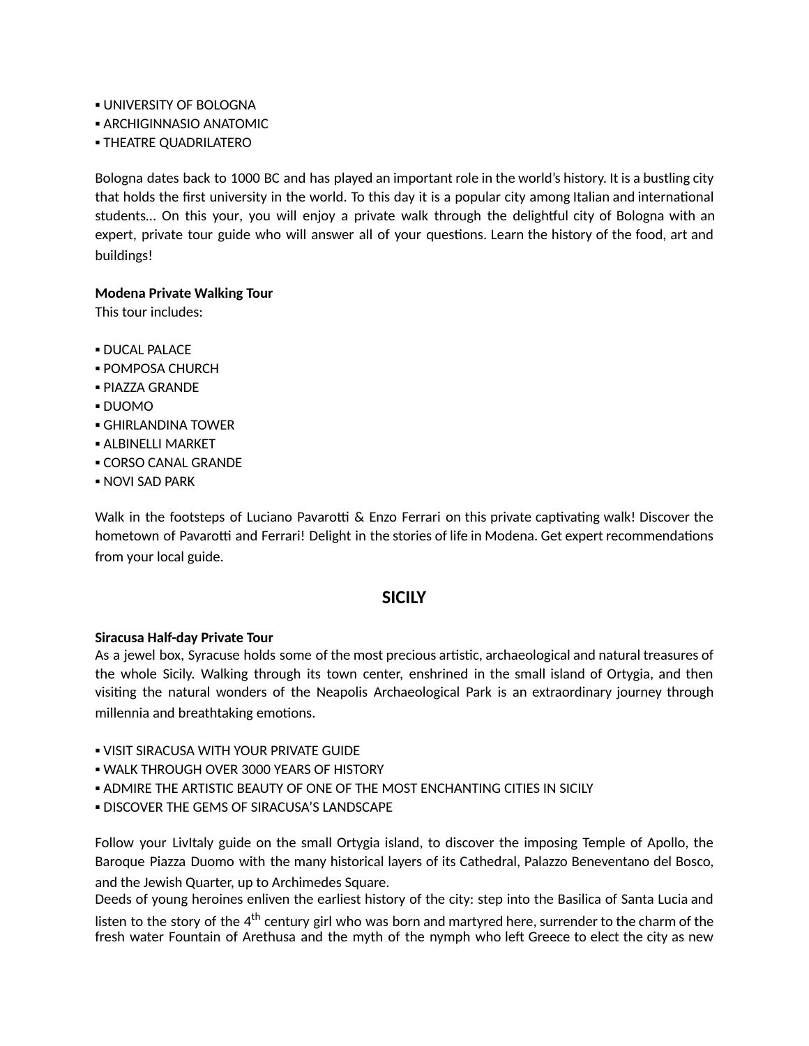▪ UNIVERSITY OF BOLOGNA
▪ ARCHIGINNASIO ANATOMIC
▪ THEATRE QUADRILATERO

Bologna dates back to 1000 BC and has played an important role in the world's history. It is a bustling city that holds the first university in the world. To this day it is a popular city among Italian and international students… On this your, you will enjoy a private walk through the delightful city of Bologna with an expert, private tour guide who will answer all of your questions. Learn the history of the food, art and buildings!

**Modena Private Walking Tour**
This tour includes:

▪ DUCAL PALACE
▪ POMPOSA CHURCH
▪ PIAZZA GRANDE
▪ DUOMO
▪ GHIRLANDINA TOWER
▪ ALBINELLI MARKET
▪ CORSO CANAL GRANDE
▪ NOVI SAD PARK

Walk in the footsteps of Luciano Pavarotti & Enzo Ferrari on this private captivating walk! Discover the hometown of Pavarotti and Ferrari! Delight in the stories of life in Modena. Get expert recommendations from your local guide.

## SICILY

**Siracusa Half-day Private Tour**
As a jewel box, Syracuse holds some of the most precious artistic, archaeological and natural treasures of the whole Sicily. Walking through its town center, enshrined in the small island of Ortygia, and then visiting the natural wonders of the Neapolis Archaeological Park is an extraordinary journey through millennia and breathtaking emotions.

▪ VISIT SIRACUSA WITH YOUR PRIVATE GUIDE
▪ WALK THROUGH OVER 3000 YEARS OF HISTORY
▪ ADMIRE THE ARTISTIC BEAUTY OF ONE OF THE MOST ENCHANTING CITIES IN SICILY
▪ DISCOVER THE GEMS OF SIRACUSA'S LANDSCAPE

Follow your LivItaly guide on the small Ortygia island, to discover the imposing Temple of Apollo, the Baroque Piazza Duomo with the many historical layers of its Cathedral, Palazzo Beneventano del Bosco, and the Jewish Quarter, up to Archimedes Square.
Deeds of young heroines enliven the earliest history of the city: step into the Basilica of Santa Lucia and listen to the story of the 4th century girl who was born and martyred here, surrender to the charm of the fresh water Fountain of Arethusa and the myth of the nymph who left Greece to elect the city as new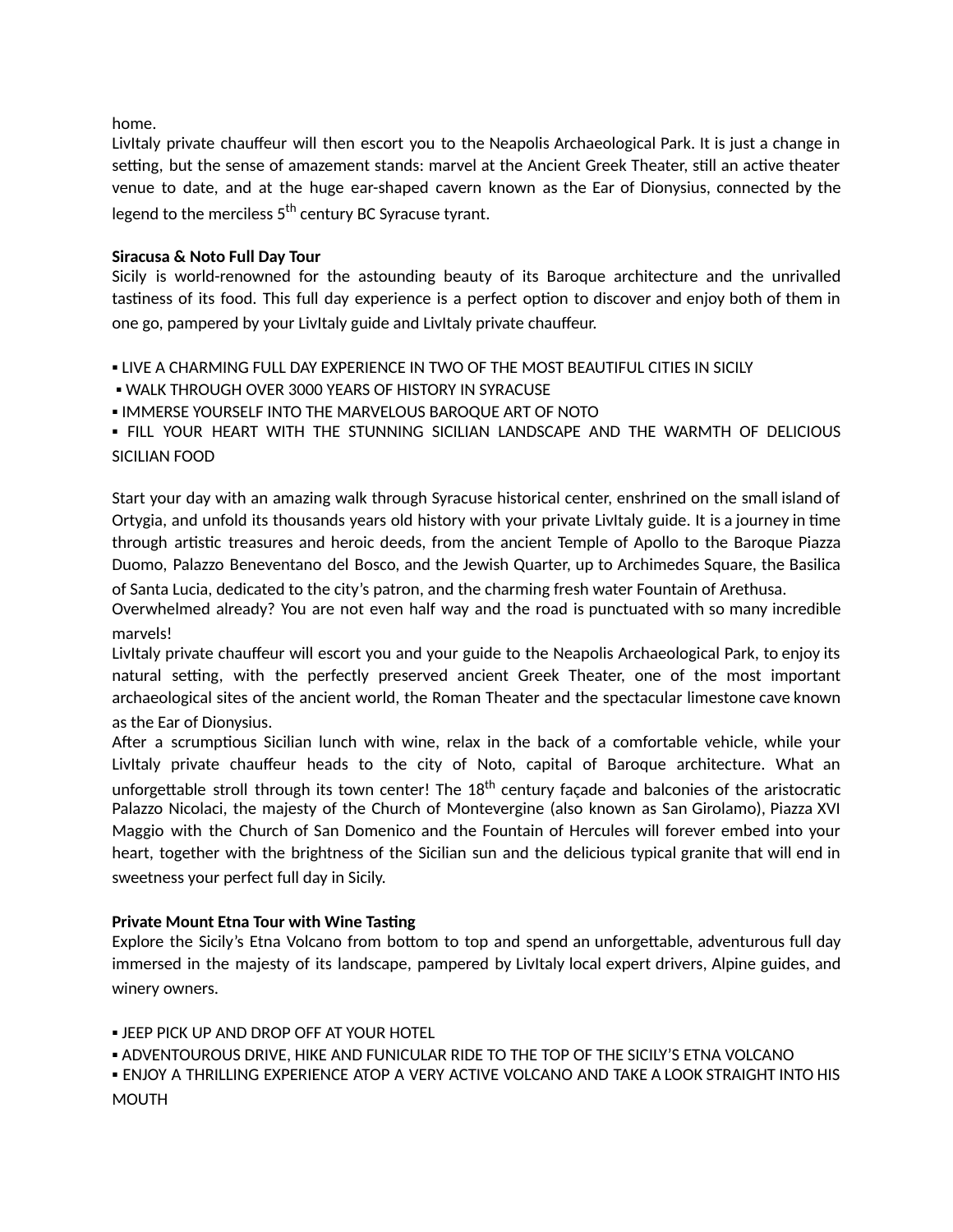home.
LivItaly private chauffeur will then escort you to the Neapolis Archaeological Park. It is just a change in setting, but the sense of amazement stands: marvel at the Ancient Greek Theater, still an active theater venue to date, and at the huge ear-shaped cavern known as the Ear of Dionysius, connected by the legend to the merciless 5th century BC Syracuse tyrant.

**Siracusa & Noto Full Day Tour**
Sicily is world-renowned for the astounding beauty of its Baroque architecture and the unrivalled tastiness of its food. This full day experience is a perfect option to discover and enjoy both of them in one go, pampered by your LivItaly guide and LivItaly private chauffeur.

▪ LIVE A CHARMING FULL DAY EXPERIENCE IN TWO OF THE MOST BEAUTIFUL CITIES IN SICILY
▪ WALK THROUGH OVER 3000 YEARS OF HISTORY IN SYRACUSE
▪ IMMERSE YOURSELF INTO THE MARVELOUS BAROQUE ART OF NOTO
▪ FILL YOUR HEART WITH THE STUNNING SICILIAN LANDSCAPE AND THE WARMTH OF DELICIOUS SICILIAN FOOD

Start your day with an amazing walk through Syracuse historical center, enshrined on the small island of Ortygia, and unfold its thousands years old history with your private LivItaly guide. It is a journey in time through artistic treasures and heroic deeds, from the ancient Temple of Apollo to the Baroque Piazza Duomo, Palazzo Beneventano del Bosco, and the Jewish Quarter, up to Archimedes Square, the Basilica of Santa Lucia, dedicated to the city's patron, and the charming fresh water Fountain of Arethusa.
Overwhelmed already? You are not even half way and the road is punctuated with so many incredible marvels!
LivItaly private chauffeur will escort you and your guide to the Neapolis Archaeological Park, to enjoy its natural setting, with the perfectly preserved ancient Greek Theater, one of the most important archaeological sites of the ancient world, the Roman Theater and the spectacular limestone cave known as the Ear of Dionysius.
After a scrumptious Sicilian lunch with wine, relax in the back of a comfortable vehicle, while your LivItaly private chauffeur heads to the city of Noto, capital of Baroque architecture. What an unforgettable stroll through its town center! The 18th century façade and balconies of the aristocratic Palazzo Nicolaci, the majesty of the Church of Montevergine (also known as San Girolamo), Piazza XVI Maggio with the Church of San Domenico and the Fountain of Hercules will forever embed into your heart, together with the brightness of the Sicilian sun and the delicious typical granite that will end in sweetness your perfect full day in Sicily.

**Private Mount Etna Tour with Wine Tasting**
Explore the Sicily's Etna Volcano from bottom to top and spend an unforgettable, adventurous full day immersed in the majesty of its landscape, pampered by LivItaly local expert drivers, Alpine guides, and winery owners.

▪ JEEP PICK UP AND DROP OFF AT YOUR HOTEL
▪ ADVENTOUROUS DRIVE, HIKE AND FUNICULAR RIDE TO THE TOP OF THE SICILY'S ETNA VOLCANO
▪ ENJOY A THRILLING EXPERIENCE ATOP A VERY ACTIVE VOLCANO AND TAKE A LOOK STRAIGHT INTO HIS MOUTH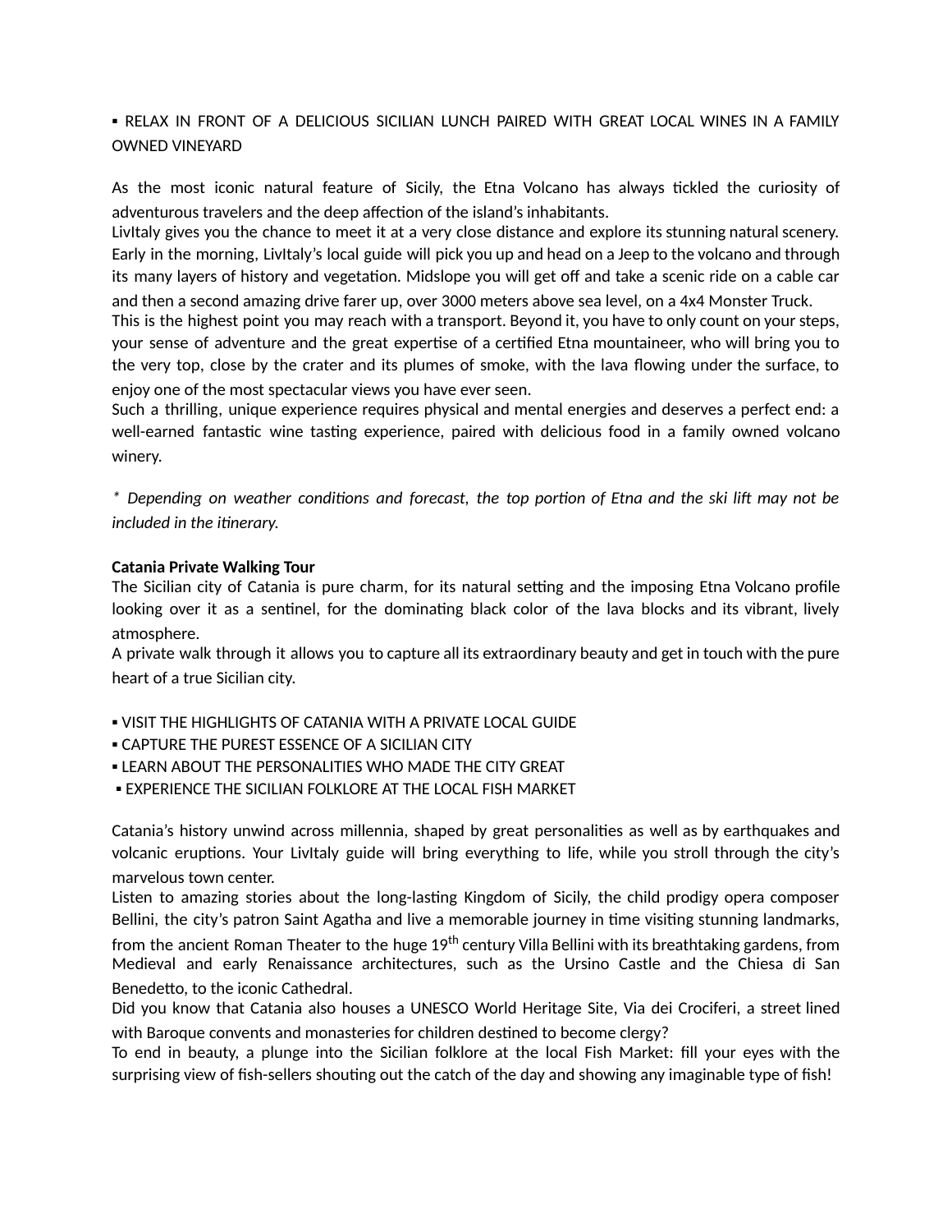▪ RELAX IN FRONT OF A DELICIOUS SICILIAN LUNCH PAIRED WITH GREAT LOCAL WINES IN A FAMILY OWNED VINEYARD

As the most iconic natural feature of Sicily, the Etna Volcano has always tickled the curiosity of adventurous travelers and the deep affection of the island's inhabitants.
LivItaly gives you the chance to meet it at a very close distance and explore its stunning natural scenery. Early in the morning, LivItaly's local guide will pick you up and head on a Jeep to the volcano and through its many layers of history and vegetation. Midslope you will get off and take a scenic ride on a cable car and then a second amazing drive farer up, over 3000 meters above sea level, on a 4x4 Monster Truck.
This is the highest point you may reach with a transport. Beyond it, you have to only count on your steps, your sense of adventure and the great expertise of a certified Etna mountaineer, who will bring you to the very top, close by the crater and its plumes of smoke, with the lava flowing under the surface, to enjoy one of the most spectacular views you have ever seen.
Such a thrilling, unique experience requires physical and mental energies and deserves a perfect end: a well-earned fantastic wine tasting experience, paired with delicious food in a family owned volcano winery.

*\* Depending on weather conditions and forecast, the top portion of Etna and the ski lift may not be included in the itinerary.*

**Catania Private Walking Tour**
The Sicilian city of Catania is pure charm, for its natural setting and the imposing Etna Volcano profile looking over it as a sentinel, for the dominating black color of the lava blocks and its vibrant, lively atmosphere.
A private walk through it allows you to capture all its extraordinary beauty and get in touch with the pure heart of a true Sicilian city.

▪ VISIT THE HIGHLIGHTS OF CATANIA WITH A PRIVATE LOCAL GUIDE
▪ CAPTURE THE PUREST ESSENCE OF A SICILIAN CITY
▪ LEARN ABOUT THE PERSONALITIES WHO MADE THE CITY GREAT
▪ EXPERIENCE THE SICILIAN FOLKLORE AT THE LOCAL FISH MARKET

Catania's history unwind across millennia, shaped by great personalities as well as by earthquakes and volcanic eruptions. Your LivItaly guide will bring everything to life, while you stroll through the city's marvelous town center.
Listen to amazing stories about the long-lasting Kingdom of Sicily, the child prodigy opera composer Bellini, the city's patron Saint Agatha and live a memorable journey in time visiting stunning landmarks, from the ancient Roman Theater to the huge 19th century Villa Bellini with its breathtaking gardens, from Medieval and early Renaissance architectures, such as the Ursino Castle and the Chiesa di San Benedetto, to the iconic Cathedral.
Did you know that Catania also houses a UNESCO World Heritage Site, Via dei Crociferi, a street lined with Baroque convents and monasteries for children destined to become clergy?
To end in beauty, a plunge into the Sicilian folklore at the local Fish Market: fill your eyes with the surprising view of fish-sellers shouting out the catch of the day and showing any imaginable type of fish!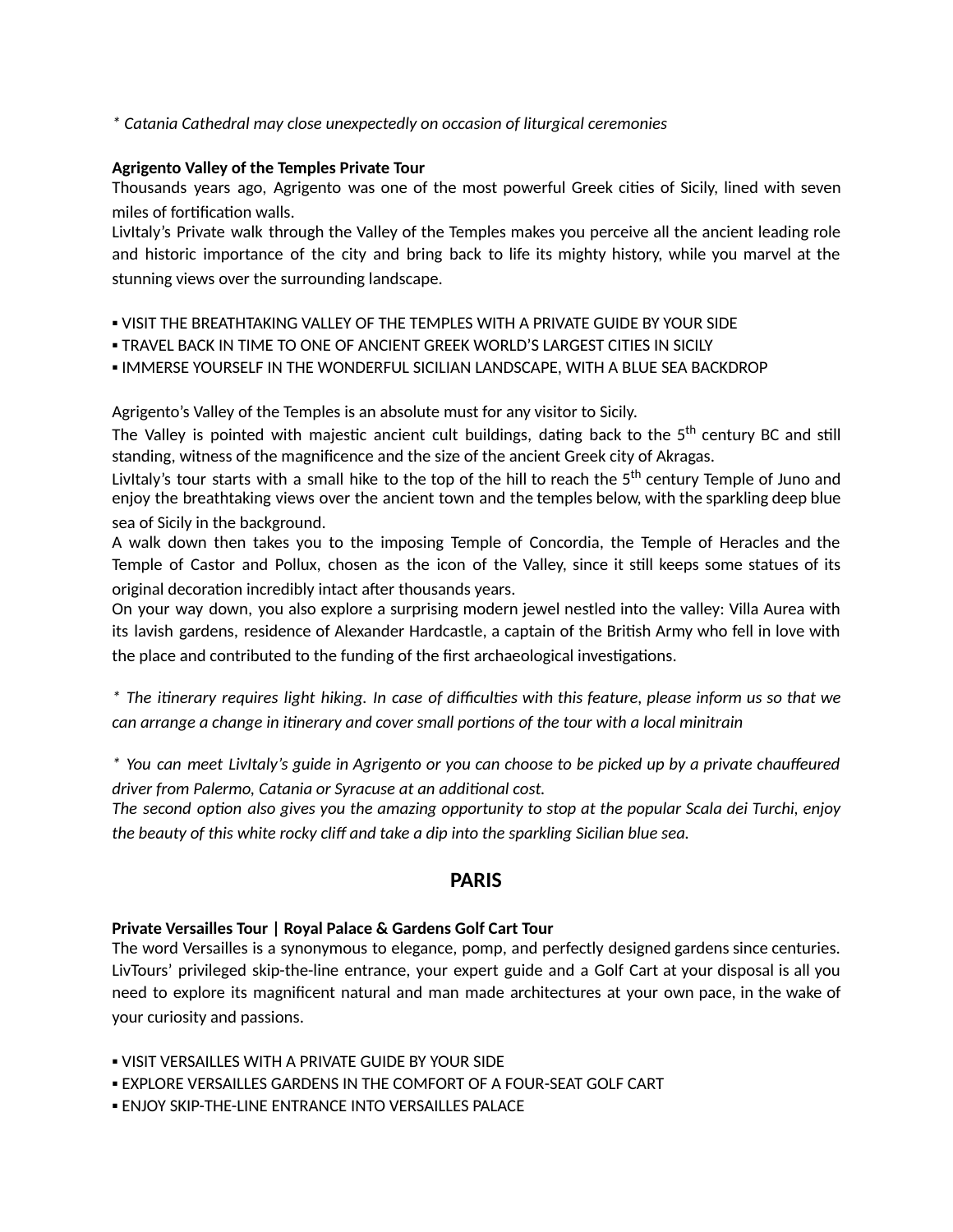*\* Catania Cathedral may close unexpectedly on occasion of liturgical ceremonies*

**Agrigento Valley of the Temples Private Tour**

Thousands years ago, Agrigento was one of the most powerful Greek cities of Sicily, lined with seven miles of fortification walls.
LivItaly's Private walk through the Valley of the Temples makes you perceive all the ancient leading role and historic importance of the city and bring back to life its mighty history, while you marvel at the stunning views over the surrounding landscape.

▪ VISIT THE BREATHTAKING VALLEY OF THE TEMPLES WITH A PRIVATE GUIDE BY YOUR SIDE
▪ TRAVEL BACK IN TIME TO ONE OF ANCIENT GREEK WORLD'S LARGEST CITIES IN SICILY
▪ IMMERSE YOURSELF IN THE WONDERFUL SICILIAN LANDSCAPE, WITH A BLUE SEA BACKDROP

Agrigento's Valley of the Temples is an absolute must for any visitor to Sicily.
The Valley is pointed with majestic ancient cult buildings, dating back to the 5th century BC and still standing, witness of the magnificence and the size of the ancient Greek city of Akragas.
LivItaly's tour starts with a small hike to the top of the hill to reach the 5th century Temple of Juno and enjoy the breathtaking views over the ancient town and the temples below, with the sparkling deep blue sea of Sicily in the background.
A walk down then takes you to the imposing Temple of Concordia, the Temple of Heracles and the Temple of Castor and Pollux, chosen as the icon of the Valley, since it still keeps some statues of its original decoration incredibly intact after thousands years.
On your way down, you also explore a surprising modern jewel nestled into the valley: Villa Aurea with its lavish gardens, residence of Alexander Hardcastle, a captain of the British Army who fell in love with the place and contributed to the funding of the first archaeological investigations.

*\* The itinerary requires light hiking. In case of difficulties with this feature, please inform us so that we can arrange a change in itinerary and cover small portions of the tour with a local minitrain*

*\* You can meet LivItaly's guide in Agrigento or you can choose to be picked up by a private chauffeured driver from Palermo, Catania or Syracuse at an additional cost.*
*The second option also gives you the amazing opportunity to stop at the popular Scala dei Turchi, enjoy the beauty of this white rocky cliff and take a dip into the sparkling Sicilian blue sea.*

## PARIS

**Private Versailles Tour | Royal Palace & Gardens Golf Cart Tour**

The word Versailles is a synonymous to elegance, pomp, and perfectly designed gardens since centuries. LivTours' privileged skip-the-line entrance, your expert guide and a Golf Cart at your disposal is all you need to explore its magnificent natural and man made architectures at your own pace, in the wake of your curiosity and passions.

▪ VISIT VERSAILLES WITH A PRIVATE GUIDE BY YOUR SIDE
▪ EXPLORE VERSAILLES GARDENS IN THE COMFORT OF A FOUR-SEAT GOLF CART
▪ ENJOY SKIP-THE-LINE ENTRANCE INTO VERSAILLES PALACE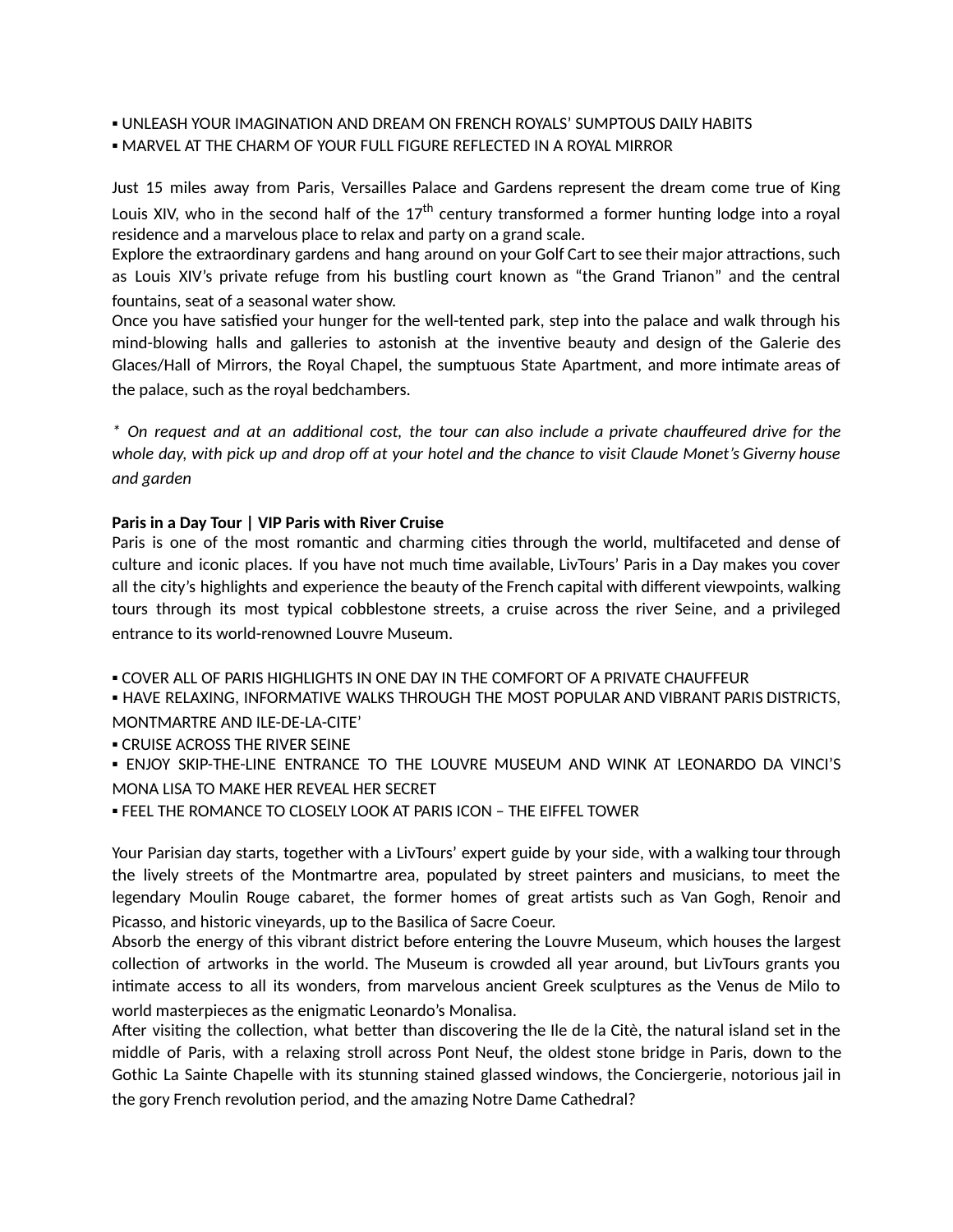▪ UNLEASH YOUR IMAGINATION AND DREAM ON FRENCH ROYALS' SUMPTOUS DAILY HABITS
▪ MARVEL AT THE CHARM OF YOUR FULL FIGURE REFLECTED IN A ROYAL MIRROR

Just 15 miles away from Paris, Versailles Palace and Gardens represent the dream come true of King Louis XIV, who in the second half of the 17th century transformed a former hunting lodge into a royal residence and a marvelous place to relax and party on a grand scale.
Explore the extraordinary gardens and hang around on your Golf Cart to see their major attractions, such as Louis XIV's private refuge from his bustling court known as "the Grand Trianon" and the central fountains, seat of a seasonal water show.
Once you have satisfied your hunger for the well-tented park, step into the palace and walk through his mind-blowing halls and galleries to astonish at the inventive beauty and design of the Galerie des Glaces/Hall of Mirrors, the Royal Chapel, the sumptuous State Apartment, and more intimate areas of the palace, such as the royal bedchambers.

*\* On request and at an additional cost, the tour can also include a private chauffeured drive for the whole day, with pick up and drop off at your hotel and the chance to visit Claude Monet's Giverny house and garden*

**Paris in a Day Tour | VIP Paris with River Cruise**
Paris is one of the most romantic and charming cities through the world, multifaceted and dense of culture and iconic places. If you have not much time available, LivTours' Paris in a Day makes you cover all the city's highlights and experience the beauty of the French capital with different viewpoints, walking tours through its most typical cobblestone streets, a cruise across the river Seine, and a privileged entrance to its world-renowned Louvre Museum.

▪ COVER ALL OF PARIS HIGHLIGHTS IN ONE DAY IN THE COMFORT OF A PRIVATE CHAUFFEUR
▪ HAVE RELAXING, INFORMATIVE WALKS THROUGH THE MOST POPULAR AND VIBRANT PARIS DISTRICTS, MONTMARTRE AND ILE-DE-LA-CITE'
▪ CRUISE ACROSS THE RIVER SEINE
▪ ENJOY SKIP-THE-LINE ENTRANCE TO THE LOUVRE MUSEUM AND WINK AT LEONARDO DA VINCI'S MONA LISA TO MAKE HER REVEAL HER SECRET
▪ FEEL THE ROMANCE TO CLOSELY LOOK AT PARIS ICON – THE EIFFEL TOWER

Your Parisian day starts, together with a LivTours' expert guide by your side, with a walking tour through the lively streets of the Montmartre area, populated by street painters and musicians, to meet the legendary Moulin Rouge cabaret, the former homes of great artists such as Van Gogh, Renoir and Picasso, and historic vineyards, up to the Basilica of Sacre Coeur.
Absorb the energy of this vibrant district before entering the Louvre Museum, which houses the largest collection of artworks in the world. The Museum is crowded all year around, but LivTours grants you intimate access to all its wonders, from marvelous ancient Greek sculptures as the Venus de Milo to world masterpieces as the enigmatic Leonardo's Monalisa.
After visiting the collection, what better than discovering the Ile de la Citè, the natural island set in the middle of Paris, with a relaxing stroll across Pont Neuf, the oldest stone bridge in Paris, down to the Gothic La Sainte Chapelle with its stunning stained glassed windows, the Conciergerie, notorious jail in the gory French revolution period, and the amazing Notre Dame Cathedral?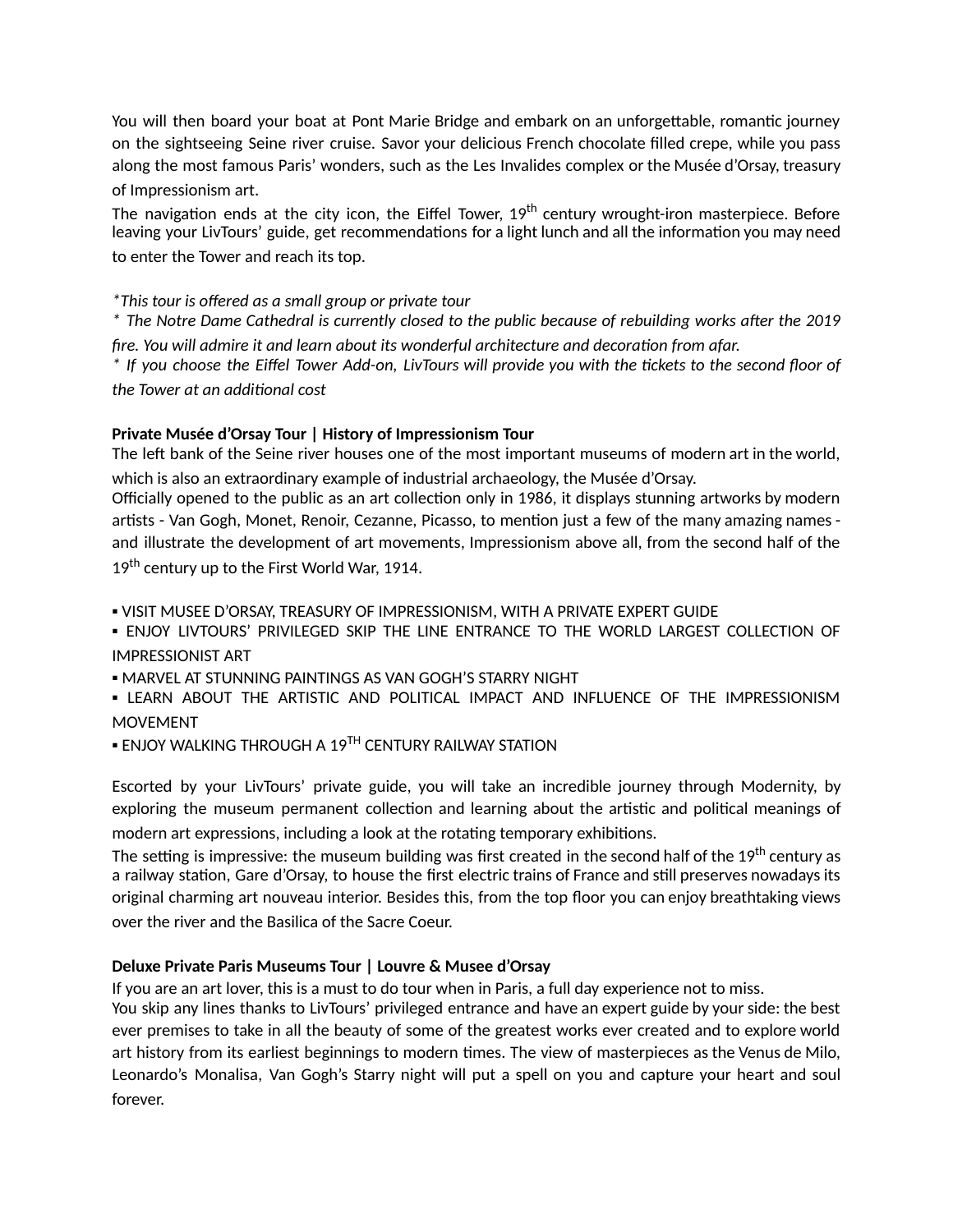You will then board your boat at Pont Marie Bridge and embark on an unforgettable, romantic journey on the sightseeing Seine river cruise. Savor your delicious French chocolate filled crepe, while you pass along the most famous Paris' wonders, such as the Les Invalides complex or the Musée d'Orsay, treasury of Impressionism art.
The navigation ends at the city icon, the Eiffel Tower, 19th century wrought-iron masterpiece. Before leaving your LivTours' guide, get recommendations for a light lunch and all the information you may need to enter the Tower and reach its top.

*\*This tour is offered as a small group or private tour*
*\* The Notre Dame Cathedral is currently closed to the public because of rebuilding works after the 2019 fire. You will admire it and learn about its wonderful architecture and decoration from afar.*
*\* If you choose the Eiffel Tower Add-on, LivTours will provide you with the tickets to the second floor of the Tower at an additional cost*

**Private Musée d'Orsay Tour | History of Impressionism Tour**
The left bank of the Seine river houses one of the most important museums of modern art in the world, which is also an extraordinary example of industrial archaeology, the Musée d'Orsay.
Officially opened to the public as an art collection only in 1986, it displays stunning artworks by modern artists - Van Gogh, Monet, Renoir, Cezanne, Picasso, to mention just a few of the many amazing names - and illustrate the development of art movements, Impressionism above all, from the second half of the 19th century up to the First World War, 1914.

- VISIT MUSEE D'ORSAY, TREASURY OF IMPRESSIONISM, WITH A PRIVATE EXPERT GUIDE
- ENJOY LIVTOURS' PRIVILEGED SKIP THE LINE ENTRANCE TO THE WORLD LARGEST COLLECTION OF IMPRESSIONIST ART
- MARVEL AT STUNNING PAINTINGS AS VAN GOGH'S STARRY NIGHT
- LEARN ABOUT THE ARTISTIC AND POLITICAL IMPACT AND INFLUENCE OF THE IMPRESSIONISM MOVEMENT
- ENJOY WALKING THROUGH A 19TH CENTURY RAILWAY STATION

Escorted by your LivTours' private guide, you will take an incredible journey through Modernity, by exploring the museum permanent collection and learning about the artistic and political meanings of modern art expressions, including a look at the rotating temporary exhibitions.
The setting is impressive: the museum building was first created in the second half of the 19th century as a railway station, Gare d'Orsay, to house the first electric trains of France and still preserves nowadays its original charming art nouveau interior. Besides this, from the top floor you can enjoy breathtaking views over the river and the Basilica of the Sacre Coeur.

**Deluxe Private Paris Museums Tour | Louvre & Musee d'Orsay**
If you are an art lover, this is a must to do tour when in Paris, a full day experience not to miss.
You skip any lines thanks to LivTours' privileged entrance and have an expert guide by your side: the best ever premises to take in all the beauty of some of the greatest works ever created and to explore world art history from its earliest beginnings to modern times. The view of masterpieces as the Venus de Milo, Leonardo's Monalisa, Van Gogh's Starry night will put a spell on you and capture your heart and soul forever.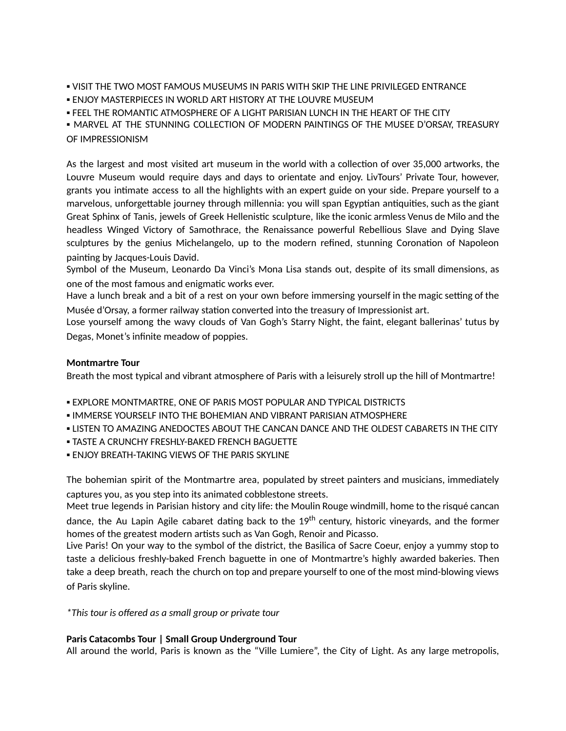- VISIT THE TWO MOST FAMOUS MUSEUMS IN PARIS WITH SKIP THE LINE PRIVILEGED ENTRANCE
- ENJOY MASTERPIECES IN WORLD ART HISTORY AT THE LOUVRE MUSEUM
- FEEL THE ROMANTIC ATMOSPHERE OF A LIGHT PARISIAN LUNCH IN THE HEART OF THE CITY
- MARVEL AT THE STUNNING COLLECTION OF MODERN PAINTINGS OF THE MUSEE D'ORSAY, TREASURY OF IMPRESSIONISM

As the largest and most visited art museum in the world with a collection of over 35,000 artworks, the Louvre Museum would require days and days to orientate and enjoy. LivTours' Private Tour, however, grants you intimate access to all the highlights with an expert guide on your side. Prepare yourself to a marvelous, unforgettable journey through millennia: you will span Egyptian antiquities, such as the giant Great Sphinx of Tanis, jewels of Greek Hellenistic sculpture, like the iconic armless Venus de Milo and the headless Winged Victory of Samothrace, the Renaissance powerful Rebellious Slave and Dying Slave sculptures by the genius Michelangelo, up to the modern refined, stunning Coronation of Napoleon painting by Jacques-Louis David.
Symbol of the Museum, Leonardo Da Vinci's Mona Lisa stands out, despite of its small dimensions, as one of the most famous and enigmatic works ever.
Have a lunch break and a bit of a rest on your own before immersing yourself in the magic setting of the Musée d'Orsay, a former railway station converted into the treasury of Impressionist art.
Lose yourself among the wavy clouds of Van Gogh's Starry Night, the faint, elegant ballerinas' tutus by Degas, Monet's infinite meadow of poppies.

**Montmartre Tour**
Breath the most typical and vibrant atmosphere of Paris with a leisurely stroll up the hill of Montmartre!

- EXPLORE MONTMARTRE, ONE OF PARIS MOST POPULAR AND TYPICAL DISTRICTS
- IMMERSE YOURSELF INTO THE BOHEMIAN AND VIBRANT PARISIAN ATMOSPHERE
- LISTEN TO AMAZING ANEDOCTES ABOUT THE CANCAN DANCE AND THE OLDEST CABARETS IN THE CITY
- TASTE A CRUNCHY FRESHLY-BAKED FRENCH BAGUETTE
- ENJOY BREATH-TAKING VIEWS OF THE PARIS SKYLINE

The bohemian spirit of the Montmartre area, populated by street painters and musicians, immediately captures you, as you step into its animated cobblestone streets.
Meet true legends in Parisian history and city life: the Moulin Rouge windmill, home to the risqué cancan dance, the Au Lapin Agile cabaret dating back to the 19th century, historic vineyards, and the former homes of the greatest modern artists such as Van Gogh, Renoir and Picasso.
Live Paris! On your way to the symbol of the district, the Basilica of Sacre Coeur, enjoy a yummy stop to taste a delicious freshly-baked French baguette in one of Montmartre's highly awarded bakeries. Then take a deep breath, reach the church on top and prepare yourself to one of the most mind-blowing views of Paris skyline.

*\*This tour is offered as a small group or private tour*

**Paris Catacombs Tour | Small Group Underground Tour**
All around the world, Paris is known as the "Ville Lumiere", the City of Light. As any large metropolis,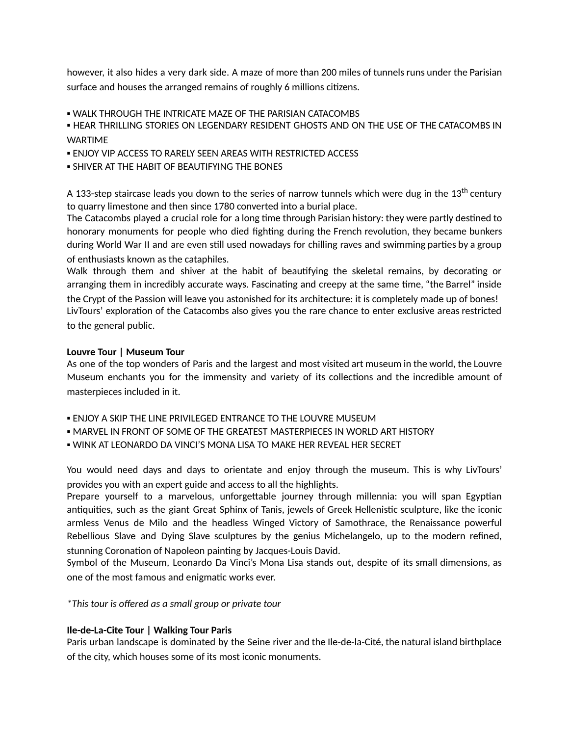however, it also hides a very dark side. A maze of more than 200 miles of tunnels runs under the Parisian surface and houses the arranged remains of roughly 6 millions citizens.

▪ WALK THROUGH THE INTRICATE MAZE OF THE PARISIAN CATACOMBS
▪ HEAR THRILLING STORIES ON LEGENDARY RESIDENT GHOSTS AND ON THE USE OF THE CATACOMBS IN WARTIME
▪ ENJOY VIP ACCESS TO RARELY SEEN AREAS WITH RESTRICTED ACCESS
▪ SHIVER AT THE HABIT OF BEAUTIFYING THE BONES

A 133-step staircase leads you down to the series of narrow tunnels which were dug in the 13th century to quarry limestone and then since 1780 converted into a burial place.
The Catacombs played a crucial role for a long time through Parisian history: they were partly destined to honorary monuments for people who died fighting during the French revolution, they became bunkers during World War II and are even still used nowadays for chilling raves and swimming parties by a group of enthusiasts known as the cataphiles.
Walk through them and shiver at the habit of beautifying the skeletal remains, by decorating or arranging them in incredibly accurate ways. Fascinating and creepy at the same time, "the Barrel" inside the Crypt of the Passion will leave you astonished for its architecture: it is completely made up of bones!
LivTours' exploration of the Catacombs also gives you the rare chance to enter exclusive areas restricted to the general public.

**Louvre Tour | Museum Tour**
As one of the top wonders of Paris and the largest and most visited art museum in the world, the Louvre Museum enchants you for the immensity and variety of its collections and the incredible amount of masterpieces included in it.

▪ ENJOY A SKIP THE LINE PRIVILEGED ENTRANCE TO THE LOUVRE MUSEUM
▪ MARVEL IN FRONT OF SOME OF THE GREATEST MASTERPIECES IN WORLD ART HISTORY
▪ WINK AT LEONARDO DA VINCI'S MONA LISA TO MAKE HER REVEAL HER SECRET

You would need days and days to orientate and enjoy through the museum. This is why LivTours' provides you with an expert guide and access to all the highlights.
Prepare yourself to a marvelous, unforgettable journey through millennia: you will span Egyptian antiquities, such as the giant Great Sphinx of Tanis, jewels of Greek Hellenistic sculpture, like the iconic armless Venus de Milo and the headless Winged Victory of Samothrace, the Renaissance powerful Rebellious Slave and Dying Slave sculptures by the genius Michelangelo, up to the modern refined, stunning Coronation of Napoleon painting by Jacques-Louis David.
Symbol of the Museum, Leonardo Da Vinci's Mona Lisa stands out, despite of its small dimensions, as one of the most famous and enigmatic works ever.

*\*This tour is offered as a small group or private tour*

**Ile-de-La-Cite Tour | Walking Tour Paris**
Paris urban landscape is dominated by the Seine river and the Ile-de-la-Cité, the natural island birthplace of the city, which houses some of its most iconic monuments.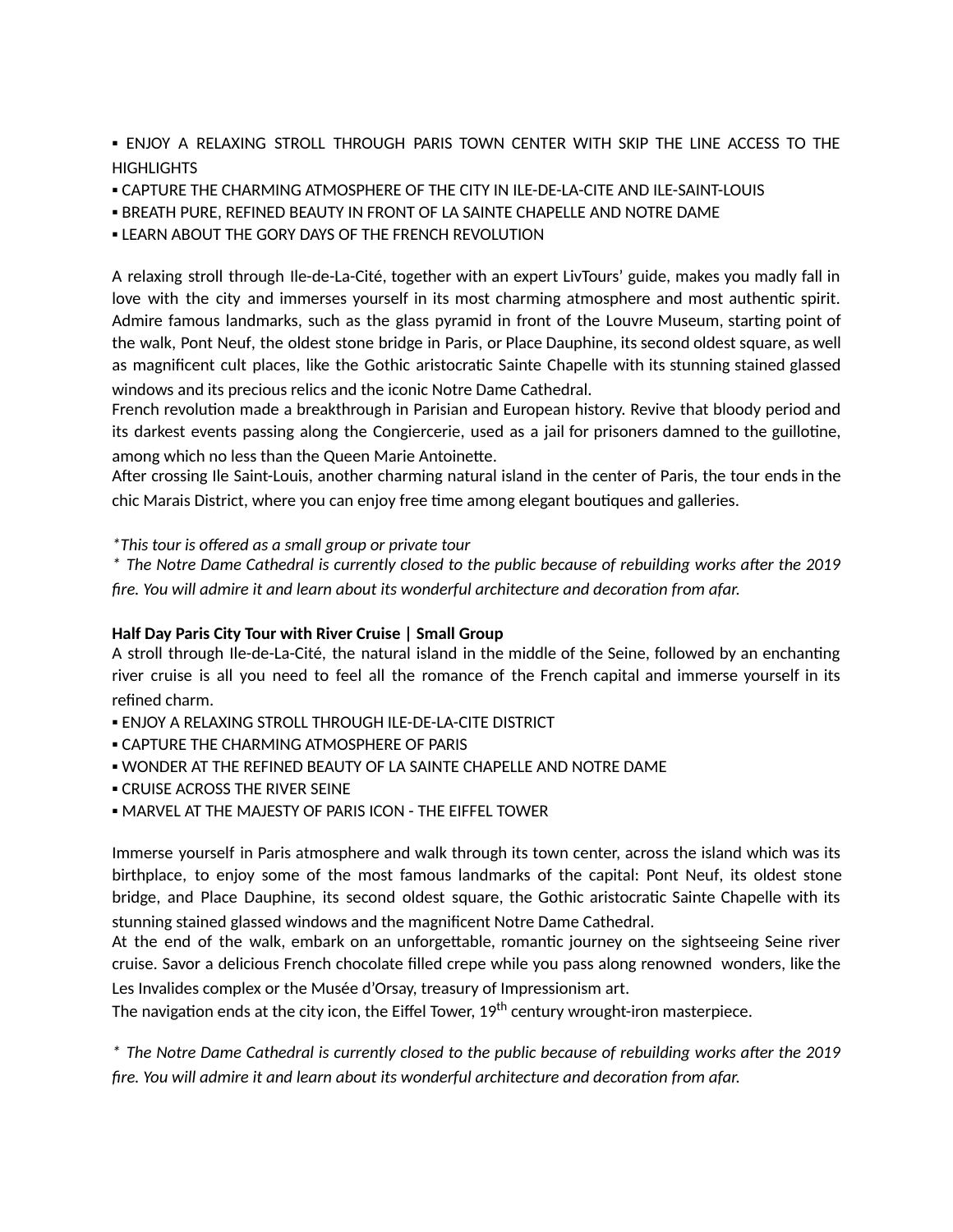▪ ENJOY A RELAXING STROLL THROUGH PARIS TOWN CENTER WITH SKIP THE LINE ACCESS TO THE HIGHLIGHTS
▪ CAPTURE THE CHARMING ATMOSPHERE OF THE CITY IN ILE-DE-LA-CITE AND ILE-SAINT-LOUIS
▪ BREATH PURE, REFINED BEAUTY IN FRONT OF LA SAINTE CHAPELLE AND NOTRE DAME
▪ LEARN ABOUT THE GORY DAYS OF THE FRENCH REVOLUTION

A relaxing stroll through Ile-de-La-Cité, together with an expert LivTours' guide, makes you madly fall in love with the city and immerses yourself in its most charming atmosphere and most authentic spirit. Admire famous landmarks, such as the glass pyramid in front of the Louvre Museum, starting point of the walk, Pont Neuf, the oldest stone bridge in Paris, or Place Dauphine, its second oldest square, as well as magnificent cult places, like the Gothic aristocratic Sainte Chapelle with its stunning stained glassed windows and its precious relics and the iconic Notre Dame Cathedral.
French revolution made a breakthrough in Parisian and European history. Revive that bloody period and its darkest events passing along the Congiercerie, used as a jail for prisoners damned to the guillotine, among which no less than the Queen Marie Antoinette.
After crossing Ile Saint-Louis, another charming natural island in the center of Paris, the tour ends in the chic Marais District, where you can enjoy free time among elegant boutiques and galleries.

*This tour is offered as a small group or private tour*
*\* The Notre Dame Cathedral is currently closed to the public because of rebuilding works after the 2019 fire. You will admire it and learn about its wonderful architecture and decoration from afar.*

**Half Day Paris City Tour with River Cruise | Small Group**
A stroll through Ile-de-La-Cité, the natural island in the middle of the Seine, followed by an enchanting river cruise is all you need to feel all the romance of the French capital and immerse yourself in its refined charm.
▪ ENJOY A RELAXING STROLL THROUGH ILE-DE-LA-CITE DISTRICT
▪ CAPTURE THE CHARMING ATMOSPHERE OF PARIS
▪ WONDER AT THE REFINED BEAUTY OF LA SAINTE CHAPELLE AND NOTRE DAME
▪ CRUISE ACROSS THE RIVER SEINE
▪ MARVEL AT THE MAJESTY OF PARIS ICON - THE EIFFEL TOWER

Immerse yourself in Paris atmosphere and walk through its town center, across the island which was its birthplace, to enjoy some of the most famous landmarks of the capital: Pont Neuf, its oldest stone bridge, and Place Dauphine, its second oldest square, the Gothic aristocratic Sainte Chapelle with its stunning stained glassed windows and the magnificent Notre Dame Cathedral.
At the end of the walk, embark on an unforgettable, romantic journey on the sightseeing Seine river cruise. Savor a delicious French chocolate filled crepe while you pass along renowned wonders, like the Les Invalides complex or the Musée d'Orsay, treasury of Impressionism art.
The navigation ends at the city icon, the Eiffel Tower, 19th century wrought-iron masterpiece.

*\* The Notre Dame Cathedral is currently closed to the public because of rebuilding works after the 2019 fire. You will admire it and learn about its wonderful architecture and decoration from afar.*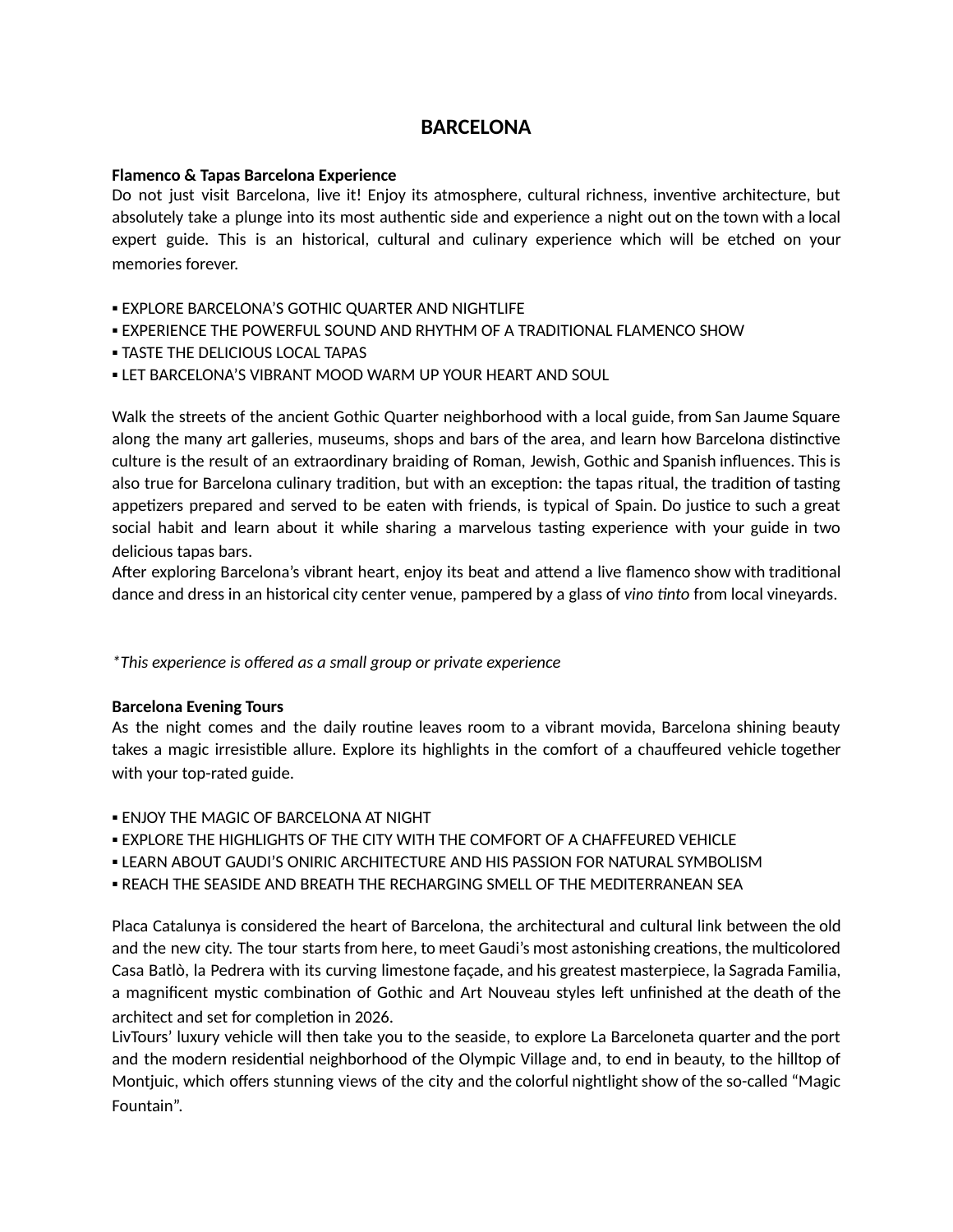# BARCELONA

**Flamenco & Tapas Barcelona Experience**

Do not just visit Barcelona, live it! Enjoy its atmosphere, cultural richness, inventive architecture, but absolutely take a plunge into its most authentic side and experience a night out on the town with a local expert guide. This is an historical, cultural and culinary experience which will be etched on your memories forever.

▪ EXPLORE BARCELONA'S GOTHIC QUARTER AND NIGHTLIFE
▪ EXPERIENCE THE POWERFUL SOUND AND RHYTHM OF A TRADITIONAL FLAMENCO SHOW
▪ TASTE THE DELICIOUS LOCAL TAPAS
▪ LET BARCELONA'S VIBRANT MOOD WARM UP YOUR HEART AND SOUL

Walk the streets of the ancient Gothic Quarter neighborhood with a local guide, from San Jaume Square along the many art galleries, museums, shops and bars of the area, and learn how Barcelona distinctive culture is the result of an extraordinary braiding of Roman, Jewish, Gothic and Spanish influences. This is also true for Barcelona culinary tradition, but with an exception: the tapas ritual, the tradition of tasting appetizers prepared and served to be eaten with friends, is typical of Spain. Do justice to such a great social habit and learn about it while sharing a marvelous tasting experience with your guide in two delicious tapas bars.
After exploring Barcelona's vibrant heart, enjoy its beat and attend a live flamenco show with traditional dance and dress in an historical city center venue, pampered by a glass of *vino tinto* from local vineyards.

*\*This experience is offered as a small group or private experience*

**Barcelona Evening Tours**

As the night comes and the daily routine leaves room to a vibrant movida, Barcelona shining beauty takes a magic irresistible allure. Explore its highlights in the comfort of a chauffeured vehicle together with your top-rated guide.

▪ ENJOY THE MAGIC OF BARCELONA AT NIGHT
▪ EXPLORE THE HIGHLIGHTS OF THE CITY WITH THE COMFORT OF A CHAFFEURED VEHICLE
▪ LEARN ABOUT GAUDI'S ONIRIC ARCHITECTURE AND HIS PASSION FOR NATURAL SYMBOLISM
▪ REACH THE SEASIDE AND BREATH THE RECHARGING SMELL OF THE MEDITERRANEAN SEA

Placa Catalunya is considered the heart of Barcelona, the architectural and cultural link between the old and the new city. The tour starts from here, to meet Gaudi's most astonishing creations, the multicolored Casa Batlò, la Pedrera with its curving limestone façade, and his greatest masterpiece, la Sagrada Familia, a magnificent mystic combination of Gothic and Art Nouveau styles left unfinished at the death of the architect and set for completion in 2026.
LivTours' luxury vehicle will then take you to the seaside, to explore La Barceloneta quarter and the port and the modern residential neighborhood of the Olympic Village and, to end in beauty, to the hilltop of Montjuic, which offers stunning views of the city and the colorful nightlight show of the so-called "Magic Fountain".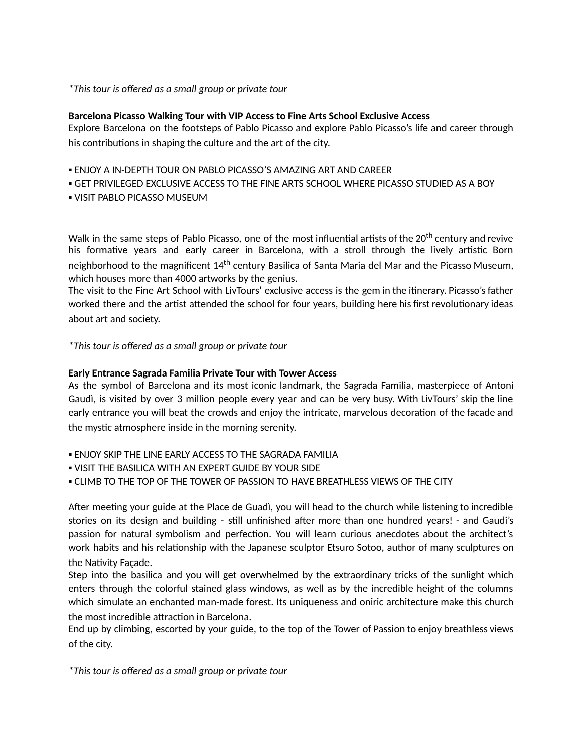*\*This tour is offered as a small group or private tour*

**Barcelona Picasso Walking Tour with VIP Access to Fine Arts School Exclusive Access**

Explore Barcelona on the footsteps of Pablo Picasso and explore Pablo Picasso's life and career through his contributions in shaping the culture and the art of the city.

▪ ENJOY A IN-DEPTH TOUR ON PABLO PICASSO'S AMAZING ART AND CAREER
▪ GET PRIVILEGED EXCLUSIVE ACCESS TO THE FINE ARTS SCHOOL WHERE PICASSO STUDIED AS A BOY
▪ VISIT PABLO PICASSO MUSEUM

Walk in the same steps of Pablo Picasso, one of the most influential artists of the 20th century and revive his formative years and early career in Barcelona, with a stroll through the lively artistic Born neighborhood to the magnificent 14th century Basilica of Santa Maria del Mar and the Picasso Museum, which houses more than 4000 artworks by the genius.
The visit to the Fine Art School with LivTours' exclusive access is the gem in the itinerary. Picasso's father worked there and the artist attended the school for four years, building here his first revolutionary ideas about art and society.

*\*This tour is offered as a small group or private tour*

**Early Entrance Sagrada Familia Private Tour with Tower Access**

As the symbol of Barcelona and its most iconic landmark, the Sagrada Familia, masterpiece of Antoni Gaudì, is visited by over 3 million people every year and can be very busy. With LivTours' skip the line early entrance you will beat the crowds and enjoy the intricate, marvelous decoration of the facade and the mystic atmosphere inside in the morning serenity.

▪ ENJOY SKIP THE LINE EARLY ACCESS TO THE SAGRADA FAMILIA
▪ VISIT THE BASILICA WITH AN EXPERT GUIDE BY YOUR SIDE
▪ CLIMB TO THE TOP OF THE TOWER OF PASSION TO HAVE BREATHLESS VIEWS OF THE CITY

After meeting your guide at the Place de Guadì, you will head to the church while listening to incredible stories on its design and building - still unfinished after more than one hundred years! - and Gaudi's passion for natural symbolism and perfection. You will learn curious anecdotes about the architect's work habits and his relationship with the Japanese sculptor Etsuro Sotoo, author of many sculptures on the Nativity Façade.
Step into the basilica and you will get overwhelmed by the extraordinary tricks of the sunlight which enters through the colorful stained glass windows, as well as by the incredible height of the columns which simulate an enchanted man-made forest. Its uniqueness and oniric architecture make this church the most incredible attraction in Barcelona.
End up by climbing, escorted by your guide, to the top of the Tower of Passion to enjoy breathless views of the city.

*\*This tour is offered as a small group or private tour*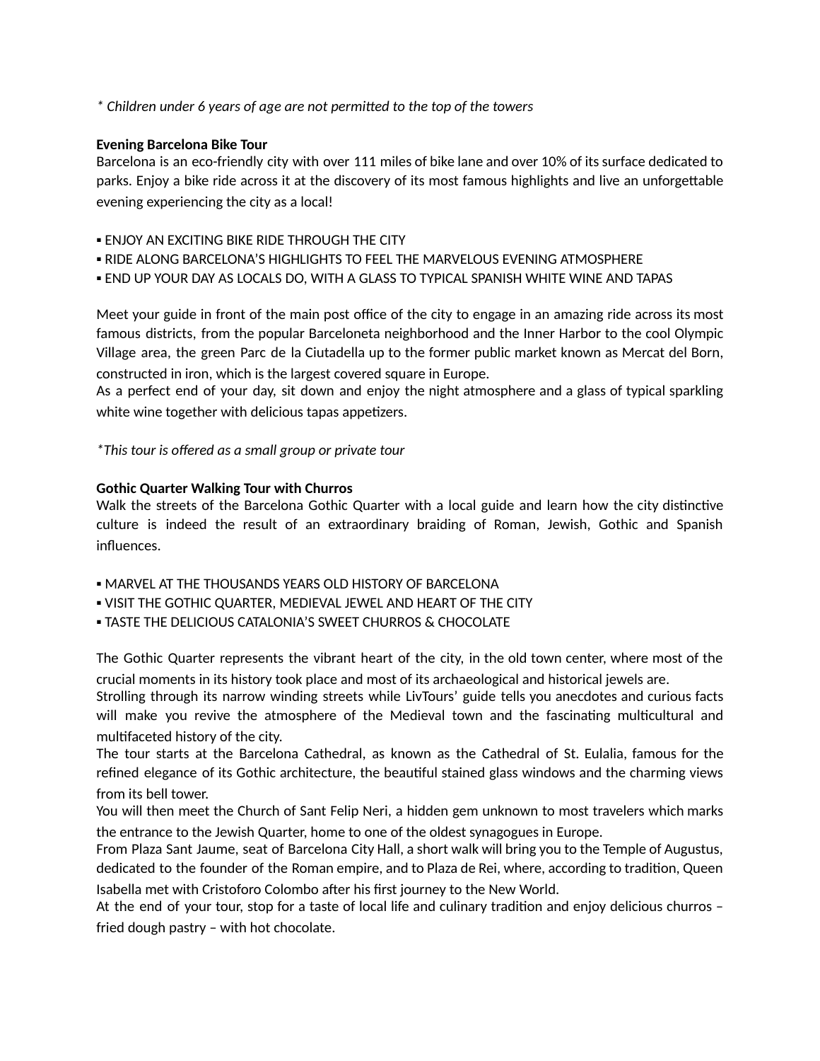*\* Children under 6 years of age are not permitted to the top of the towers*

**Evening Barcelona Bike Tour**

Barcelona is an eco-friendly city with over 111 miles of bike lane and over 10% of its surface dedicated to parks. Enjoy a bike ride across it at the discovery of its most famous highlights and live an unforgettable evening experiencing the city as a local!

▪ ENJOY AN EXCITING BIKE RIDE THROUGH THE CITY
▪ RIDE ALONG BARCELONA'S HIGHLIGHTS TO FEEL THE MARVELOUS EVENING ATMOSPHERE
▪ END UP YOUR DAY AS LOCALS DO, WITH A GLASS TO TYPICAL SPANISH WHITE WINE AND TAPAS

Meet your guide in front of the main post office of the city to engage in an amazing ride across its most famous districts, from the popular Barceloneta neighborhood and the Inner Harbor to the cool Olympic Village area, the green Parc de la Ciutadella up to the former public market known as Mercat del Born, constructed in iron, which is the largest covered square in Europe.
As a perfect end of your day, sit down and enjoy the night atmosphere and a glass of typical sparkling white wine together with delicious tapas appetizers.

*\*This tour is offered as a small group or private tour*

**Gothic Quarter Walking Tour with Churros**

Walk the streets of the Barcelona Gothic Quarter with a local guide and learn how the city distinctive culture is indeed the result of an extraordinary braiding of Roman, Jewish, Gothic and Spanish influences.

▪ MARVEL AT THE THOUSANDS YEARS OLD HISTORY OF BARCELONA
▪ VISIT THE GOTHIC QUARTER, MEDIEVAL JEWEL AND HEART OF THE CITY
▪ TASTE THE DELICIOUS CATALONIA'S SWEET CHURROS & CHOCOLATE

The Gothic Quarter represents the vibrant heart of the city, in the old town center, where most of the crucial moments in its history took place and most of its archaeological and historical jewels are.
Strolling through its narrow winding streets while LivTours' guide tells you anecdotes and curious facts will make you revive the atmosphere of the Medieval town and the fascinating multicultural and multifaceted history of the city.
The tour starts at the Barcelona Cathedral, as known as the Cathedral of St. Eulalia, famous for the refined elegance of its Gothic architecture, the beautiful stained glass windows and the charming views from its bell tower.
You will then meet the Church of Sant Felip Neri, a hidden gem unknown to most travelers which marks the entrance to the Jewish Quarter, home to one of the oldest synagogues in Europe.
From Plaza Sant Jaume, seat of Barcelona City Hall, a short walk will bring you to the Temple of Augustus, dedicated to the founder of the Roman empire, and to Plaza de Rei, where, according to tradition, Queen Isabella met with Cristoforo Colombo after his first journey to the New World.
At the end of your tour, stop for a taste of local life and culinary tradition and enjoy delicious churros – fried dough pastry – with hot chocolate.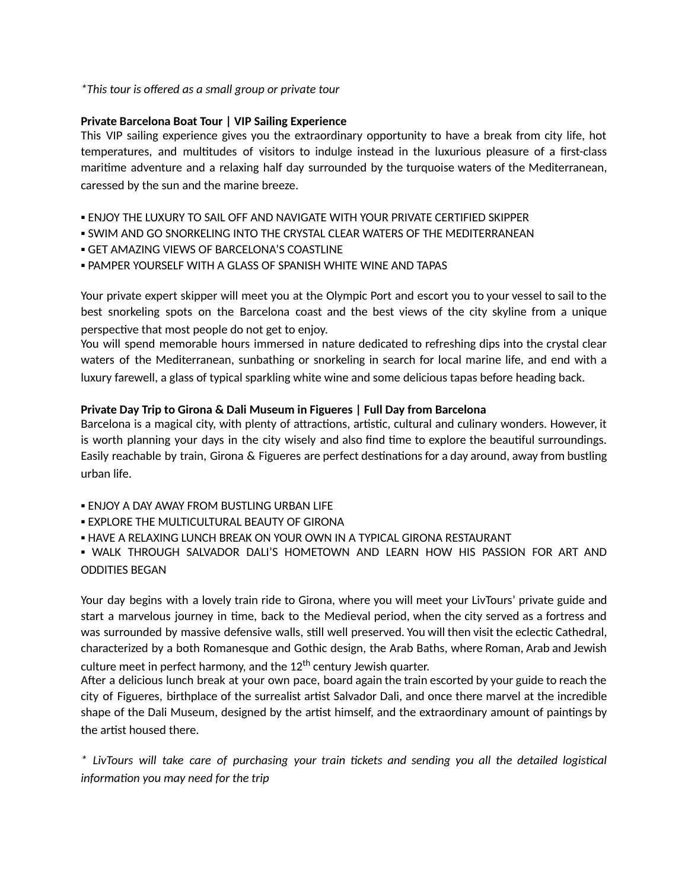*This tour is offered as a small group or private tour*

**Private Barcelona Boat Tour | VIP Sailing Experience**

This VIP sailing experience gives you the extraordinary opportunity to have a break from city life, hot temperatures, and multitudes of visitors to indulge instead in the luxurious pleasure of a first-class maritime adventure and a relaxing half day surrounded by the turquoise waters of the Mediterranean, caressed by the sun and the marine breeze.

▪ ENJOY THE LUXURY TO SAIL OFF AND NAVIGATE WITH YOUR PRIVATE CERTIFIED SKIPPER
▪ SWIM AND GO SNORKELING INTO THE CRYSTAL CLEAR WATERS OF THE MEDITERRANEAN
▪ GET AMAZING VIEWS OF BARCELONA'S COASTLINE
▪ PAMPER YOURSELF WITH A GLASS OF SPANISH WHITE WINE AND TAPAS

Your private expert skipper will meet you at the Olympic Port and escort you to your vessel to sail to the best snorkeling spots on the Barcelona coast and the best views of the city skyline from a unique perspective that most people do not get to enjoy.
You will spend memorable hours immersed in nature dedicated to refreshing dips into the crystal clear waters of the Mediterranean, sunbathing or snorkeling in search for local marine life, and end with a luxury farewell, a glass of typical sparkling white wine and some delicious tapas before heading back.

**Private Day Trip to Girona & Dali Museum in Figueres | Full Day from Barcelona**

Barcelona is a magical city, with plenty of attractions, artistic, cultural and culinary wonders. However, it is worth planning your days in the city wisely and also find time to explore the beautiful surroundings. Easily reachable by train, Girona & Figueres are perfect destinations for a day around, away from bustling urban life.

▪ ENJOY A DAY AWAY FROM BUSTLING URBAN LIFE
▪ EXPLORE THE MULTICULTURAL BEAUTY OF GIRONA
▪ HAVE A RELAXING LUNCH BREAK ON YOUR OWN IN A TYPICAL GIRONA RESTAURANT
▪ WALK THROUGH SALVADOR DALI'S HOMETOWN AND LEARN HOW HIS PASSION FOR ART AND ODDITIES BEGAN

Your day begins with a lovely train ride to Girona, where you will meet your LivTours' private guide and start a marvelous journey in time, back to the Medieval period, when the city served as a fortress and was surrounded by massive defensive walls, still well preserved. You will then visit the eclectic Cathedral, characterized by a both Romanesque and Gothic design, the Arab Baths, where Roman, Arab and Jewish culture meet in perfect harmony, and the 12th century Jewish quarter.
After a delicious lunch break at your own pace, board again the train escorted by your guide to reach the city of Figueres, birthplace of the surrealist artist Salvador Dali, and once there marvel at the incredible shape of the Dali Museum, designed by the artist himself, and the extraordinary amount of paintings by the artist housed there.

*\* LivTours will take care of purchasing your train tickets and sending you all the detailed logistical information you may need for the trip*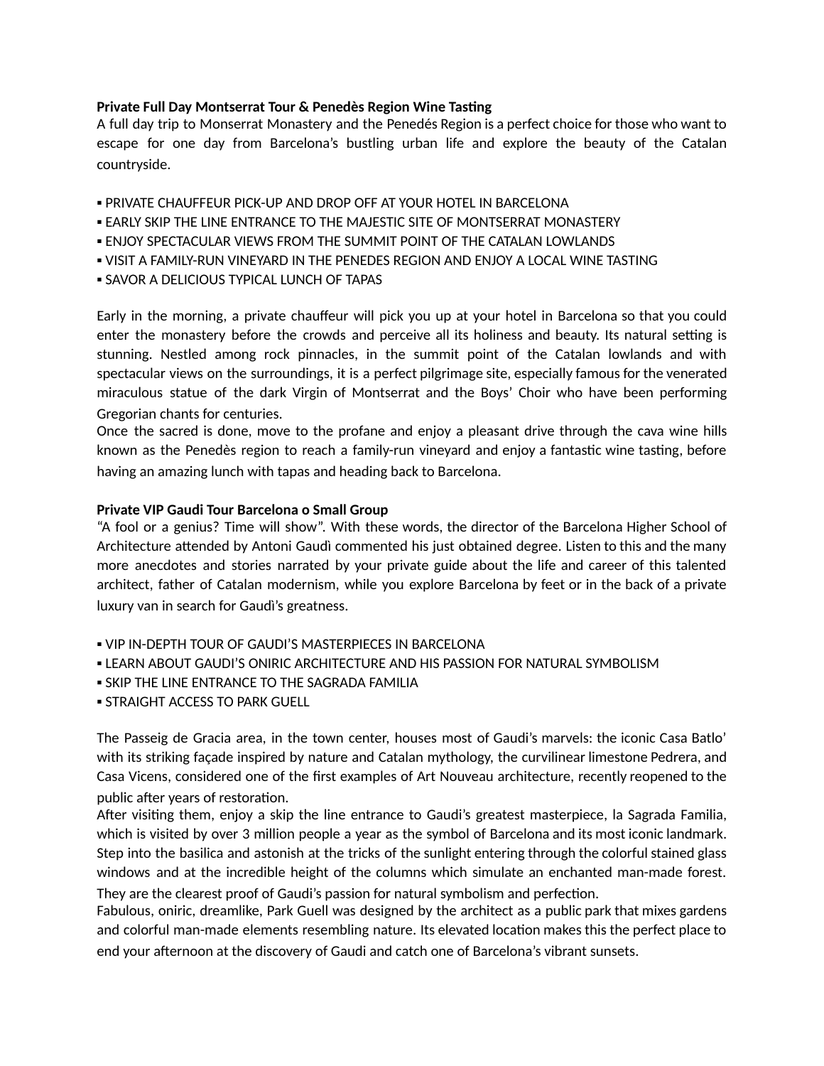**Private Full Day Montserrat Tour & Penedès Region Wine Tasting**

A full day trip to Monserrat Monastery and the Penedés Region is a perfect choice for those who want to escape for one day from Barcelona's bustling urban life and explore the beauty of the Catalan countryside.

▪ PRIVATE CHAUFFEUR PICK-UP AND DROP OFF AT YOUR HOTEL IN BARCELONA
▪ EARLY SKIP THE LINE ENTRANCE TO THE MAJESTIC SITE OF MONTSERRAT MONASTERY
▪ ENJOY SPECTACULAR VIEWS FROM THE SUMMIT POINT OF THE CATALAN LOWLANDS
▪ VISIT A FAMILY-RUN VINEYARD IN THE PENEDES REGION AND ENJOY A LOCAL WINE TASTING
▪ SAVOR A DELICIOUS TYPICAL LUNCH OF TAPAS

Early in the morning, a private chauffeur will pick you up at your hotel in Barcelona so that you could enter the monastery before the crowds and perceive all its holiness and beauty. Its natural setting is stunning. Nestled among rock pinnacles, in the summit point of the Catalan lowlands and with spectacular views on the surroundings, it is a perfect pilgrimage site, especially famous for the venerated miraculous statue of the dark Virgin of Montserrat and the Boys' Choir who have been performing Gregorian chants for centuries.
Once the sacred is done, move to the profane and enjoy a pleasant drive through the cava wine hills known as the Penedès region to reach a family-run vineyard and enjoy a fantastic wine tasting, before having an amazing lunch with tapas and heading back to Barcelona.

**Private VIP Gaudi Tour Barcelona o Small Group**

"A fool or a genius? Time will show". With these words, the director of the Barcelona Higher School of Architecture attended by Antoni Gaudì commented his just obtained degree. Listen to this and the many more anecdotes and stories narrated by your private guide about the life and career of this talented architect, father of Catalan modernism, while you explore Barcelona by feet or in the back of a private luxury van in search for Gaudì's greatness.

▪ VIP IN-DEPTH TOUR OF GAUDI'S MASTERPIECES IN BARCELONA
▪ LEARN ABOUT GAUDI'S ONIRIC ARCHITECTURE AND HIS PASSION FOR NATURAL SYMBOLISM
▪ SKIP THE LINE ENTRANCE TO THE SAGRADA FAMILIA
▪ STRAIGHT ACCESS TO PARK GUELL

The Passeig de Gracia area, in the town center, houses most of Gaudi's marvels: the iconic Casa Batlo' with its striking façade inspired by nature and Catalan mythology, the curvilinear limestone Pedrera, and Casa Vicens, considered one of the first examples of Art Nouveau architecture, recently reopened to the public after years of restoration.
After visiting them, enjoy a skip the line entrance to Gaudi's greatest masterpiece, la Sagrada Familia, which is visited by over 3 million people a year as the symbol of Barcelona and its most iconic landmark. Step into the basilica and astonish at the tricks of the sunlight entering through the colorful stained glass windows and at the incredible height of the columns which simulate an enchanted man-made forest. They are the clearest proof of Gaudi's passion for natural symbolism and perfection.
Fabulous, oniric, dreamlike, Park Guell was designed by the architect as a public park that mixes gardens and colorful man-made elements resembling nature. Its elevated location makes this the perfect place to end your afternoon at the discovery of Gaudi and catch one of Barcelona's vibrant sunsets.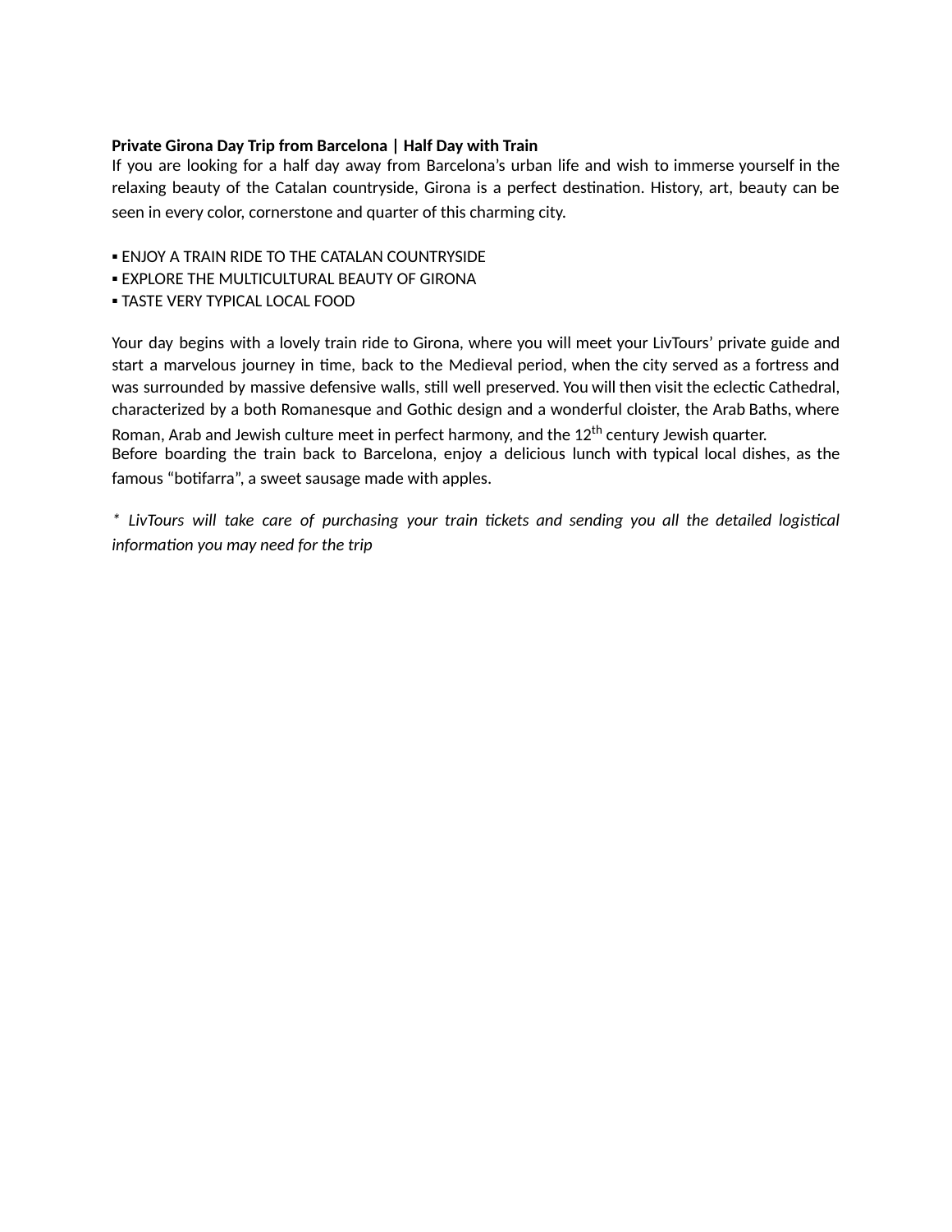**Private Girona Day Trip from Barcelona | Half Day with Train**

If you are looking for a half day away from Barcelona's urban life and wish to immerse yourself in the relaxing beauty of the Catalan countryside, Girona is a perfect destination. History, art, beauty can be seen in every color, cornerstone and quarter of this charming city.

▪ ENJOY A TRAIN RIDE TO THE CATALAN COUNTRYSIDE
▪ EXPLORE THE MULTICULTURAL BEAUTY OF GIRONA
▪ TASTE VERY TYPICAL LOCAL FOOD

Your day begins with a lovely train ride to Girona, where you will meet your LivTours' private guide and start a marvelous journey in time, back to the Medieval period, when the city served as a fortress and was surrounded by massive defensive walls, still well preserved. You will then visit the eclectic Cathedral, characterized by a both Romanesque and Gothic design and a wonderful cloister, the Arab Baths, where Roman, Arab and Jewish culture meet in perfect harmony, and the 12th century Jewish quarter.
Before boarding the train back to Barcelona, enjoy a delicious lunch with typical local dishes, as the famous "botifarra", a sweet sausage made with apples.

*\* LivTours will take care of purchasing your train tickets and sending you all the detailed logistical information you may need for the trip*